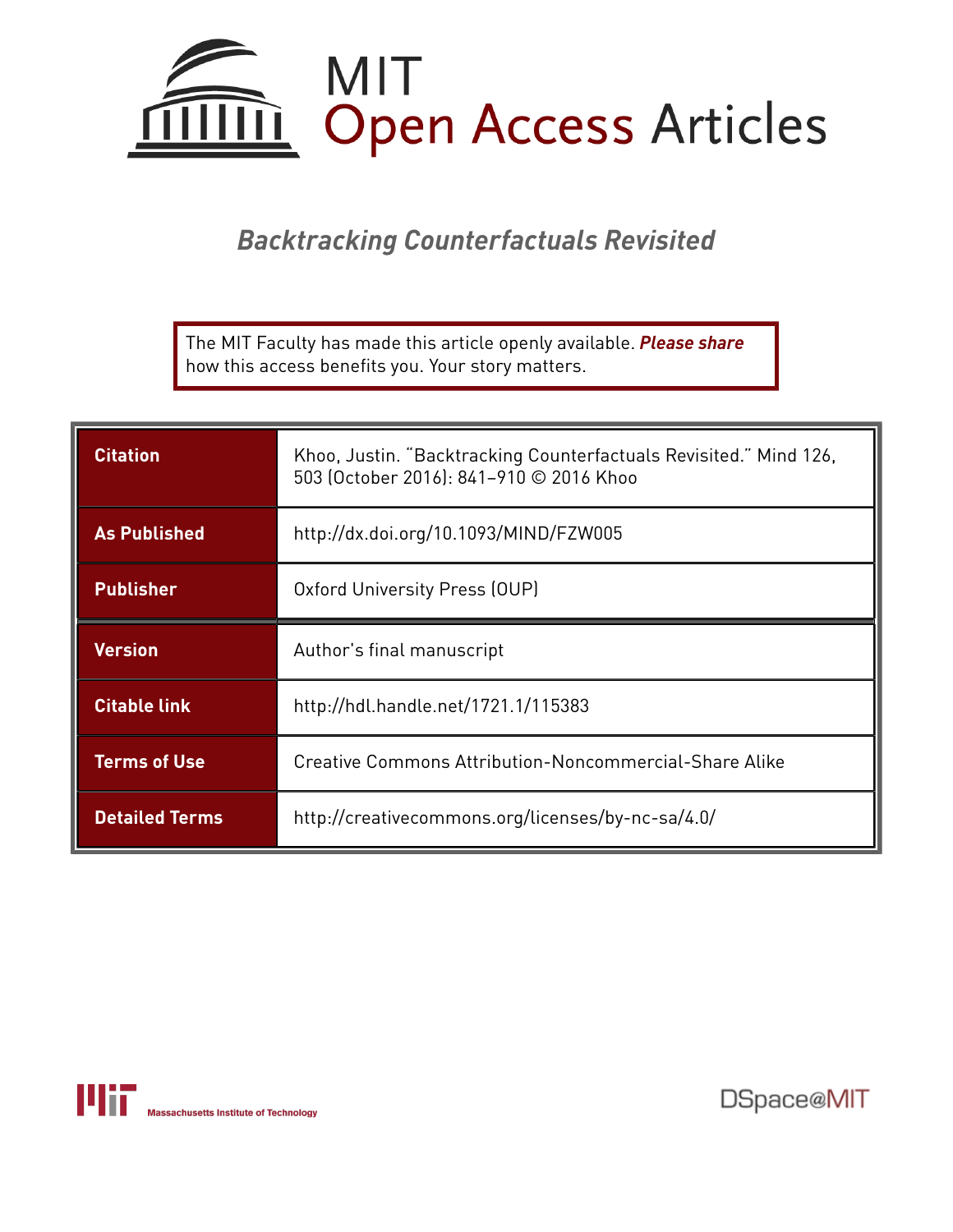# MIT Open Access Articles

## *Backtracking Counterfactuals Revisited*

The MIT Faculty has made this article openly available. ***Please share*** how this access benefits you. Your story matters.

| | |
|---|---|
| **Citation** | Khoo, Justin. "Backtracking Counterfactuals Revisited." Mind 126, 503 (October 2016): 841–910 © 2016 Khoo |
| **As Published** | http://dx.doi.org/10.1093/MIND/FZW005 |
| **Publisher** | Oxford University Press (OUP) |
| **Version** | Author's final manuscript |
| **Citable link** | http://hdl.handle.net/1721.1/115383 |
| **Terms of Use** | Creative Commons Attribution-Noncommercial-Share Alike |
| **Detailed Terms** | http://creativecommons.org/licenses/by-nc-sa/4.0/ |

Massachusetts Institute of Technology

DSpace@MIT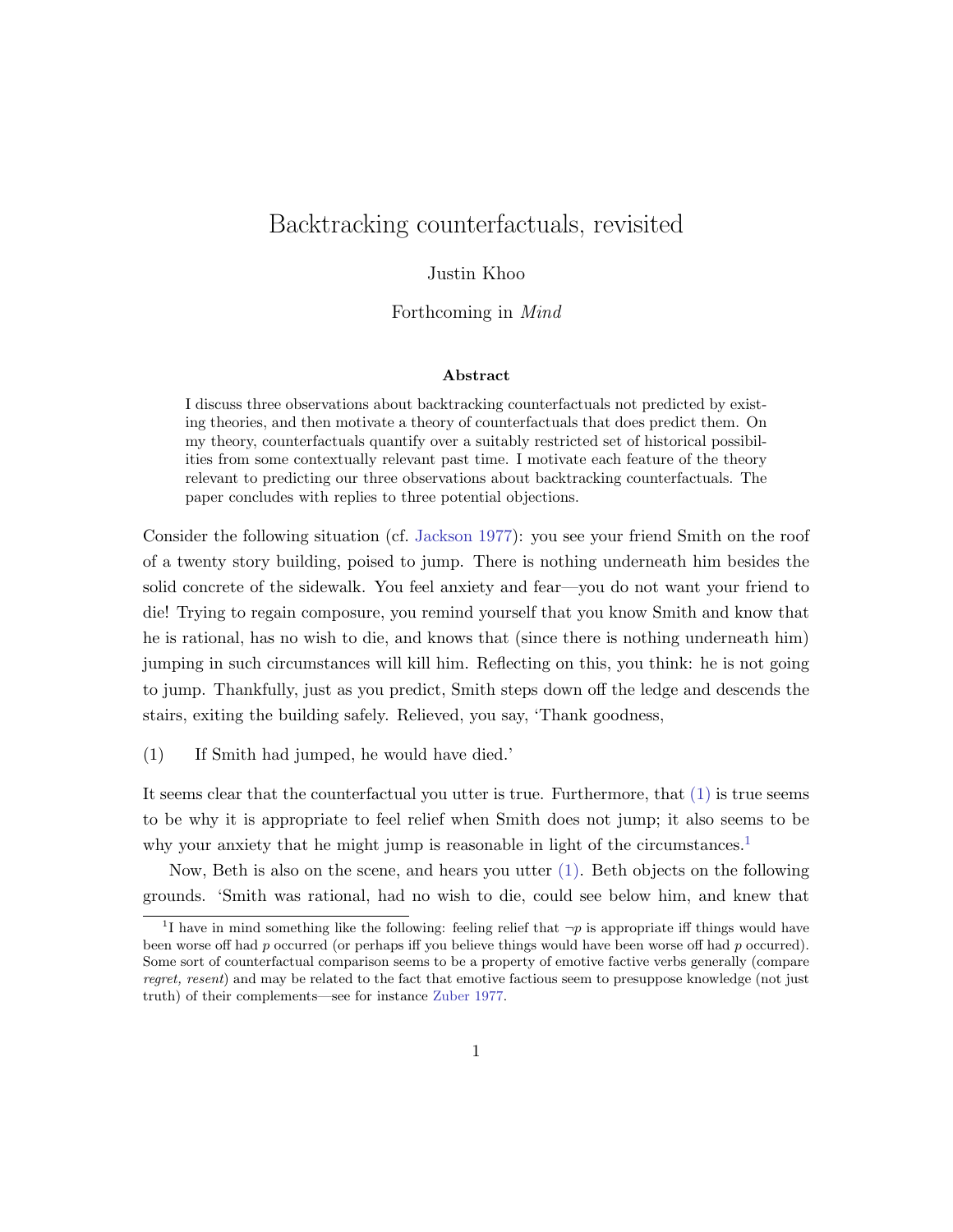# Backtracking counterfactuals, revisited

Justin Khoo

Forthcoming in *Mind*

**Abstract**

I discuss three observations about backtracking counterfactuals not predicted by existing theories, and then motivate a theory of counterfactuals that does predict them. On my theory, counterfactuals quantify over a suitably restricted set of historical possibilities from some contextually relevant past time. I motivate each feature of the theory relevant to predicting our three observations about backtracking counterfactuals. The paper concludes with replies to three potential objections.

Consider the following situation (cf. Jackson 1977): you see your friend Smith on the roof of a twenty story building, poised to jump. There is nothing underneath him besides the solid concrete of the sidewalk. You feel anxiety and fear—you do not want your friend to die! Trying to regain composure, you remind yourself that you know Smith and know that he is rational, has no wish to die, and knows that (since there is nothing underneath him) jumping in such circumstances will kill him. Reflecting on this, you think: he is not going to jump. Thankfully, just as you predict, Smith steps down off the ledge and descends the stairs, exiting the building safely. Relieved, you say, 'Thank goodness,

(1) If Smith had jumped, he would have died.'

It seems clear that the counterfactual you utter is true. Furthermore, that (1) is true seems to be why it is appropriate to feel relief when Smith does not jump; it also seems to be why your anxiety that he might jump is reasonable in light of the circumstances.[1]

Now, Beth is also on the scene, and hears you utter (1). Beth objects on the following grounds. 'Smith was rational, had no wish to die, could see below him, and knew that

[1] I have in mind something like the following: feeling relief that $\neg p$ is appropriate iff things would have been worse off had $p$ occurred (or perhaps iff you believe things would have been worse off had $p$ occurred). Some sort of counterfactual comparison seems to be a property of emotive factive verbs generally (compare *regret, resent*) and may be related to the fact that emotive factious seem to presuppose knowledge (not just truth) of their complements—see for instance Zuber 1977.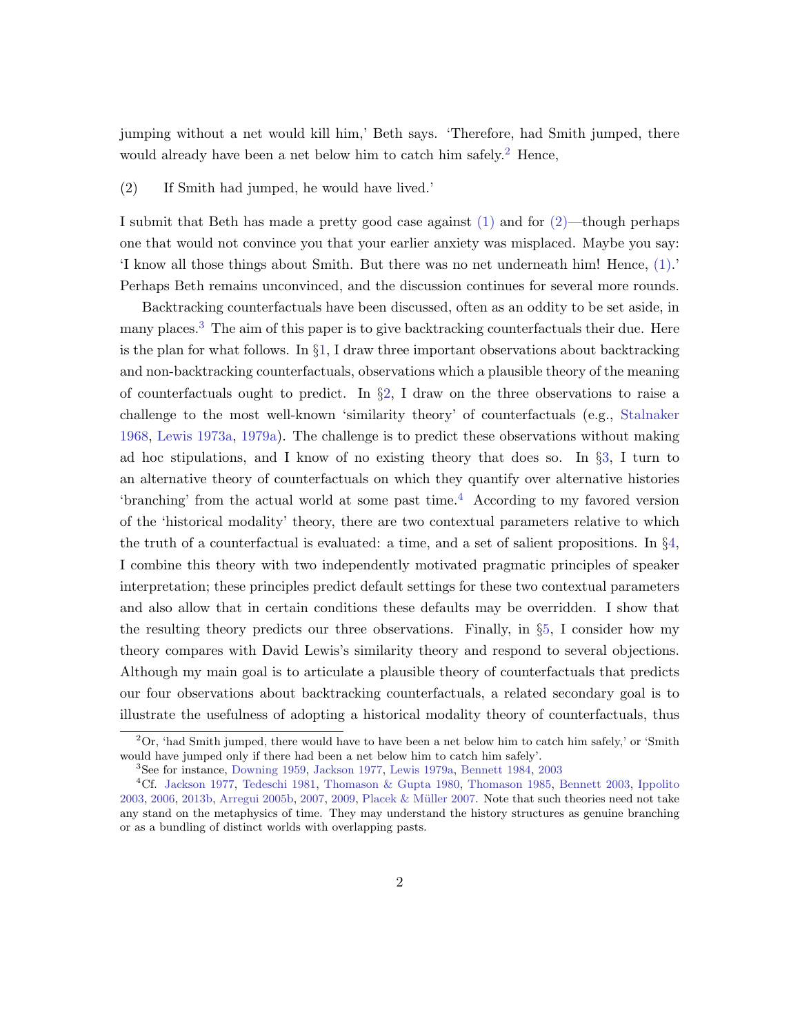jumping without a net would kill him,' Beth says. 'Therefore, had Smith jumped, there would already have been a net below him to catch him safely.[2] Hence,

(2) If Smith had jumped, he would have lived.'

I submit that Beth has made a pretty good case against (1) and for (2)—though perhaps one that would not convince you that your earlier anxiety was misplaced. Maybe you say: 'I know all those things about Smith. But there was no net underneath him! Hence, (1).' Perhaps Beth remains unconvinced, and the discussion continues for several more rounds.

Backtracking counterfactuals have been discussed, often as an oddity to be set aside, in many places.[3] The aim of this paper is to give backtracking counterfactuals their due. Here is the plan for what follows. In §1, I draw three important observations about backtracking and non-backtracking counterfactuals, observations which a plausible theory of the meaning of counterfactuals ought to predict. In §2, I draw on the three observations to raise a challenge to the most well-known 'similarity theory' of counterfactuals (e.g., Stalnaker 1968, Lewis 1973a, 1979a). The challenge is to predict these observations without making ad hoc stipulations, and I know of no existing theory that does so. In §3, I turn to an alternative theory of counterfactuals on which they quantify over alternative histories 'branching' from the actual world at some past time.[4] According to my favored version of the 'historical modality' theory, there are two contextual parameters relative to which the truth of a counterfactual is evaluated: a time, and a set of salient propositions. In §4, I combine this theory with two independently motivated pragmatic principles of speaker interpretation; these principles predict default settings for these two contextual parameters and also allow that in certain conditions these defaults may be overridden. I show that the resulting theory predicts our three observations. Finally, in §5, I consider how my theory compares with David Lewis's similarity theory and respond to several objections. Although my main goal is to articulate a plausible theory of counterfactuals that predicts our four observations about backtracking counterfactuals, a related secondary goal is to illustrate the usefulness of adopting a historical modality theory of counterfactuals, thus

[2] Or, 'had Smith jumped, there would have to have been a net below him to catch him safely,' or 'Smith would have jumped only if there had been a net below him to catch him safely'.

[3] See for instance, Downing 1959, Jackson 1977, Lewis 1979a, Bennett 1984, 2003

[4] Cf. Jackson 1977, Tedeschi 1981, Thomason & Gupta 1980, Thomason 1985, Bennett 2003, Ippolito 2003, 2006, 2013b, Arregui 2005b, 2007, 2009, Placek & Müller 2007. Note that such theories need not take any stand on the metaphysics of time. They may understand the history structures as genuine branching or as a bundling of distinct worlds with overlapping pasts.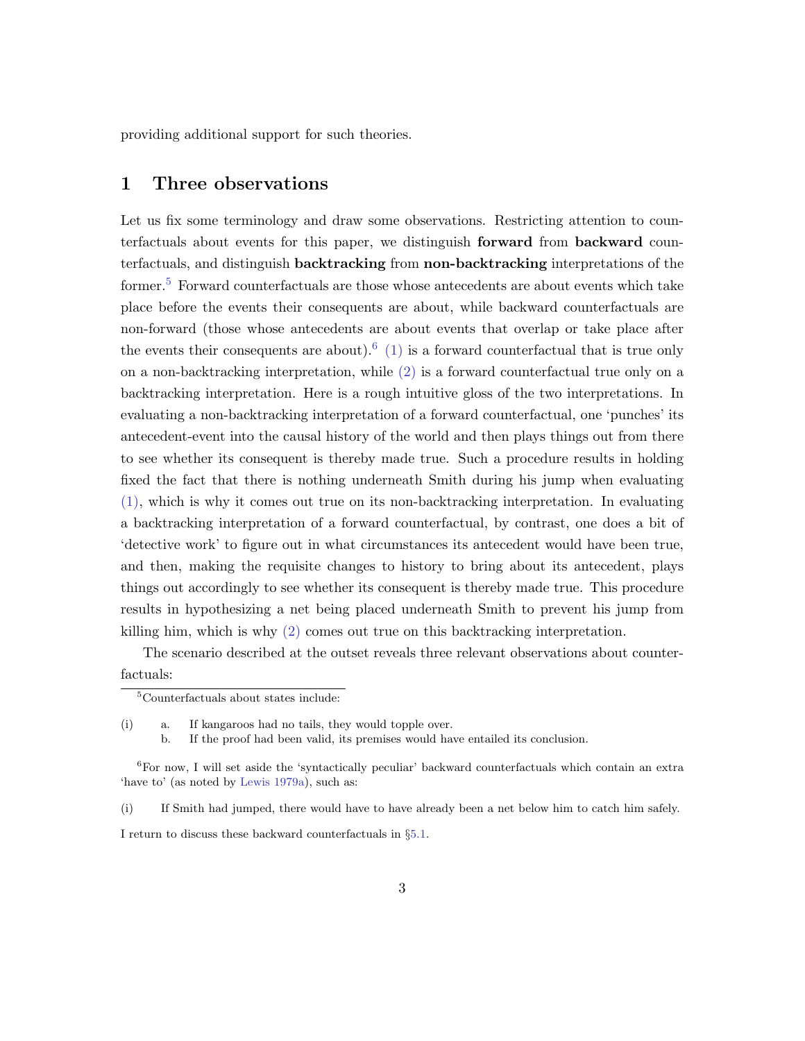providing additional support for such theories.

## 1 Three observations

Let us fix some terminology and draw some observations. Restricting attention to counterfactuals about events for this paper, we distinguish **forward** from **backward** counterfactuals, and distinguish **backtracking** from **non-backtracking** interpretations of the former.[5] Forward counterfactuals are those whose antecedents are about events which take place before the events their consequents are about, while backward counterfactuals are non-forward (those whose antecedents are about events that overlap or take place after the events their consequents are about).[6] (1) is a forward counterfactual that is true only on a non-backtracking interpretation, while (2) is a forward counterfactual true only on a backtracking interpretation. Here is a rough intuitive gloss of the two interpretations. In evaluating a non-backtracking interpretation of a forward counterfactual, one 'punches' its antecedent-event into the causal history of the world and then plays things out from there to see whether its consequent is thereby made true. Such a procedure results in holding fixed the fact that there is nothing underneath Smith during his jump when evaluating (1), which is why it comes out true on its non-backtracking interpretation. In evaluating a backtracking interpretation of a forward counterfactual, by contrast, one does a bit of 'detective work' to figure out in what circumstances its antecedent would have been true, and then, making the requisite changes to history to bring about its antecedent, plays things out accordingly to see whether its consequent is thereby made true. This procedure results in hypothesizing a net being placed underneath Smith to prevent his jump from killing him, which is why (2) comes out true on this backtracking interpretation.

The scenario described at the outset reveals three relevant observations about counterfactuals:

---

[5] Counterfactuals about states include:

(i) a. If kangaroos had no tails, they would topple over.
b. If the proof had been valid, its premises would have entailed its conclusion.

[6] For now, I will set aside the 'syntactically peculiar' backward counterfactuals which contain an extra 'have to' (as noted by Lewis 1979a), such as:

(i) If Smith had jumped, there would have to have already been a net below him to catch him safely.

I return to discuss these backward counterfactuals in §5.1.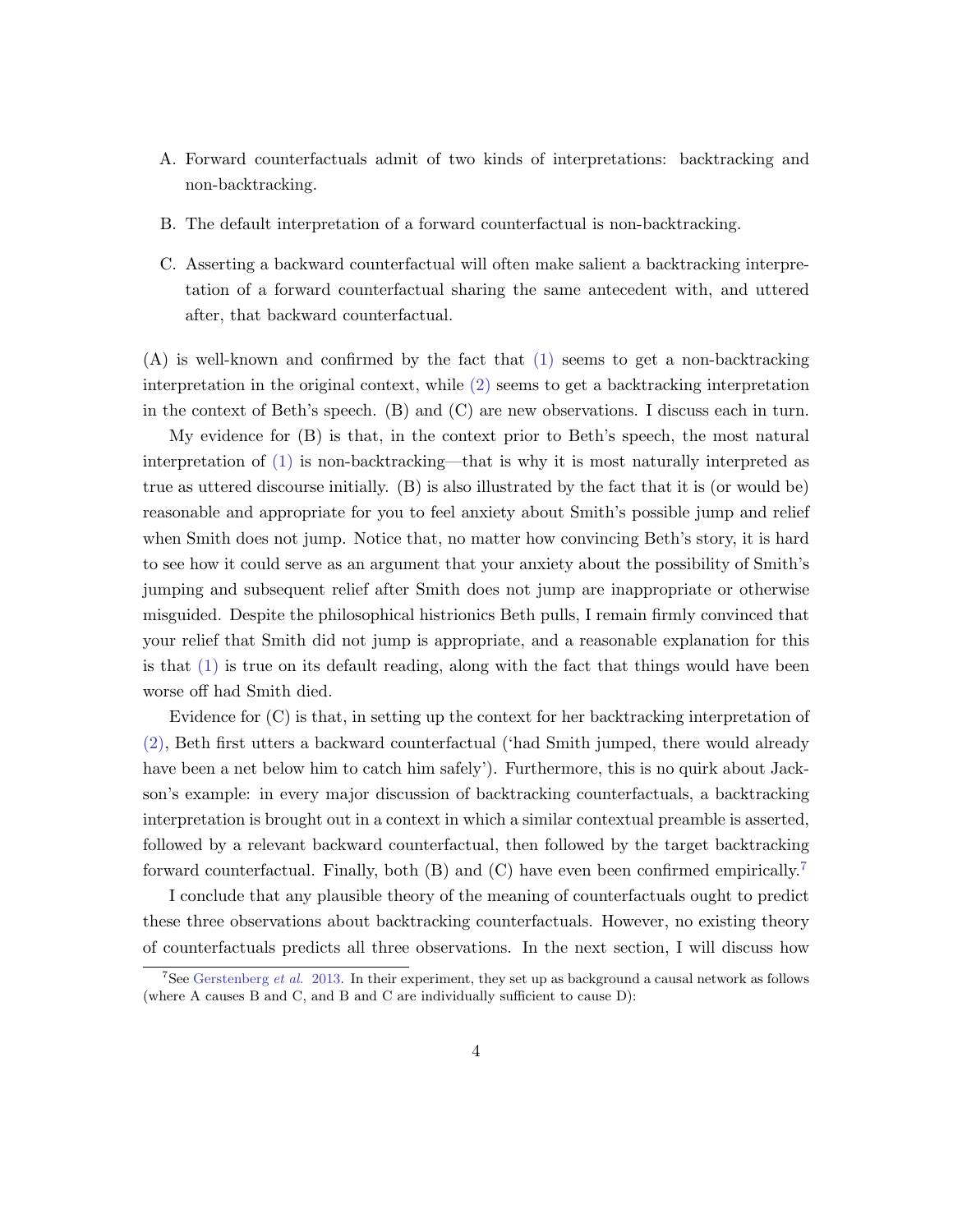A. Forward counterfactuals admit of two kinds of interpretations: backtracking and non-backtracking.

B. The default interpretation of a forward counterfactual is non-backtracking.

C. Asserting a backward counterfactual will often make salient a backtracking interpretation of a forward counterfactual sharing the same antecedent with, and uttered after, that backward counterfactual.

(A) is well-known and confirmed by the fact that (1) seems to get a non-backtracking interpretation in the original context, while (2) seems to get a backtracking interpretation in the context of Beth's speech. (B) and (C) are new observations. I discuss each in turn.

My evidence for (B) is that, in the context prior to Beth's speech, the most natural interpretation of (1) is non-backtracking—that is why it is most naturally interpreted as true as uttered discourse initially. (B) is also illustrated by the fact that it is (or would be) reasonable and appropriate for you to feel anxiety about Smith's possible jump and relief when Smith does not jump. Notice that, no matter how convincing Beth's story, it is hard to see how it could serve as an argument that your anxiety about the possibility of Smith's jumping and subsequent relief after Smith does not jump are inappropriate or otherwise misguided. Despite the philosophical histrionics Beth pulls, I remain firmly convinced that your relief that Smith did not jump is appropriate, and a reasonable explanation for this is that (1) is true on its default reading, along with the fact that things would have been worse off had Smith died.

Evidence for (C) is that, in setting up the context for her backtracking interpretation of (2), Beth first utters a backward counterfactual ('had Smith jumped, there would already have been a net below him to catch him safely'). Furthermore, this is no quirk about Jackson's example: in every major discussion of backtracking counterfactuals, a backtracking interpretation is brought out in a context in which a similar contextual preamble is asserted, followed by a relevant backward counterfactual, then followed by the target backtracking forward counterfactual. Finally, both (B) and (C) have even been confirmed empirically.[7]

I conclude that any plausible theory of the meaning of counterfactuals ought to predict these three observations about backtracking counterfactuals. However, no existing theory of counterfactuals predicts all three observations. In the next section, I will discuss how

[7] See Gerstenberg *et al.* 2013. In their experiment, they set up as background a causal network as follows (where A causes B and C, and B and C are individually sufficient to cause D):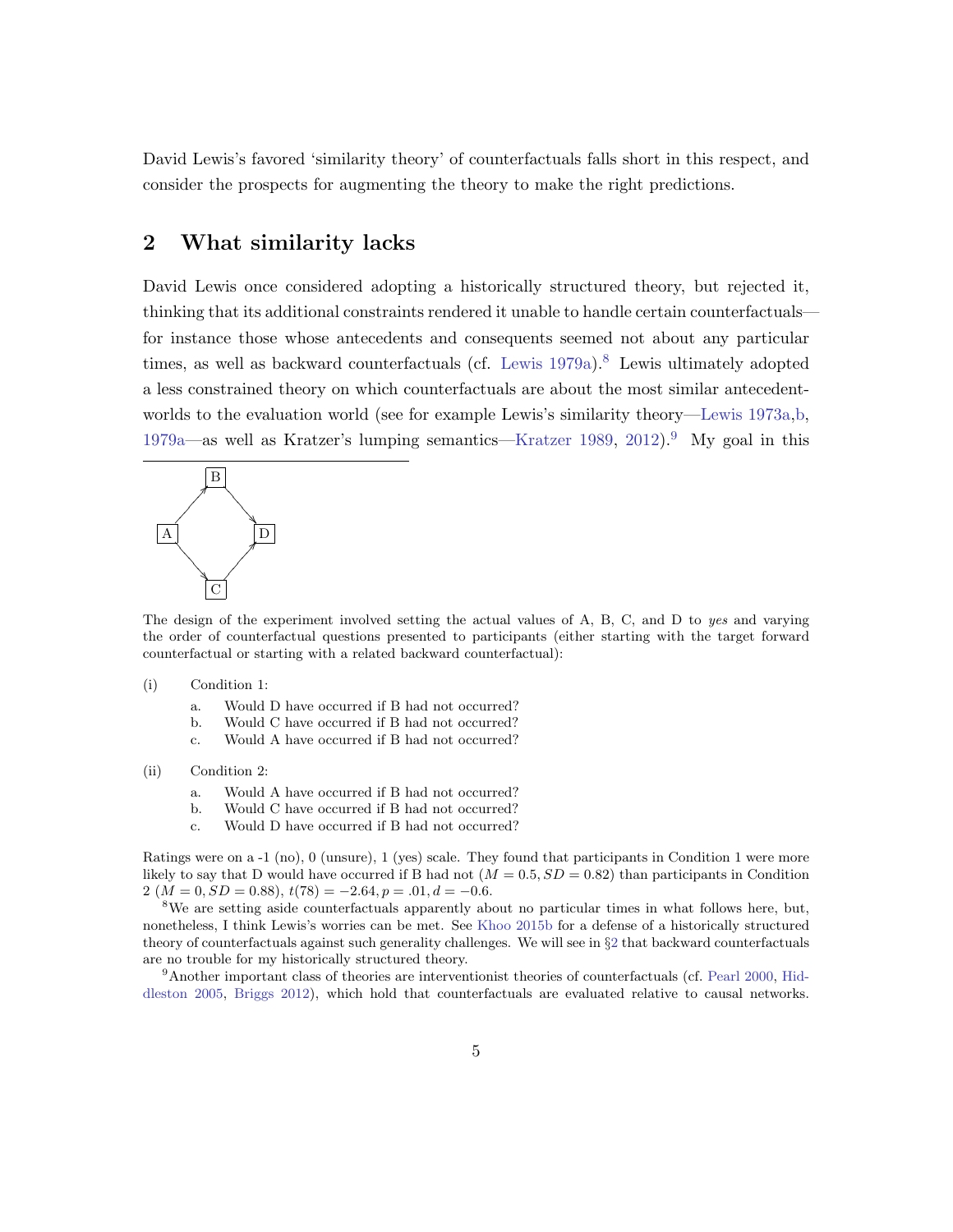David Lewis's favored 'similarity theory' of counterfactuals falls short in this respect, and consider the prospects for augmenting the theory to make the right predictions.

## 2 What similarity lacks

David Lewis once considered adopting a historically structured theory, but rejected it, thinking that its additional constraints rendered it unable to handle certain counterfactuals—for instance those whose antecedents and consequents seemed not about any particular times, as well as backward counterfactuals (cf. Lewis 1979a).[8] Lewis ultimately adopted a less constrained theory on which counterfactuals are about the most similar antecedent-worlds to the evaluation world (see for example Lewis's similarity theory—Lewis 1973a,b, 1979a—as well as Kratzer's lumping semantics—Kratzer 1989, 2012).[9] My goal in this

---

The design of the experiment involved setting the actual values of A, B, C, and D to *yes* and varying the order of counterfactual questions presented to participants (either starting with the target forward counterfactual or starting with a related backward counterfactual):

(i) Condition 1:
  a. Would D have occurred if B had not occurred?
  b. Would C have occurred if B had not occurred?
  c. Would A have occurred if B had not occurred?

(ii) Condition 2:
  a. Would A have occurred if B had not occurred?
  b. Would C have occurred if B had not occurred?
  c. Would D have occurred if B had not occurred?

Ratings were on a -1 (no), 0 (unsure), 1 (yes) scale. They found that participants in Condition 1 were more likely to say that D would have occurred if B had not ($M = 0.5, SD = 0.82$) than participants in Condition 2 ($M = 0, SD = 0.88$), $t(78) = -2.64, p = .01, d = -0.6$.

[8] We are setting aside counterfactuals apparently about no particular times in what follows here, but, nonetheless, I think Lewis's worries can be met. See Khoo 2015b for a defense of a historically structured theory of counterfactuals against such generality challenges. We will see in §2 that backward counterfactuals are no trouble for my historically structured theory.

[9] Another important class of theories are interventionist theories of counterfactuals (cf. Pearl 2000, Hiddleston 2005, Briggs 2012), which hold that counterfactuals are evaluated relative to causal networks.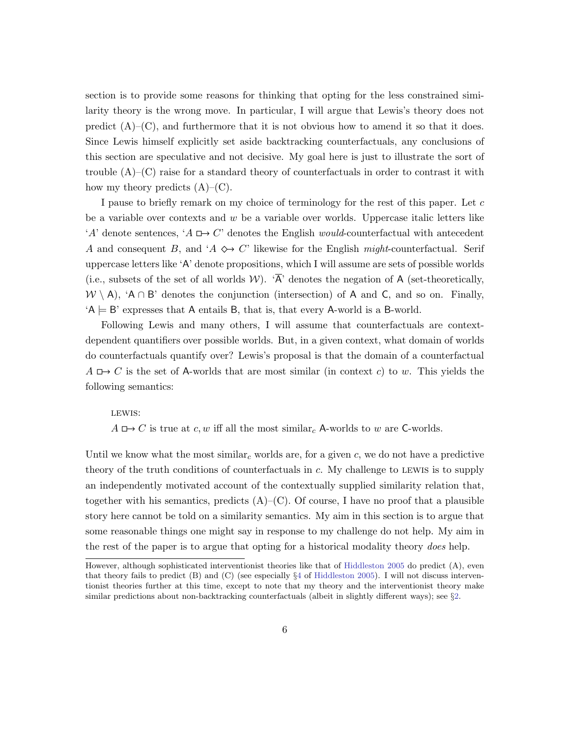section is to provide some reasons for thinking that opting for the less constrained similarity theory is the wrong move. In particular, I will argue that Lewis's theory does not predict (A)–(C), and furthermore that it is not obvious how to amend it so that it does. Since Lewis himself explicitly set aside backtracking counterfactuals, any conclusions of this section are speculative and not decisive. My goal here is just to illustrate the sort of trouble (A)–(C) raise for a standard theory of counterfactuals in order to contrast it with how my theory predicts (A)–(C).

I pause to briefly remark on my choice of terminology for the rest of this paper. Let $c$ be a variable over contexts and $w$ be a variable over worlds. Uppercase italic letters like '$A$' denote sentences, '$A \mathrel{\Box\!\!\rightarrow} C$' denotes the English *would*-counterfactual with antecedent $A$ and consequent $B$, and '$A \mathrel{\Diamond\!\!\rightarrow} C$' likewise for the English *might*-counterfactual. Serif uppercase letters like '$\mathsf{A}$' denote propositions, which I will assume are sets of possible worlds (i.e., subsets of the set of all worlds $\mathcal{W}$). '$\overline{\mathsf{A}}$' denotes the negation of $\mathsf{A}$ (set-theoretically, $\mathcal{W} \setminus \mathsf{A}$), '$\mathsf{A} \cap \mathsf{B}$' denotes the conjunction (intersection) of $\mathsf{A}$ and $\mathsf{C}$, and so on. Finally, '$\mathsf{A} \models \mathsf{B}$' expresses that $\mathsf{A}$ entails $\mathsf{B}$, that is, that every $\mathsf{A}$-world is a $\mathsf{B}$-world.

Following Lewis and many others, I will assume that counterfactuals are context-dependent quantifiers over possible worlds. But, in a given context, what domain of worlds do counterfactuals quantify over? Lewis's proposal is that the domain of a counterfactual $A \mathrel{\Box\!\!\rightarrow} C$ is the set of $\mathsf{A}$-worlds that are most similar (in context $c$) to $w$. This yields the following semantics:

LEWIS:
$A \mathrel{\Box\!\!\rightarrow} C$ is true at $c, w$ iff all the most similar$_c$ $\mathsf{A}$-worlds to $w$ are $\mathsf{C}$-worlds.

Until we know what the most similar$_c$ worlds are, for a given $c$, we do not have a predictive theory of the truth conditions of counterfactuals in $c$. My challenge to LEWIS is to supply an independently motivated account of the contextually supplied similarity relation that, together with his semantics, predicts (A)–(C). Of course, I have no proof that a plausible story here cannot be told on a similarity semantics. My aim in this section is to argue that some reasonable things one might say in response to my challenge do not help. My aim in the rest of the paper is to argue that opting for a historical modality theory *does* help.

---

However, although sophisticated interventionist theories like that of Hiddleston 2005 do predict (A), even that theory fails to predict (B) and (C) (see especially §4 of Hiddleston 2005). I will not discuss interventionist theories further at this time, except to note that my theory and the interventionist theory make similar predictions about non-backtracking counterfactuals (albeit in slightly different ways); see §2.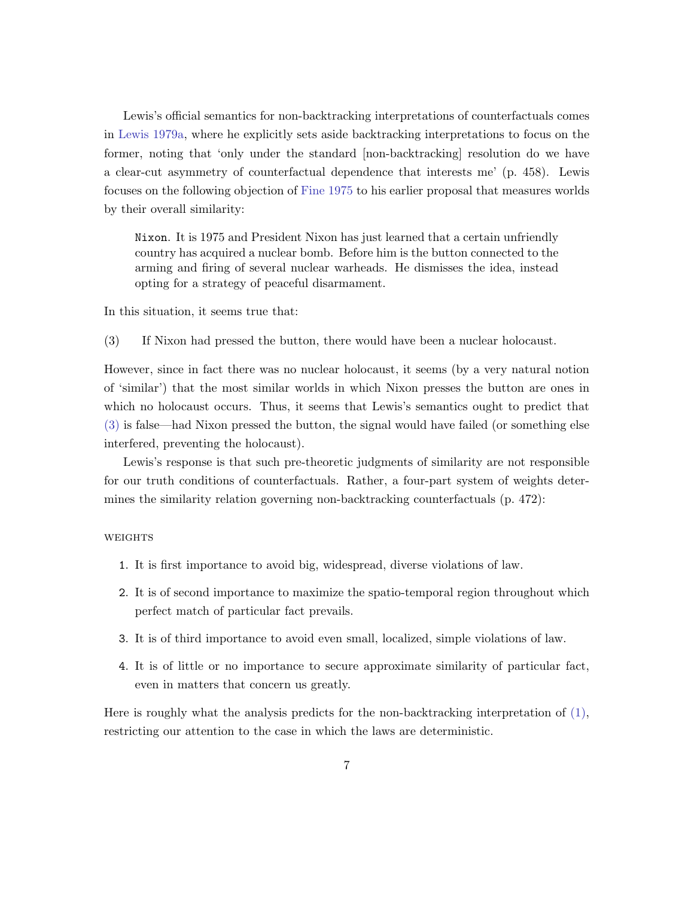Lewis's official semantics for non-backtracking interpretations of counterfactuals comes in Lewis 1979a, where he explicitly sets aside backtracking interpretations to focus on the former, noting that 'only under the standard [non-backtracking] resolution do we have a clear-cut asymmetry of counterfactual dependence that interests me' (p. 458). Lewis focuses on the following objection of Fine 1975 to his earlier proposal that measures worlds by their overall similarity:

> `Nixon`. It is 1975 and President Nixon has just learned that a certain unfriendly country has acquired a nuclear bomb. Before him is the button connected to the arming and firing of several nuclear warheads. He dismisses the idea, instead opting for a strategy of peaceful disarmament.

In this situation, it seems true that:

(3) If Nixon had pressed the button, there would have been a nuclear holocaust.

However, since in fact there was no nuclear holocaust, it seems (by a very natural notion of 'similar') that the most similar worlds in which Nixon presses the button are ones in which no holocaust occurs. Thus, it seems that Lewis's semantics ought to predict that (3) is false—had Nixon pressed the button, the signal would have failed (or something else interfered, preventing the holocaust).

Lewis's response is that such pre-theoretic judgments of similarity are not responsible for our truth conditions of counterfactuals. Rather, a four-part system of weights determines the similarity relation governing non-backtracking counterfactuals (p. 472):

WEIGHTS

1. It is first importance to avoid big, widespread, diverse violations of law.
2. It is of second importance to maximize the spatio-temporal region throughout which perfect match of particular fact prevails.
3. It is of third importance to avoid even small, localized, simple violations of law.
4. It is of little or no importance to secure approximate similarity of particular fact, even in matters that concern us greatly.

Here is roughly what the analysis predicts for the non-backtracking interpretation of (1), restricting our attention to the case in which the laws are deterministic.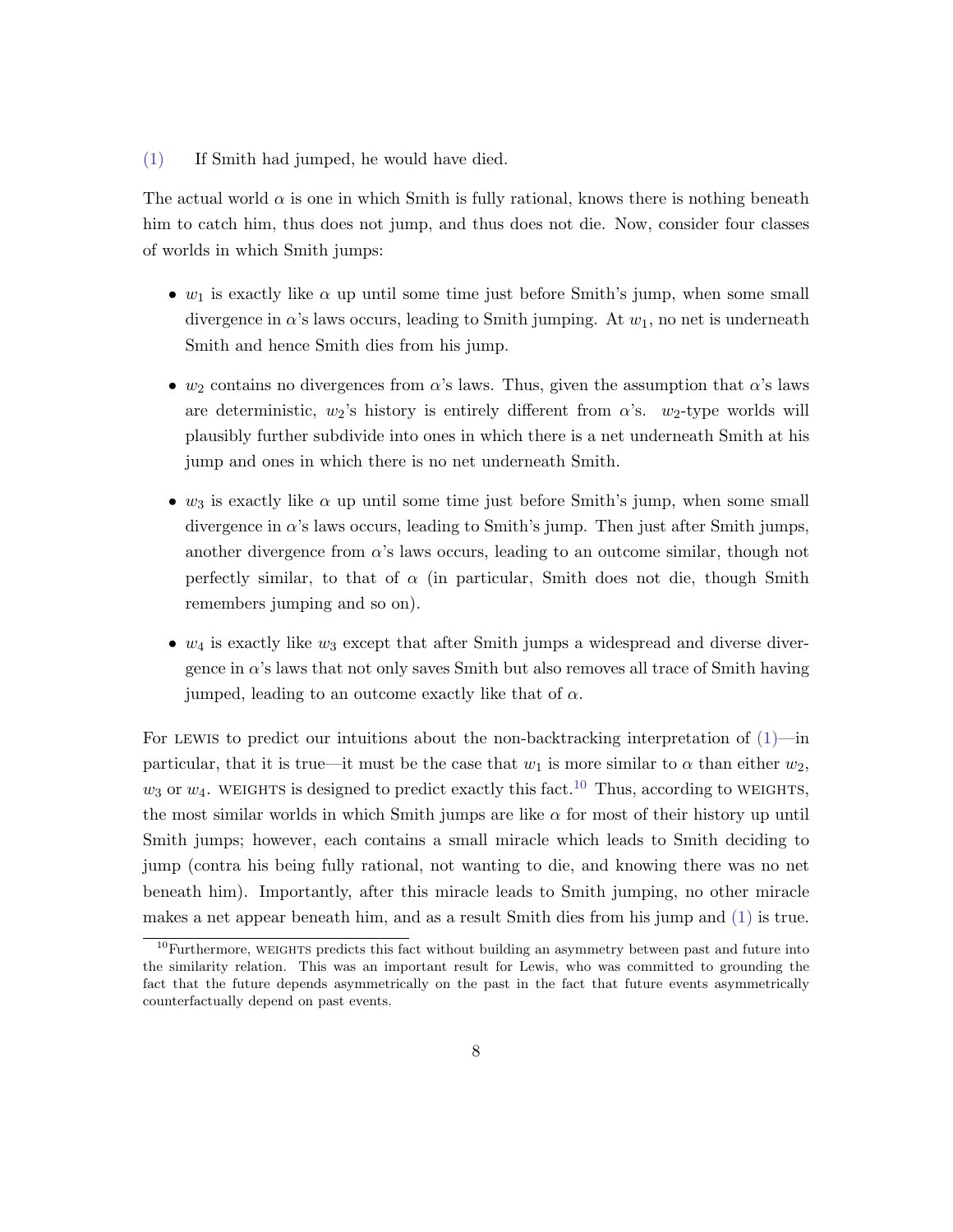(1) If Smith had jumped, he would have died.

The actual world $\alpha$ is one in which Smith is fully rational, knows there is nothing beneath him to catch him, thus does not jump, and thus does not die. Now, consider four classes of worlds in which Smith jumps:

- $w_1$ is exactly like $\alpha$ up until some time just before Smith's jump, when some small divergence in $\alpha$'s laws occurs, leading to Smith jumping. At $w_1$, no net is underneath Smith and hence Smith dies from his jump.
- $w_2$ contains no divergences from $\alpha$'s laws. Thus, given the assumption that $\alpha$'s laws are deterministic, $w_2$'s history is entirely different from $\alpha$'s. $w_2$-type worlds will plausibly further subdivide into ones in which there is a net underneath Smith at his jump and ones in which there is no net underneath Smith.
- $w_3$ is exactly like $\alpha$ up until some time just before Smith's jump, when some small divergence in $\alpha$'s laws occurs, leading to Smith's jump. Then just after Smith jumps, another divergence from $\alpha$'s laws occurs, leading to an outcome similar, though not perfectly similar, to that of $\alpha$ (in particular, Smith does not die, though Smith remembers jumping and so on).
- $w_4$ is exactly like $w_3$ except that after Smith jumps a widespread and diverse divergence in $\alpha$'s laws that not only saves Smith but also removes all trace of Smith having jumped, leading to an outcome exactly like that of $\alpha$.

For LEWIS to predict our intuitions about the non-backtracking interpretation of (1)—in particular, that it is true—it must be the case that $w_1$ is more similar to $\alpha$ than either $w_2$, $w_3$ or $w_4$. WEIGHTS is designed to predict exactly this fact.[10] Thus, according to WEIGHTS, the most similar worlds in which Smith jumps are like $\alpha$ for most of their history up until Smith jumps; however, each contains a small miracle which leads to Smith deciding to jump (contra his being fully rational, not wanting to die, and knowing there was no net beneath him). Importantly, after this miracle leads to Smith jumping, no other miracle makes a net appear beneath him, and as a result Smith dies from his jump and (1) is true.

[10] Furthermore, WEIGHTS predicts this fact without building an asymmetry between past and future into the similarity relation. This was an important result for Lewis, who was committed to grounding the fact that the future depends asymmetrically on the past in the fact that future events asymmetrically counterfactually depend on past events.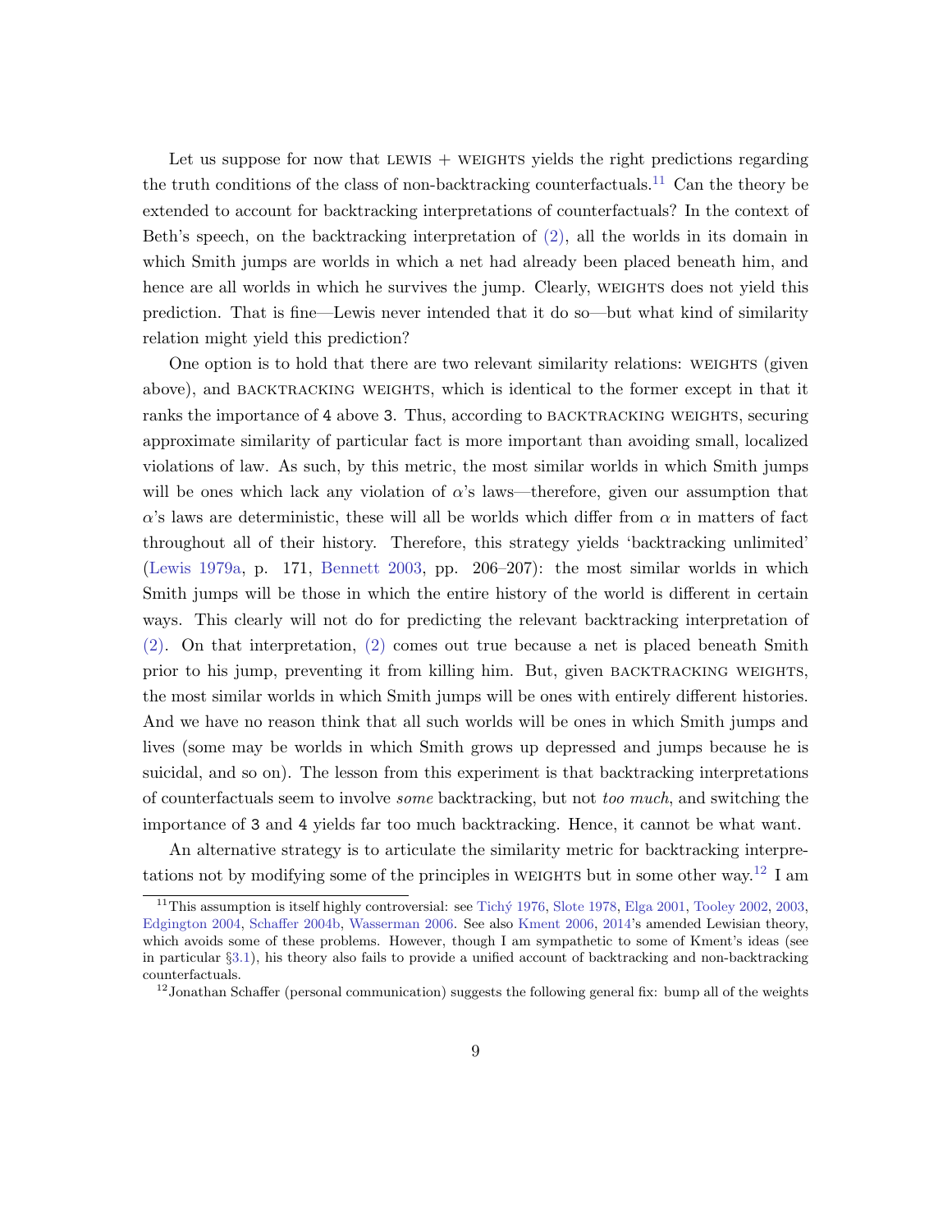Let us suppose for now that LEWIS + WEIGHTS yields the right predictions regarding the truth conditions of the class of non-backtracking counterfactuals.[11] Can the theory be extended to account for backtracking interpretations of counterfactuals? In the context of Beth's speech, on the backtracking interpretation of (2), all the worlds in its domain in which Smith jumps are worlds in which a net had already been placed beneath him, and hence are all worlds in which he survives the jump. Clearly, WEIGHTS does not yield this prediction. That is fine—Lewis never intended that it do so—but what kind of similarity relation might yield this prediction?

One option is to hold that there are two relevant similarity relations: WEIGHTS (given above), and BACKTRACKING WEIGHTS, which is identical to the former except in that it ranks the importance of `4` above `3`. Thus, according to BACKTRACKING WEIGHTS, securing approximate similarity of particular fact is more important than avoiding small, localized violations of law. As such, by this metric, the most similar worlds in which Smith jumps will be ones which lack any violation of $\alpha$'s laws—therefore, given our assumption that $\alpha$'s laws are deterministic, these will all be worlds which differ from $\alpha$ in matters of fact throughout all of their history. Therefore, this strategy yields 'backtracking unlimited' (Lewis 1979a, p. 171, Bennett 2003, pp. 206–207): the most similar worlds in which Smith jumps will be those in which the entire history of the world is different in certain ways. This clearly will not do for predicting the relevant backtracking interpretation of (2). On that interpretation, (2) comes out true because a net is placed beneath Smith prior to his jump, preventing it from killing him. But, given BACKTRACKING WEIGHTS, the most similar worlds in which Smith jumps will be ones with entirely different histories. And we have no reason think that all such worlds will be ones in which Smith jumps and lives (some may be worlds in which Smith grows up depressed and jumps because he is suicidal, and so on). The lesson from this experiment is that backtracking interpretations of counterfactuals seem to involve *some* backtracking, but not *too much*, and switching the importance of `3` and `4` yields far too much backtracking. Hence, it cannot be what want.

An alternative strategy is to articulate the similarity metric for backtracking interpretations not by modifying some of the principles in WEIGHTS but in some other way.[12] I am

[11] This assumption is itself highly controversial: see Tichý 1976, Slote 1978, Elga 2001, Tooley 2002, 2003, Edgington 2004, Schaffer 2004b, Wasserman 2006. See also Kment 2006, 2014's amended Lewisian theory, which avoids some of these problems. However, though I am sympathetic to some of Kment's ideas (see in particular §3.1), his theory also fails to provide a unified account of backtracking and non-backtracking counterfactuals.

[12] Jonathan Schaffer (personal communication) suggests the following general fix: bump all of the weights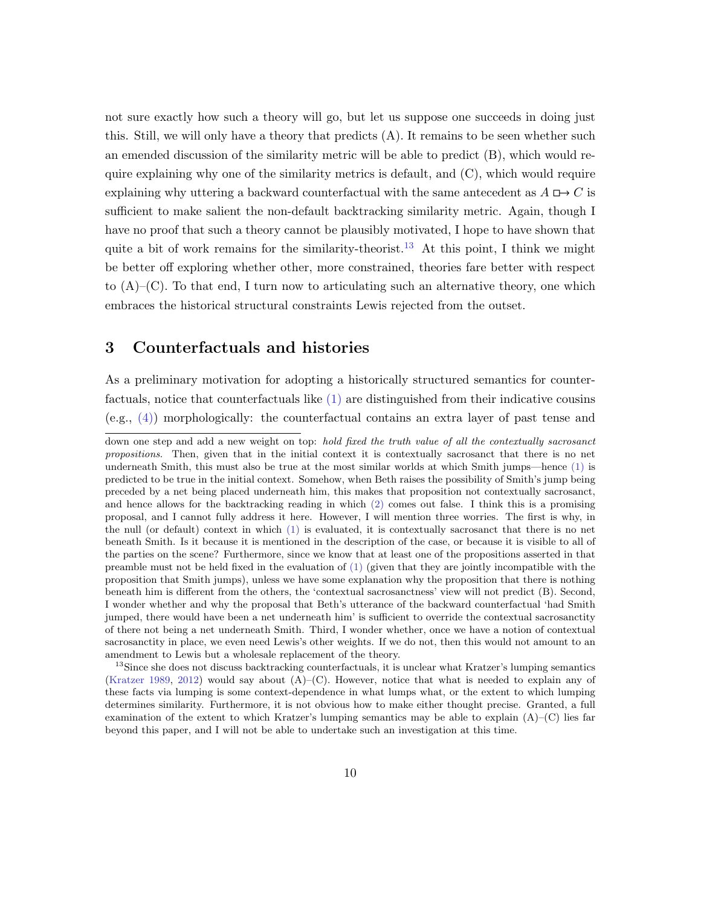not sure exactly how such a theory will go, but let us suppose one succeeds in doing just this. Still, we will only have a theory that predicts (A). It remains to be seen whether such an emended discussion of the similarity metric will be able to predict (B), which would require explaining why one of the similarity metrics is default, and (C), which would require explaining why uttering a backward counterfactual with the same antecedent as $A \mathrel{\Box\!\!\rightarrow} C$ is sufficient to make salient the non-default backtracking similarity metric. Again, though I have no proof that such a theory cannot be plausibly motivated, I hope to have shown that quite a bit of work remains for the similarity-theorist.[13] At this point, I think we might be better off exploring whether other, more constrained, theories fare better with respect to (A)–(C). To that end, I turn now to articulating such an alternative theory, one which embraces the historical structural constraints Lewis rejected from the outset.

## 3 Counterfactuals and histories

As a preliminary motivation for adopting a historically structured semantics for counterfactuals, notice that counterfactuals like (1) are distinguished from their indicative cousins (e.g., (4)) morphologically: the counterfactual contains an extra layer of past tense and

---

down one step and add a new weight on top: *hold fixed the truth value of all the contextually sacrosanct propositions*. Then, given that in the initial context it is contextually sacrosanct that there is no net underneath Smith, this must also be true at the most similar worlds at which Smith jumps—hence (1) is predicted to be true in the initial context. Somehow, when Beth raises the possibility of Smith's jump being preceded by a net being placed underneath him, this makes that proposition not contextually sacrosanct, and hence allows for the backtracking reading in which (2) comes out false. I think this is a promising proposal, and I cannot fully address it here. However, I will mention three worries. The first is why, in the null (or default) context in which (1) is evaluated, it is contextually sacrosanct that there is no net beneath Smith. Is it because it is mentioned in the description of the case, or because it is visible to all of the parties on the scene? Furthermore, since we know that at least one of the propositions asserted in that preamble must not be held fixed in the evaluation of (1) (given that they are jointly incompatible with the proposition that Smith jumps), unless we have some explanation why the proposition that there is nothing beneath him is different from the others, the 'contextual sacrosanctness' view will not predict (B). Second, I wonder whether and why the proposal that Beth's utterance of the backward counterfactual 'had Smith jumped, there would have been a net underneath him' is sufficient to override the contextual sacrosanctity of there not being a net underneath Smith. Third, I wonder whether, once we have a notion of contextual sacrosanctity in place, we even need Lewis's other weights. If we do not, then this would not amount to an amendment to Lewis but a wholesale replacement of the theory.

[13] Since she does not discuss backtracking counterfactuals, it is unclear what Kratzer's lumping semantics (Kratzer 1989, 2012) would say about (A)–(C). However, notice that what is needed to explain any of these facts via lumping is some context-dependence in what lumps what, or the extent to which lumping determines similarity. Furthermore, it is not obvious how to make either thought precise. Granted, a full examination of the extent to which Kratzer's lumping semantics may be able to explain (A)–(C) lies far beyond this paper, and I will not be able to undertake such an investigation at this time.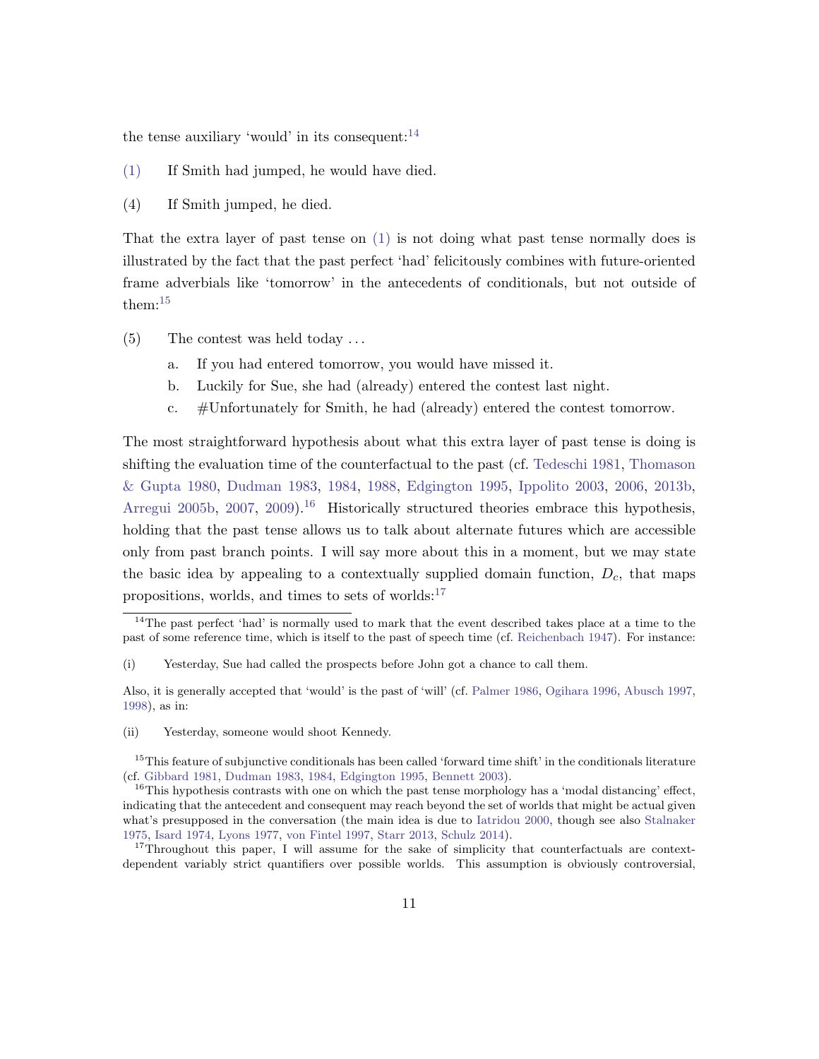the tense auxiliary 'would' in its consequent:[14]

(1) If Smith had jumped, he would have died.

(4) If Smith jumped, he died.

That the extra layer of past tense on (1) is not doing what past tense normally does is illustrated by the fact that the past perfect 'had' felicitously combines with future-oriented frame adverbials like 'tomorrow' in the antecedents of conditionals, but not outside of them:[15]

(5) The contest was held today ...

a. If you had entered tomorrow, you would have missed it.

b. Luckily for Sue, she had (already) entered the contest last night.

c. #Unfortunately for Smith, he had (already) entered the contest tomorrow.

The most straightforward hypothesis about what this extra layer of past tense is doing is shifting the evaluation time of the counterfactual to the past (cf. Tedeschi 1981, Thomason & Gupta 1980, Dudman 1983, 1984, 1988, Edgington 1995, Ippolito 2003, 2006, 2013b, Arregui 2005b, 2007, 2009).[16] Historically structured theories embrace this hypothesis, holding that the past tense allows us to talk about alternate futures which are accessible only from past branch points. I will say more about this in a moment, but we may state the basic idea by appealing to a contextually supplied domain function, $D_c$, that maps propositions, worlds, and times to sets of worlds:[17]

---

[14] The past perfect 'had' is normally used to mark that the event described takes place at a time to the past of some reference time, which is itself to the past of speech time (cf. Reichenbach 1947). For instance:

(i) Yesterday, Sue had called the prospects before John got a chance to call them.

Also, it is generally accepted that 'would' is the past of 'will' (cf. Palmer 1986, Ogihara 1996, Abusch 1997, 1998), as in:

(ii) Yesterday, someone would shoot Kennedy.

[15] This feature of subjunctive conditionals has been called 'forward time shift' in the conditionals literature (cf. Gibbard 1981, Dudman 1983, 1984, Edgington 1995, Bennett 2003).

[16] This hypothesis contrasts with one on which the past tense morphology has a 'modal distancing' effect, indicating that the antecedent and consequent may reach beyond the set of worlds that might be actual given what's presupposed in the conversation (the main idea is due to Iatridou 2000, though see also Stalnaker 1975, Isard 1974, Lyons 1977, von Fintel 1997, Starr 2013, Schulz 2014).

[17] Throughout this paper, I will assume for the sake of simplicity that counterfactuals are context-dependent variably strict quantifiers over possible worlds. This assumption is obviously controversial,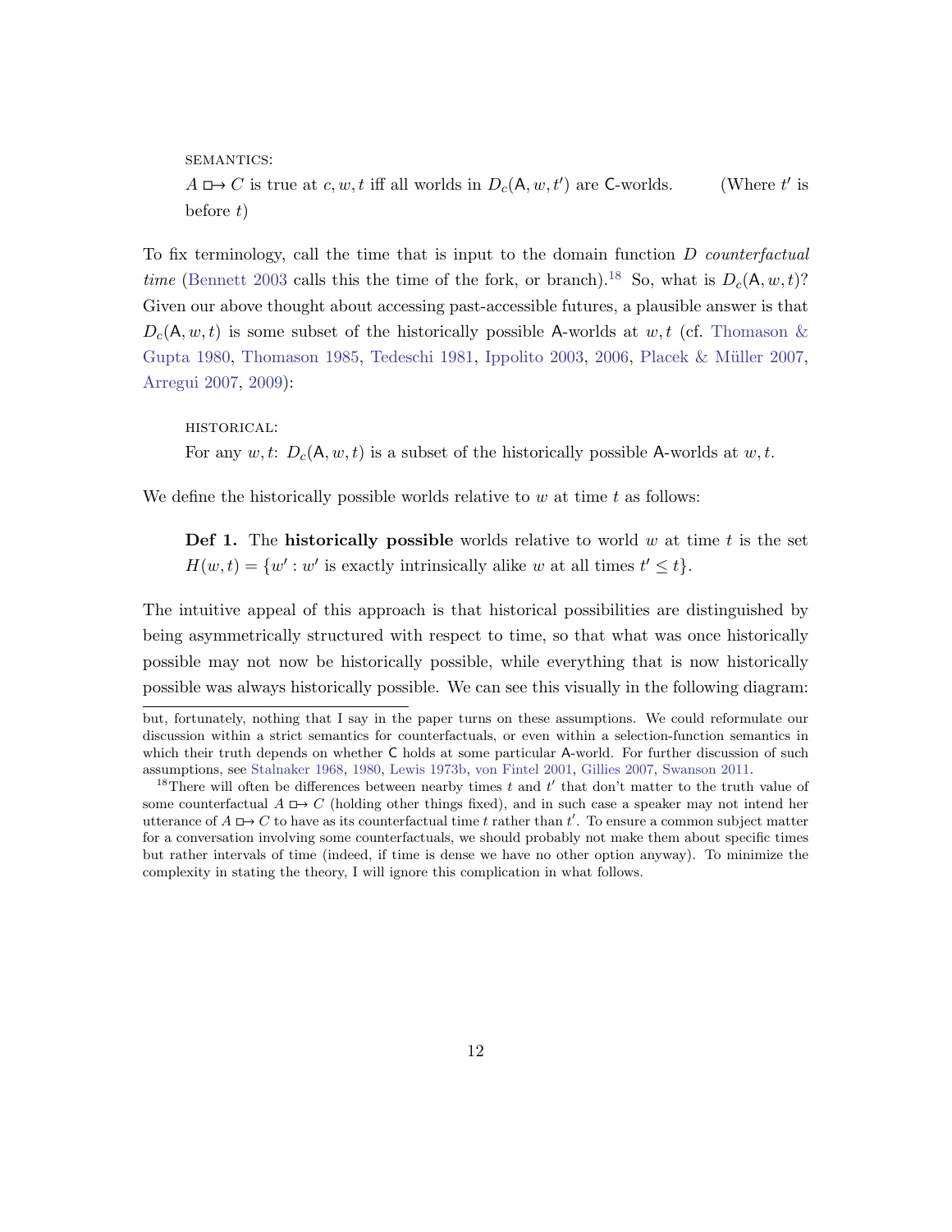SEMANTICS:

$A \boxright C$ is true at $c, w, t$ iff all worlds in $D_c(\mathsf{A}, w, t')$ are $\mathsf{C}$-worlds. (Where $t'$ is before $t$)

To fix terminology, call the time that is input to the domain function $D$ *counterfactual time* (Bennett 2003 calls this the time of the fork, or branch).[18] So, what is $D_c(\mathsf{A}, w, t)$? Given our above thought about accessing past-accessible futures, a plausible answer is that $D_c(\mathsf{A}, w, t)$ is some subset of the historically possible $\mathsf{A}$-worlds at $w, t$ (cf. Thomason & Gupta 1980, Thomason 1985, Tedeschi 1981, Ippolito 2003, 2006, Placek & Müller 2007, Arregui 2007, 2009):

HISTORICAL:

For any $w, t$: $D_c(\mathsf{A}, w, t)$ is a subset of the historically possible $\mathsf{A}$-worlds at $w, t$.

We define the historically possible worlds relative to $w$ at time $t$ as follows:

> **Def 1.** The **historically possible** worlds relative to world $w$ at time $t$ is the set $H(w, t) = \{w' : w'$ is exactly intrinsically alike $w$ at all times $t' \leq t\}$.

The intuitive appeal of this approach is that historical possibilities are distinguished by being asymmetrically structured with respect to time, so that what was once historically possible may not now be historically possible, while everything that is now historically possible was always historically possible. We can see this visually in the following diagram:

---

but, fortunately, nothing that I say in the paper turns on these assumptions. We could reformulate our discussion within a strict semantics for counterfactuals, or even within a selection-function semantics in which their truth depends on whether $\mathsf{C}$ holds at some particular $\mathsf{A}$-world. For further discussion of such assumptions, see Stalnaker 1968, 1980, Lewis 1973b, von Fintel 2001, Gillies 2007, Swanson 2011.

[18] There will often be differences between nearby times $t$ and $t'$ that don't matter to the truth value of some counterfactual $A \boxright C$ (holding other things fixed), and in such case a speaker may not intend her utterance of $A \boxright C$ to have as its counterfactual time $t$ rather than $t'$. To ensure a common subject matter for a conversation involving some counterfactuals, we should probably not make them about specific times but rather intervals of time (indeed, if time is dense we have no other option anyway). To minimize the complexity in stating the theory, I will ignore this complication in what follows.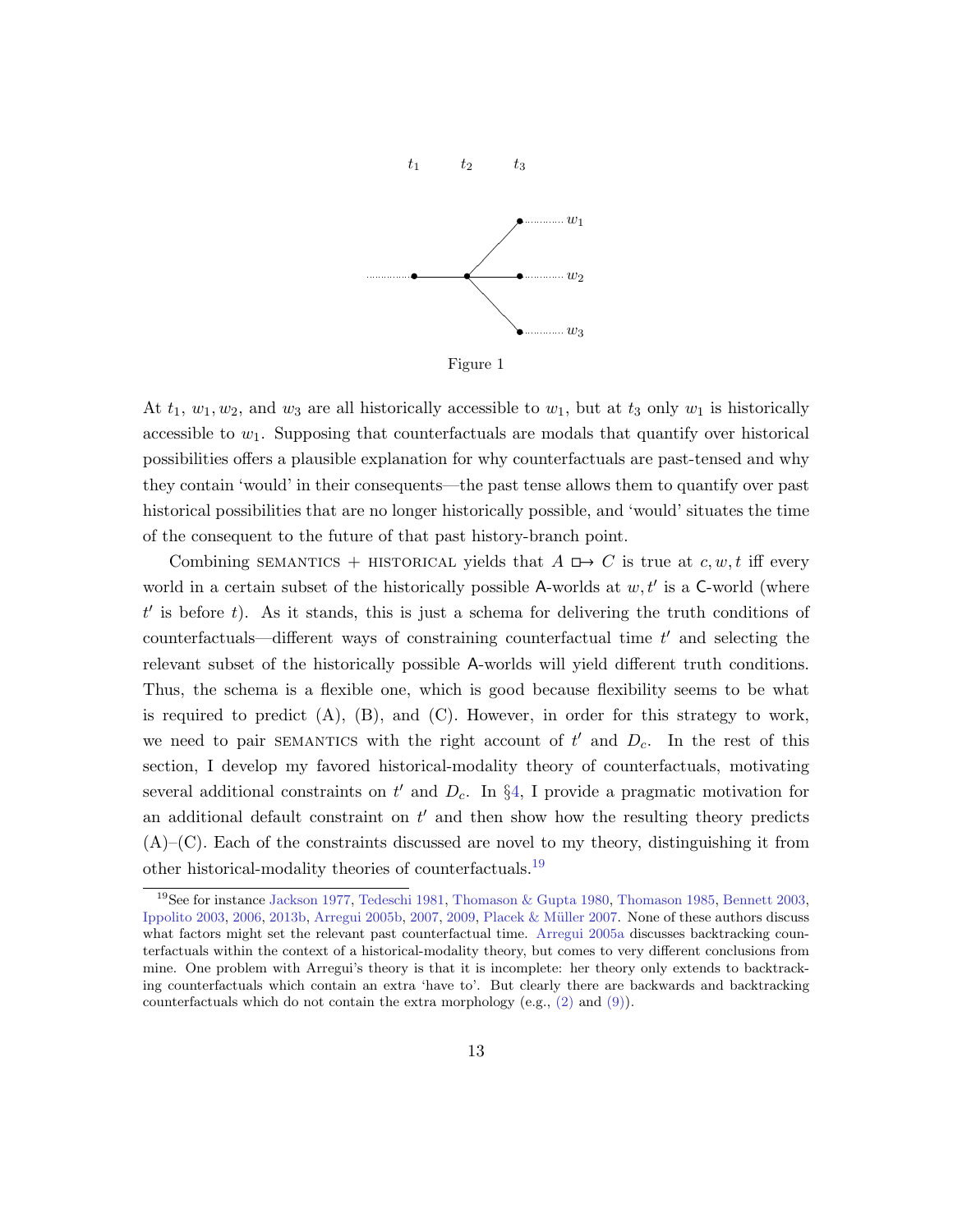Figure 1

At $t_1$, $w_1, w_2$, and $w_3$ are all historically accessible to $w_1$, but at $t_3$ only $w_1$ is historically accessible to $w_1$. Supposing that counterfactuals are modals that quantify over historical possibilities offers a plausible explanation for why counterfactuals are past-tensed and why they contain 'would' in their consequents—the past tense allows them to quantify over past historical possibilities that are no longer historically possible, and 'would' situates the time of the consequent to the future of that past history-branch point.

Combining SEMANTICS + HISTORICAL yields that $A \mathrel{\Box\!\!\rightarrow} C$ is true at $c, w, t$ iff every world in a certain subset of the historically possible A-worlds at $w, t'$ is a C-world (where $t'$ is before $t$). As it stands, this is just a schema for delivering the truth conditions of counterfactuals—different ways of constraining counterfactual time $t'$ and selecting the relevant subset of the historically possible A-worlds will yield different truth conditions. Thus, the schema is a flexible one, which is good because flexibility seems to be what is required to predict (A), (B), and (C). However, in order for this strategy to work, we need to pair SEMANTICS with the right account of $t'$ and $D_c$. In the rest of this section, I develop my favored historical-modality theory of counterfactuals, motivating several additional constraints on $t'$ and $D_c$. In §4, I provide a pragmatic motivation for an additional default constraint on $t'$ and then show how the resulting theory predicts (A)–(C). Each of the constraints discussed are novel to my theory, distinguishing it from other historical-modality theories of counterfactuals.[19]

---

[19] See for instance Jackson 1977, Tedeschi 1981, Thomason & Gupta 1980, Thomason 1985, Bennett 2003, Ippolito 2003, 2006, 2013b, Arregui 2005b, 2007, 2009, Placek & Müller 2007. None of these authors discuss what factors might set the relevant past counterfactual time. Arregui 2005a discusses backtracking counterfactuals within the context of a historical-modality theory, but comes to very different conclusions from mine. One problem with Arregui's theory is that it is incomplete: her theory only extends to backtracking counterfactuals which contain an extra 'have to'. But clearly there are backwards and backtracking counterfactuals which do not contain the extra morphology (e.g., (2) and (9)).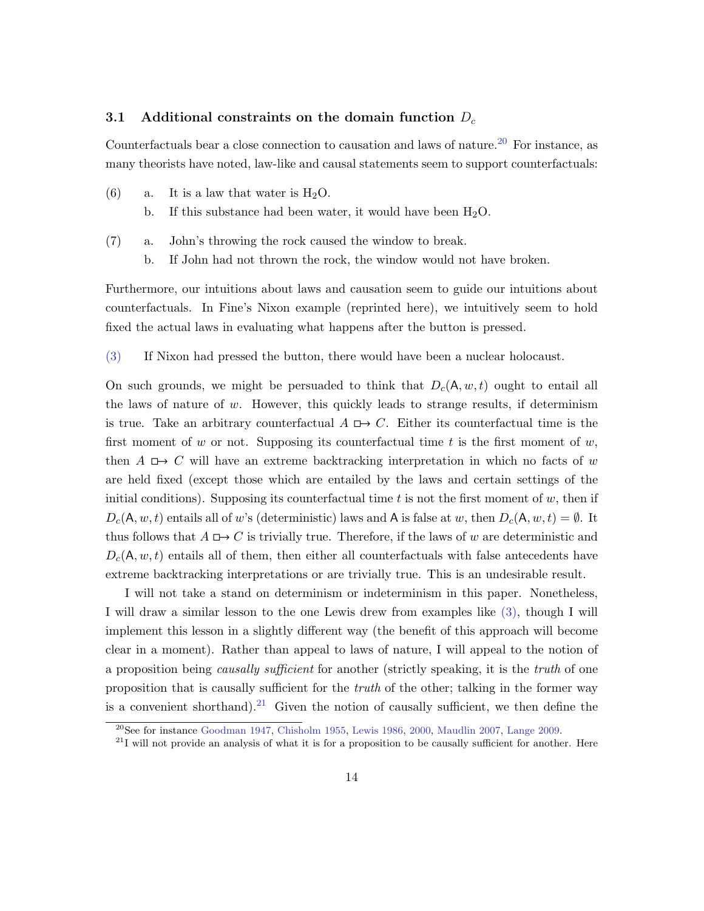### 3.1 Additional constraints on the domain function $D_c$

Counterfactuals bear a close connection to causation and laws of nature.[20] For instance, as many theorists have noted, law-like and causal statements seem to support counterfactuals:

(6) a. It is a law that water is $H_2O$.
  b. If this substance had been water, it would have been $H_2O$.

(7) a. John's throwing the rock caused the window to break.
  b. If John had not thrown the rock, the window would not have broken.

Furthermore, our intuitions about laws and causation seem to guide our intuitions about counterfactuals. In Fine's Nixon example (reprinted here), we intuitively seem to hold fixed the actual laws in evaluating what happens after the button is pressed.

(3) If Nixon had pressed the button, there would have been a nuclear holocaust.

On such grounds, we might be persuaded to think that $D_c(\mathsf{A}, w, t)$ ought to entail all the laws of nature of $w$. However, this quickly leads to strange results, if determinism is true. Take an arbitrary counterfactual $A \mathrel{\Box\!\!\rightarrow} C$. Either its counterfactual time is the first moment of $w$ or not. Supposing its counterfactual time $t$ is the first moment of $w$, then $A \mathrel{\Box\!\!\rightarrow} C$ will have an extreme backtracking interpretation in which no facts of $w$ are held fixed (except those which are entailed by the laws and certain settings of the initial conditions). Supposing its counterfactual time $t$ is not the first moment of $w$, then if $D_c(\mathsf{A}, w, t)$ entails all of $w$'s (deterministic) laws and $\mathsf{A}$ is false at $w$, then $D_c(\mathsf{A}, w, t) = \emptyset$. It thus follows that $A \mathrel{\Box\!\!\rightarrow} C$ is trivially true. Therefore, if the laws of $w$ are deterministic and $D_c(\mathsf{A}, w, t)$ entails all of them, then either all counterfactuals with false antecedents have extreme backtracking interpretations or are trivially true. This is an undesirable result.

I will not take a stand on determinism or indeterminism in this paper. Nonetheless, I will draw a similar lesson to the one Lewis drew from examples like (3), though I will implement this lesson in a slightly different way (the benefit of this approach will become clear in a moment). Rather than appeal to laws of nature, I will appeal to the notion of a proposition being *causally sufficient* for another (strictly speaking, it is the *truth* of one proposition that is causally sufficient for the *truth* of the other; talking in the former way is a convenient shorthand).[21] Given the notion of causally sufficient, we then define the

[20] See for instance Goodman 1947, Chisholm 1955, Lewis 1986, 2000, Maudlin 2007, Lange 2009.

[21] I will not provide an analysis of what it is for a proposition to be causally sufficient for another. Here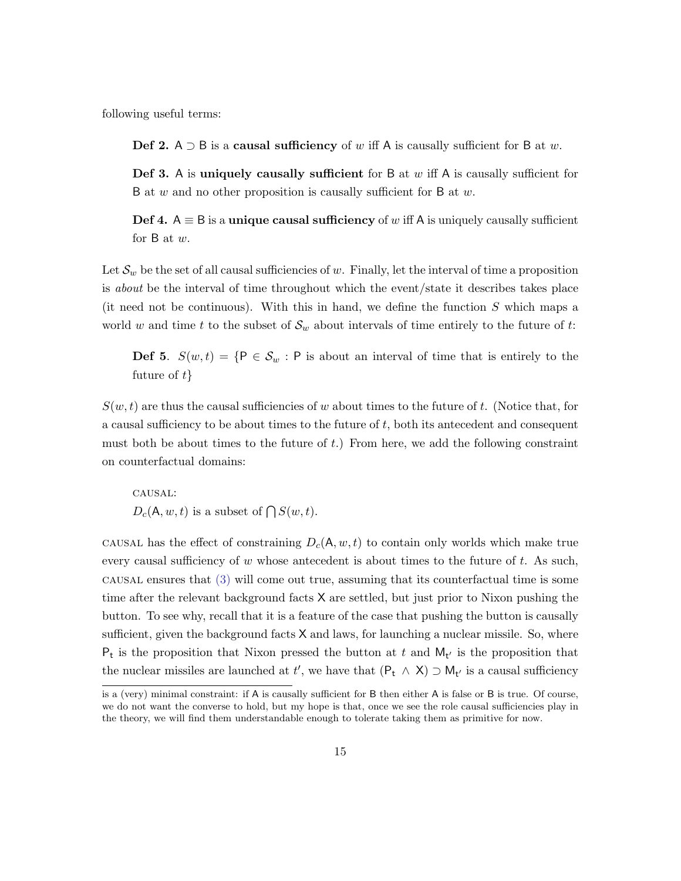following useful terms:

> **Def 2.** $\mathsf{A} \supset \mathsf{B}$ is a **causal sufficiency** of $w$ iff $\mathsf{A}$ is causally sufficient for $\mathsf{B}$ at $w$.
>
> **Def 3.** $\mathsf{A}$ is **uniquely causally sufficient** for $\mathsf{B}$ at $w$ iff $\mathsf{A}$ is causally sufficient for $\mathsf{B}$ at $w$ and no other proposition is causally sufficient for $\mathsf{B}$ at $w$.
>
> **Def 4.** $\mathsf{A} \equiv \mathsf{B}$ is a **unique causal sufficiency** of $w$ iff $\mathsf{A}$ is uniquely causally sufficient for $\mathsf{B}$ at $w$.

Let $\mathcal{S}_w$ be the set of all causal sufficiencies of $w$. Finally, let the interval of time a proposition is *about* be the interval of time throughout which the event/state it describes takes place (it need not be continuous). With this in hand, we define the function $S$ which maps a world $w$ and time $t$ to the subset of $\mathcal{S}_w$ about intervals of time entirely to the future of $t$:

> **Def 5**. $S(w,t) = \{\mathsf{P} \in \mathcal{S}_w : \mathsf{P}$ is about an interval of time that is entirely to the future of $t\}$

$S(w,t)$ are thus the causal sufficiencies of $w$ about times to the future of $t$. (Notice that, for a causal sufficiency to be about times to the future of $t$, both its antecedent and consequent must both be about times to the future of $t$.) From here, we add the following constraint on counterfactual domains:

> CAUSAL:
> $D_c(\mathsf{A}, w, t)$ is a subset of $\bigcap S(w,t)$.

CAUSAL has the effect of constraining $D_c(\mathsf{A}, w, t)$ to contain only worlds which make true every causal sufficiency of $w$ whose antecedent is about times to the future of $t$. As such, CAUSAL ensures that (3) will come out true, assuming that its counterfactual time is some time after the relevant background facts $\mathsf{X}$ are settled, but just prior to Nixon pushing the button. To see why, recall that it is a feature of the case that pushing the button is causally sufficient, given the background facts $\mathsf{X}$ and laws, for launching a nuclear missile. So, where $\mathsf{P_t}$ is the proposition that Nixon pressed the button at $t$ and $\mathsf{M_{t'}}$ is the proposition that the nuclear missiles are launched at $t'$, we have that $(\mathsf{P_t} \wedge \mathsf{X}) \supset \mathsf{M_{t'}}$ is a causal sufficiency

---

is a (very) minimal constraint: if $\mathsf{A}$ is causally sufficient for $\mathsf{B}$ then either $\mathsf{A}$ is false or $\mathsf{B}$ is true. Of course, we do not want the converse to hold, but my hope is that, once we see the role causal sufficiencies play in the theory, we will find them understandable enough to tolerate taking them as primitive for now.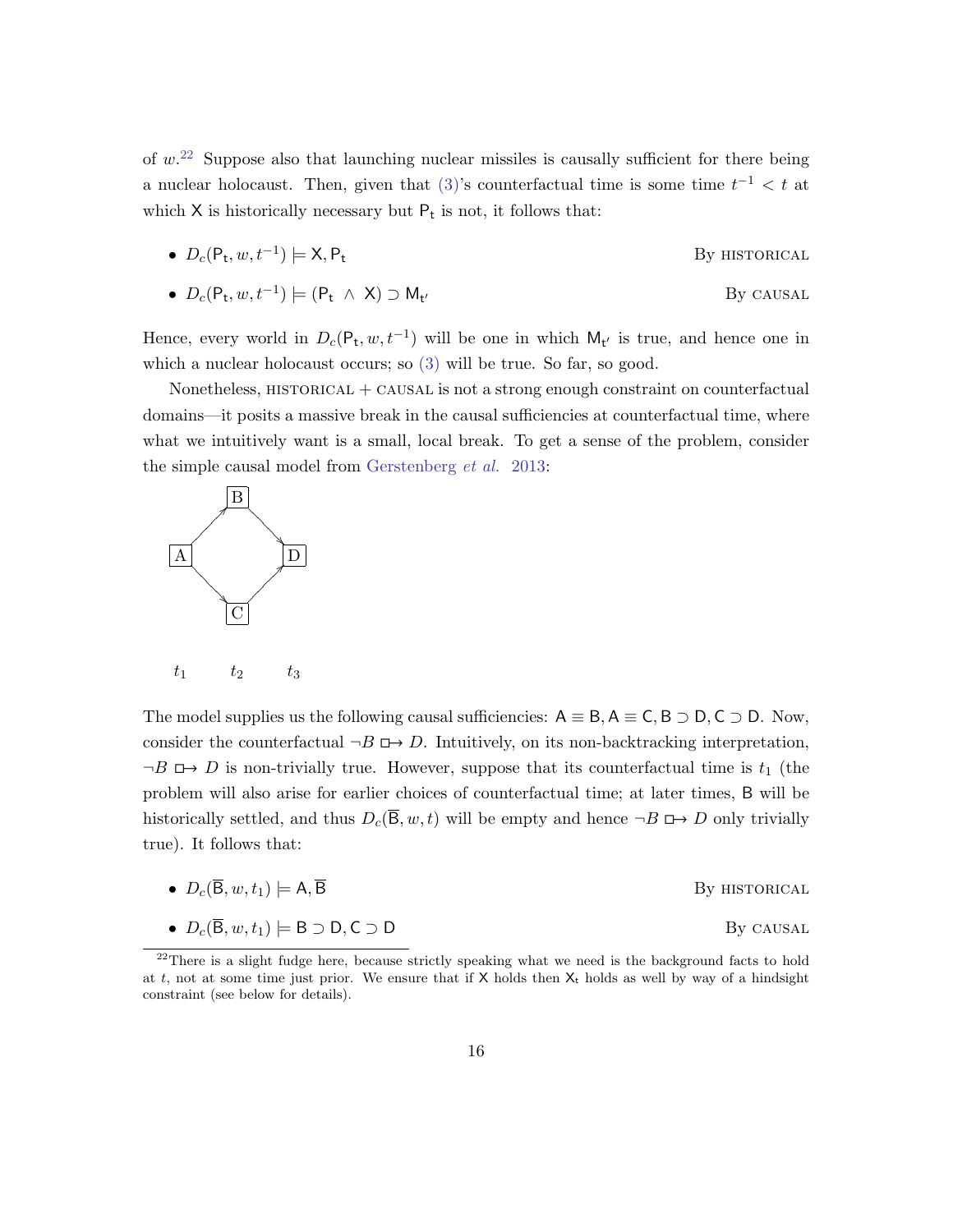of $w$.[22] Suppose also that launching nuclear missiles is causally sufficient for there being a nuclear holocaust. Then, given that (3)'s counterfactual time is some time $t^{-1} < t$ at which $\mathsf{X}$ is historically necessary but $\mathsf{P_t}$ is not, it follows that:

- $D_c(\mathsf{P_t}, w, t^{-1}) \models \mathsf{X}, \mathsf{P_t}$ By HISTORICAL
- $D_c(\mathsf{P_t}, w, t^{-1}) \models (\mathsf{P_t} \wedge \mathsf{X}) \supset \mathsf{M_{t'}}$ By CAUSAL

Hence, every world in $D_c(\mathsf{P_t}, w, t^{-1})$ will be one in which $\mathsf{M_{t'}}$ is true, and hence one in which a nuclear holocaust occurs; so (3) will be true. So far, so good.

Nonetheless, HISTORICAL + CAUSAL is not a strong enough constraint on counterfactual domains—it posits a massive break in the causal sufficiencies at counterfactual time, where what we intuitively want is a small, local break. To get a sense of the problem, consider the simple causal model from Gerstenberg *et al.* 2013:

```
        [B]
       ↗   ↘
    [A]     [D]
       ↘   ↗
        [C]

    t1    t2    t3
```

The model supplies us the following causal sufficiencies: $\mathsf{A} \equiv \mathsf{B}, \mathsf{A} \equiv \mathsf{C}, \mathsf{B} \supset \mathsf{D}, \mathsf{C} \supset \mathsf{D}$. Now, consider the counterfactual $\neg B \mathrel{\Box\!\!\rightarrow} D$. Intuitively, on its non-backtracking interpretation, $\neg B \mathrel{\Box\!\!\rightarrow} D$ is non-trivially true. However, suppose that its counterfactual time is $t_1$ (the problem will also arise for earlier choices of counterfactual time; at later times, $\mathsf{B}$ will be historically settled, and thus $D_c(\overline{\mathsf{B}}, w, t)$ will be empty and hence $\neg B \mathrel{\Box\!\!\rightarrow} D$ only trivially true). It follows that:

- $D_c(\overline{\mathsf{B}}, w, t_1) \models \mathsf{A}, \overline{\mathsf{B}}$ By HISTORICAL
- $D_c(\overline{\mathsf{B}}, w, t_1) \models \mathsf{B} \supset \mathsf{D}, \mathsf{C} \supset \mathsf{D}$ By CAUSAL

[22] There is a slight fudge here, because strictly speaking what we need is the background facts to hold at $t$, not at some time just prior. We ensure that if $\mathsf{X}$ holds then $\mathsf{X_t}$ holds as well by way of a hindsight constraint (see below for details).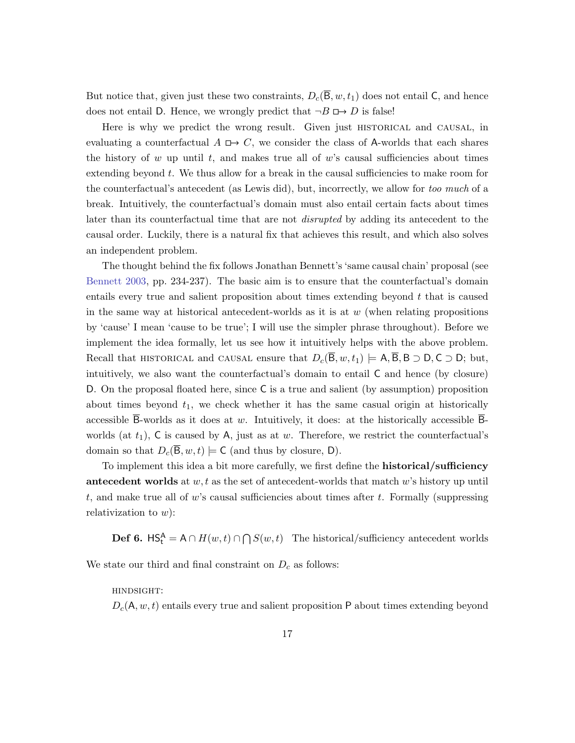But notice that, given just these two constraints, $D_c(\overline{\mathsf{B}}, w, t_1)$ does not entail $\mathsf{C}$, and hence does not entail $\mathsf{D}$. Hence, we wrongly predict that $\neg B \mathrel{\Box\!\!\rightarrow} D$ is false!

Here is why we predict the wrong result. Given just HISTORICAL and CAUSAL, in evaluating a counterfactual $A \mathrel{\Box\!\!\rightarrow} C$, we consider the class of $\mathsf{A}$-worlds that each shares the history of $w$ up until $t$, and makes true all of $w$'s causal sufficiencies about times extending beyond $t$. We thus allow for a break in the causal sufficiencies to make room for the counterfactual's antecedent (as Lewis did), but, incorrectly, we allow for *too much* of a break. Intuitively, the counterfactual's domain must also entail certain facts about times later than its counterfactual time that are not *disrupted* by adding its antecedent to the causal order. Luckily, there is a natural fix that achieves this result, and which also solves an independent problem.

The thought behind the fix follows Jonathan Bennett's 'same causal chain' proposal (see Bennett 2003, pp. 234-237). The basic aim is to ensure that the counterfactual's domain entails every true and salient proposition about times extending beyond $t$ that is caused in the same way at historical antecedent-worlds as it is at $w$ (when relating propositions by 'cause' I mean 'cause to be true'; I will use the simpler phrase throughout). Before we implement the idea formally, let us see how it intuitively helps with the above problem. Recall that HISTORICAL and CAUSAL ensure that $D_c(\overline{\mathsf{B}}, w, t_1) \models \mathsf{A}, \overline{\mathsf{B}}, \mathsf{B} \supset \mathsf{D}, \mathsf{C} \supset \mathsf{D}$; but, intuitively, we also want the counterfactual's domain to entail $\mathsf{C}$ and hence (by closure) $\mathsf{D}$. On the proposal floated here, since $\mathsf{C}$ is a true and salient (by assumption) proposition about times beyond $t_1$, we check whether it has the same casual origin at historically accessible $\overline{\mathsf{B}}$-worlds as it does at $w$. Intuitively, it does: at the historically accessible $\overline{\mathsf{B}}$-worlds (at $t_1$), $\mathsf{C}$ is caused by $\mathsf{A}$, just as at $w$. Therefore, we restrict the counterfactual's domain so that $D_c(\overline{\mathsf{B}}, w, t) \models \mathsf{C}$ (and thus by closure, $\mathsf{D}$).

To implement this idea a bit more carefully, we first define the **historical/sufficiency antecedent worlds** at $w, t$ as the set of antecedent-worlds that match $w$'s history up until $t$, and make true all of $w$'s causal sufficiencies about times after $t$. Formally (suppressing relativization to $w$):

**Def 6.** $\mathsf{HS}^{\mathsf{A}}_{\mathsf{t}} = \mathsf{A} \cap H(w,t) \cap \bigcap S(w,t)$ The historical/sufficiency antecedent worlds

We state our third and final constraint on $D_c$ as follows:

HINDSIGHT:
$D_c(\mathsf{A}, w, t)$ entails every true and salient proposition $\mathsf{P}$ about times extending beyond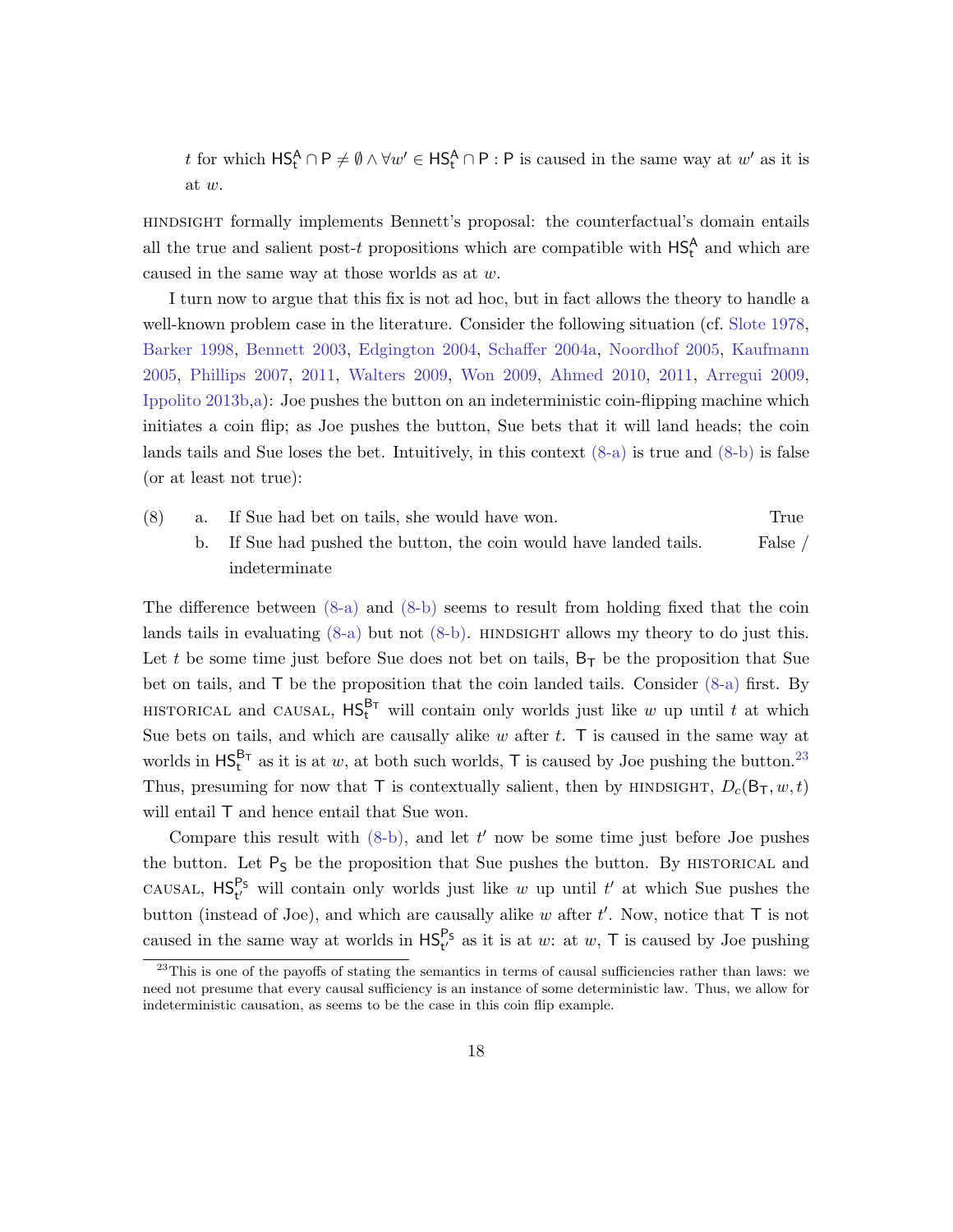$t$ for which $\mathsf{HS}^{\mathsf{A}}_{\mathsf{t}} \cap \mathsf{P} \neq \emptyset \wedge \forall w' \in \mathsf{HS}^{\mathsf{A}}_{\mathsf{t}} \cap \mathsf{P} : \mathsf{P}$ is caused in the same way at $w'$ as it is at $w$.

HINDSIGHT formally implements Bennett's proposal: the counterfactual's domain entails all the true and salient post-$t$ propositions which are compatible with $\mathsf{HS}^{\mathsf{A}}_{\mathsf{t}}$ and which are caused in the same way at those worlds as at $w$.

I turn now to argue that this fix is not ad hoc, but in fact allows the theory to handle a well-known problem case in the literature. Consider the following situation (cf. Slote 1978, Barker 1998, Bennett 2003, Edgington 2004, Schaffer 2004a, Noordhof 2005, Kaufmann 2005, Phillips 2007, 2011, Walters 2009, Won 2009, Ahmed 2010, 2011, Arregui 2009, Ippolito 2013b,a): Joe pushes the button on an indeterministic coin-flipping machine which initiates a coin flip; as Joe pushes the button, Sue bets that it will land heads; the coin lands tails and Sue loses the bet. Intuitively, in this context (8-a) is true and (8-b) is false (or at least not true):

(8) a. If Sue had bet on tails, she would have won. — True
b. If Sue had pushed the button, the coin would have landed tails. — False / indeterminate

The difference between (8-a) and (8-b) seems to result from holding fixed that the coin lands tails in evaluating (8-a) but not (8-b). HINDSIGHT allows my theory to do just this. Let $t$ be some time just before Sue does not bet on tails, $\mathsf{B}_{\mathsf{T}}$ be the proposition that Sue bet on tails, and $\mathsf{T}$ be the proposition that the coin landed tails. Consider (8-a) first. By HISTORICAL and CAUSAL, $\mathsf{HS}^{\mathsf{B_T}}_{\mathsf{t}}$ will contain only worlds just like $w$ up until $t$ at which Sue bets on tails, and which are causally alike $w$ after $t$. $\mathsf{T}$ is caused in the same way at worlds in $\mathsf{HS}^{\mathsf{B_T}}_{\mathsf{t}}$ as it is at $w$, at both such worlds, $\mathsf{T}$ is caused by Joe pushing the button.[23] Thus, presuming for now that $\mathsf{T}$ is contextually salient, then by HINDSIGHT, $D_c(\mathsf{B}_{\mathsf{T}}, w, t)$ will entail $\mathsf{T}$ and hence entail that Sue won.

Compare this result with (8-b), and let $t'$ now be some time just before Joe pushes the button. Let $\mathsf{P}_{\mathsf{S}}$ be the proposition that Sue pushes the button. By HISTORICAL and CAUSAL, $\mathsf{HS}^{\mathsf{P_S}}_{\mathsf{t'}}$ will contain only worlds just like $w$ up until $t'$ at which Sue pushes the button (instead of Joe), and which are causally alike $w$ after $t'$. Now, notice that $\mathsf{T}$ is not caused in the same way at worlds in $\mathsf{HS}^{\mathsf{P_S}}_{\mathsf{t'}}$ as it is at $w$: at $w$, $\mathsf{T}$ is caused by Joe pushing

[23] This is one of the payoffs of stating the semantics in terms of causal sufficiencies rather than laws: we need not presume that every causal sufficiency is an instance of some deterministic law. Thus, we allow for indeterministic causation, as seems to be the case in this coin flip example.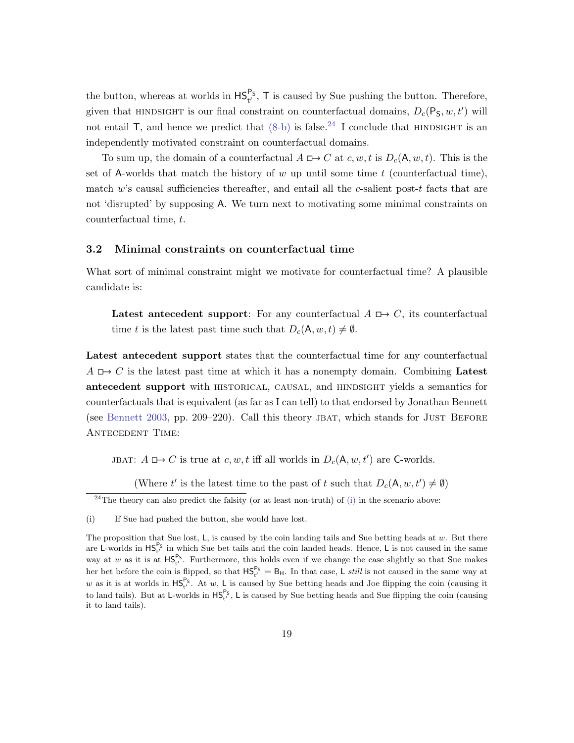the button, whereas at worlds in $\mathsf{HS}^{\mathsf{P_S}}_{\mathsf{t'}}$, $\mathsf{T}$ is caused by Sue pushing the button. Therefore, given that HINDSIGHT is our final constraint on counterfactual domains, $D_c(\mathsf{P_S}, w, t')$ will not entail $\mathsf{T}$, and hence we predict that (8-b) is false.[24] I conclude that HINDSIGHT is an independently motivated constraint on counterfactual domains.

To sum up, the domain of a counterfactual $A \boxright C$ at $c, w, t$ is $D_c(\mathsf{A}, w, t)$. This is the set of $\mathsf{A}$-worlds that match the history of $w$ up until some time $t$ (counterfactual time), match $w$'s causal sufficiencies thereafter, and entail all the $c$-salient post-$t$ facts that are not 'disrupted' by supposing $\mathsf{A}$. We turn next to motivating some minimal constraints on counterfactual time, $t$.

### 3.2 Minimal constraints on counterfactual time

What sort of minimal constraint might we motivate for counterfactual time? A plausible candidate is:

> **Latest antecedent support**: For any counterfactual $A \boxright C$, its counterfactual time $t$ is the latest past time such that $D_c(\mathsf{A}, w, t) \neq \emptyset$.

**Latest antecedent support** states that the counterfactual time for any counterfactual $A \boxright C$ is the latest past time at which it has a nonempty domain. Combining **Latest antecedent support** with HISTORICAL, CAUSAL, and HINDSIGHT yields a semantics for counterfactuals that is equivalent (as far as I can tell) to that endorsed by Jonathan Bennett (see Bennett 2003, pp. 209–220). Call this theory JBAT, which stands for JUST BEFORE ANTECEDENT TIME:

> JBAT: $A \boxright C$ is true at $c, w, t$ iff all worlds in $D_c(\mathsf{A}, w, t')$ are $\mathsf{C}$-worlds.
>
> (Where $t'$ is the latest time to the past of $t$ such that $D_c(\mathsf{A}, w, t') \neq \emptyset$)

---

[24] The theory can also predict the falsity (or at least non-truth) of (i) in the scenario above:

(i) If Sue had pushed the button, she would have lost.

The proposition that Sue lost, $\mathsf{L}$, is caused by the coin landing tails and Sue betting heads at $w$. But there are $\mathsf{L}$-worlds in $\mathsf{HS}^{\mathsf{P_S}}_{\mathsf{t'}}$ in which Sue bet tails and the coin landed heads. Hence, $\mathsf{L}$ is not caused in the same way at $w$ as it is at $\mathsf{HS}^{\mathsf{P_S}}_{\mathsf{t'}}$. Furthermore, this holds even if we change the case slightly so that Sue makes her bet before the coin is flipped, so that $\mathsf{HS}^{\mathsf{P_S}}_{\mathsf{t'}} \models \mathsf{B_H}$. In that case, $\mathsf{L}$ *still* is not caused in the same way at $w$ as it is at worlds in $\mathsf{HS}^{\mathsf{P_S}}_{\mathsf{t'}}$. At $w$, $\mathsf{L}$ is caused by Sue betting heads and Joe flipping the coin (causing it to land tails). But at $\mathsf{L}$-worlds in $\mathsf{HS}^{\mathsf{P_S}}_{\mathsf{t'}}$, $\mathsf{L}$ is caused by Sue betting heads and Sue flipping the coin (causing it to land tails).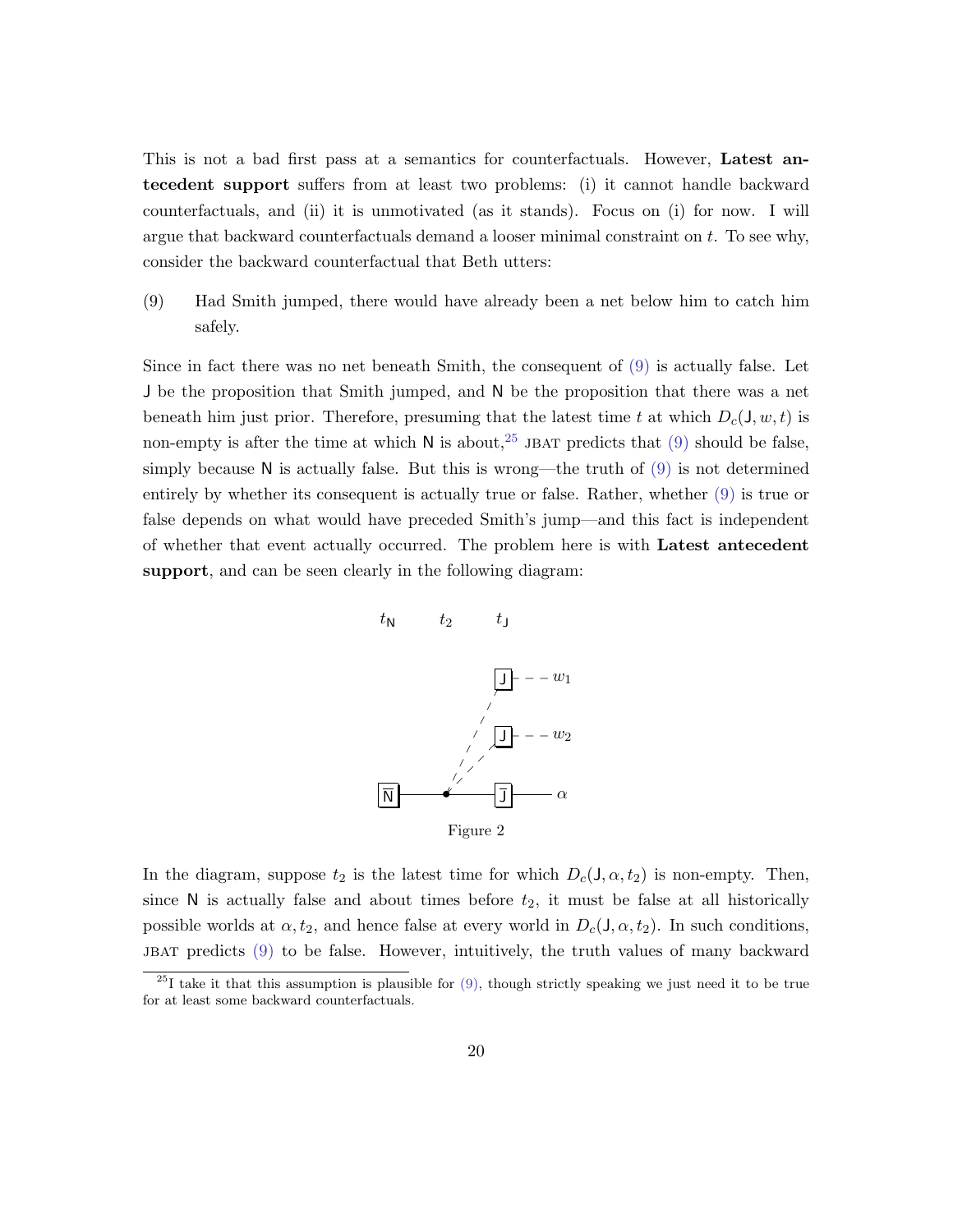This is not a bad first pass at a semantics for counterfactuals. However, **Latest antecedent support** suffers from at least two problems: (i) it cannot handle backward counterfactuals, and (ii) it is unmotivated (as it stands). Focus on (i) for now. I will argue that backward counterfactuals demand a looser minimal constraint on $t$. To see why, consider the backward counterfactual that Beth utters:

(9) Had Smith jumped, there would have already been a net below him to catch him safely.

Since in fact there was no net beneath Smith, the consequent of (9) is actually false. Let $\mathsf{J}$ be the proposition that Smith jumped, and $\mathsf{N}$ be the proposition that there was a net beneath him just prior. Therefore, presuming that the latest time $t$ at which $D_c(\mathsf{J}, w, t)$ is non-empty is after the time at which $\mathsf{N}$ is about,[25] JBAT predicts that (9) should be false, simply because $\mathsf{N}$ is actually false. But this is wrong—the truth of (9) is not determined entirely by whether its consequent is actually true or false. Rather, whether (9) is true or false depends on what would have preceded Smith's jump—and this fact is independent of whether that event actually occurred. The problem here is with **Latest antecedent support**, and can be seen clearly in the following diagram:

Figure 2

In the diagram, suppose $t_2$ is the latest time for which $D_c(\mathsf{J}, \alpha, t_2)$ is non-empty. Then, since $\mathsf{N}$ is actually false and about times before $t_2$, it must be false at all historically possible worlds at $\alpha, t_2$, and hence false at every world in $D_c(\mathsf{J}, \alpha, t_2)$. In such conditions, JBAT predicts (9) to be false. However, intuitively, the truth values of many backward

[25] I take it that this assumption is plausible for (9), though strictly speaking we just need it to be true for at least some backward counterfactuals.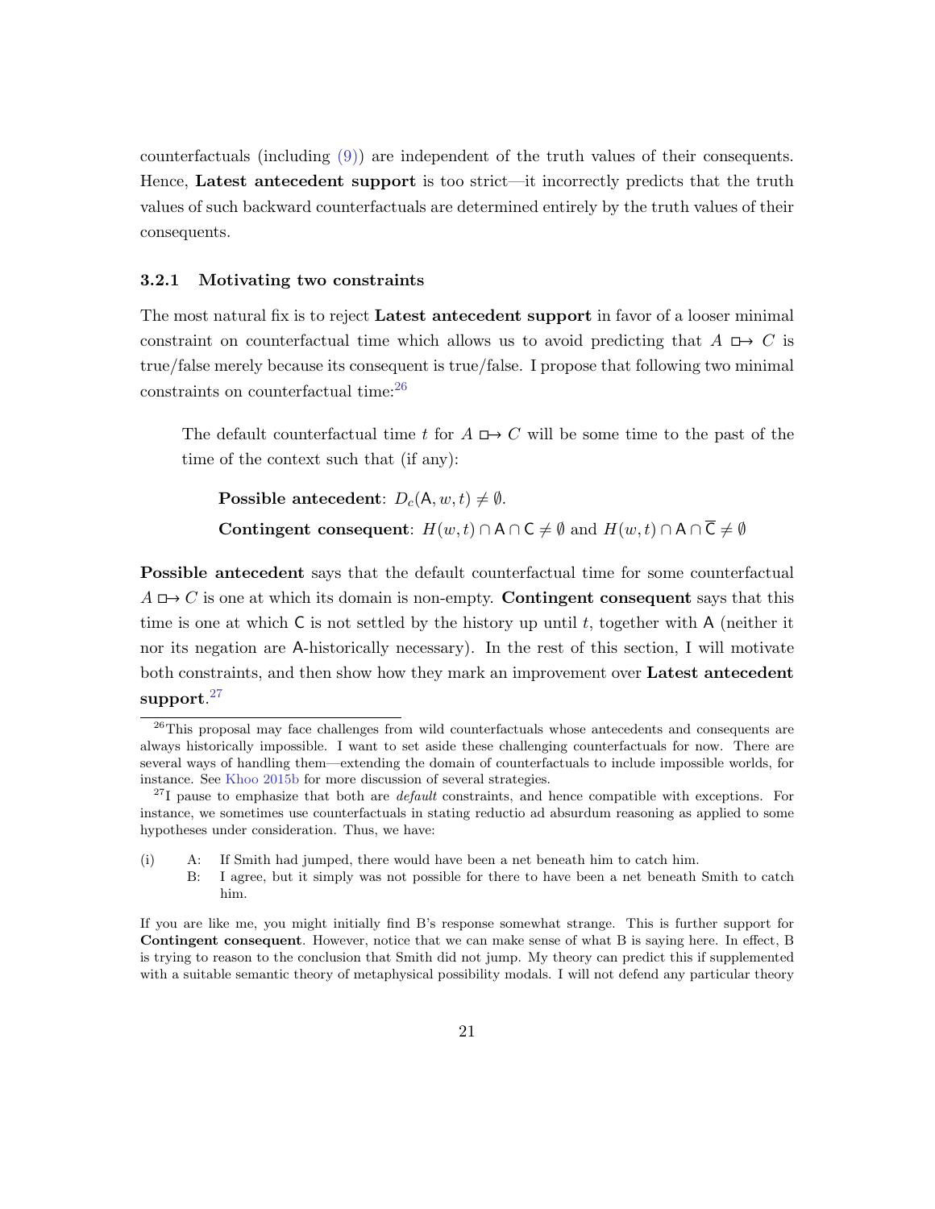counterfactuals (including (9)) are independent of the truth values of their consequents. Hence, **Latest antecedent support** is too strict—it incorrectly predicts that the truth values of such backward counterfactuals are determined entirely by the truth values of their consequents.

### 3.2.1 Motivating two constraints

The most natural fix is to reject **Latest antecedent support** in favor of a looser minimal constraint on counterfactual time which allows us to avoid predicting that $A \mathrel{\Box\!\!\rightarrow} C$ is true/false merely because its consequent is true/false. I propose that following two minimal constraints on counterfactual time:[26]

> The default counterfactual time $t$ for $A \mathrel{\Box\!\!\rightarrow} C$ will be some time to the past of the time of the context such that (if any):
>
> **Possible antecedent**: $D_c(\mathsf{A}, w, t) \neq \emptyset$.
>
> **Contingent consequent**: $H(w,t) \cap \mathsf{A} \cap \mathsf{C} \neq \emptyset$ and $H(w,t) \cap \mathsf{A} \cap \overline{\mathsf{C}} \neq \emptyset$

**Possible antecedent** says that the default counterfactual time for some counterfactual $A \mathrel{\Box\!\!\rightarrow} C$ is one at which its domain is non-empty. **Contingent consequent** says that this time is one at which $\mathsf{C}$ is not settled by the history up until $t$, together with $\mathsf{A}$ (neither it nor its negation are $\mathsf{A}$-historically necessary). In the rest of this section, I will motivate both constraints, and then show how they mark an improvement over **Latest antecedent support**.[27]

---

[26] This proposal may face challenges from wild counterfactuals whose antecedents and consequents are always historically impossible. I want to set aside these challenging counterfactuals for now. There are several ways of handling them—extending the domain of counterfactuals to include impossible worlds, for instance. See Khoo 2015b for more discussion of several strategies.

[27] I pause to emphasize that both are *default* constraints, and hence compatible with exceptions. For instance, we sometimes use counterfactuals in stating reductio ad absurdum reasoning as applied to some hypotheses under consideration. Thus, we have:

(i) A: If Smith had jumped, there would have been a net beneath him to catch him.
  B: I agree, but it simply was not possible for there to have been a net beneath Smith to catch him.

If you are like me, you might initially find B's response somewhat strange. This is further support for **Contingent consequent**. However, notice that we can make sense of what B is saying here. In effect, B is trying to reason to the conclusion that Smith did not jump. My theory can predict this if supplemented with a suitable semantic theory of metaphysical possibility modals. I will not defend any particular theory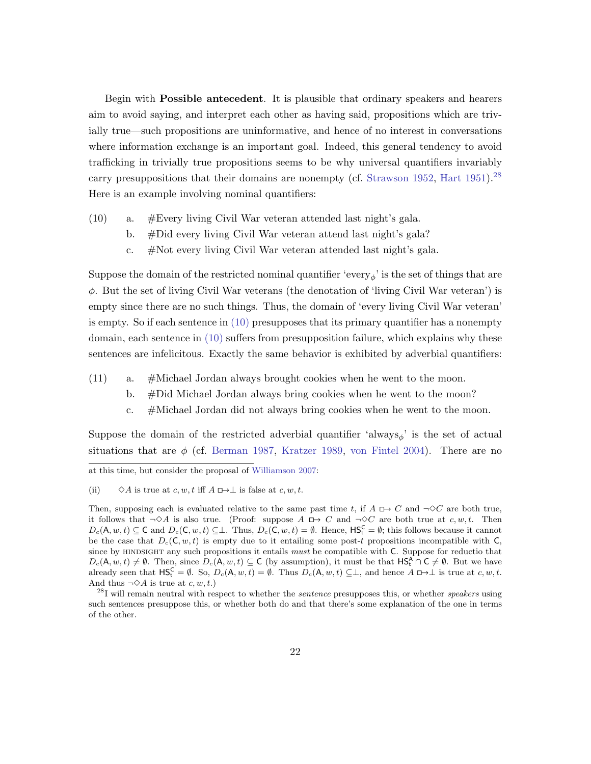Begin with **Possible antecedent**. It is plausible that ordinary speakers and hearers aim to avoid saying, and interpret each other as having said, propositions which are trivially true—such propositions are uninformative, and hence of no interest in conversations where information exchange is an important goal. Indeed, this general tendency to avoid trafficking in trivially true propositions seems to be why universal quantifiers invariably carry presuppositions that their domains are nonempty (cf. Strawson 1952, Hart 1951).[28] Here is an example involving nominal quantifiers:

(10) a. #Every living Civil War veteran attended last night's gala.
b. #Did every living Civil War veteran attend last night's gala?
c. #Not every living Civil War veteran attended last night's gala.

Suppose the domain of the restricted nominal quantifier 'every$_\phi$' is the set of things that are $\phi$. But the set of living Civil War veterans (the denotation of 'living Civil War veteran') is empty since there are no such things. Thus, the domain of 'every living Civil War veteran' is empty. So if each sentence in (10) presupposes that its primary quantifier has a nonempty domain, each sentence in (10) suffers from presupposition failure, which explains why these sentences are infelicitous. Exactly the same behavior is exhibited by adverbial quantifiers:

(11) a. #Michael Jordan always brought cookies when he went to the moon.
b. #Did Michael Jordan always bring cookies when he went to the moon?
c. #Michael Jordan did not always bring cookies when he went to the moon.

Suppose the domain of the restricted adverbial quantifier 'always$_\phi$' is the set of actual situations that are $\phi$ (cf. Berman 1987, Kratzer 1989, von Fintel 2004). There are no

---

at this time, but consider the proposal of Williamson 2007:

(ii) $\Diamond A$ is true at $c, w, t$ iff $A \mathrel{\Box\!\!\rightarrow} \bot$ is false at $c, w, t$.

Then, supposing each is evaluated relative to the same past time $t$, if $A \mathrel{\Box\!\!\rightarrow} C$ and $\neg\Diamond C$ are both true, it follows that $\neg\Diamond A$ is also true. (Proof: suppose $A \mathrel{\Box\!\!\rightarrow} C$ and $\neg\Diamond C$ are both true at $c, w, t$. Then $D_c(\mathsf{A}, w, t) \subseteq \mathsf{C}$ and $D_c(\mathsf{C}, w, t) \subseteq \bot$. Thus, $D_c(\mathsf{C}, w, t) = \emptyset$. Hence, $\mathsf{HS}^{\mathsf{C}}_{\mathsf{t}} = \emptyset$; this follows because it cannot be the case that $D_c(\mathsf{C}, w, t)$ is empty due to it entailing some post-$t$ propositions incompatible with $\mathsf{C}$, since by HINDSIGHT any such propositions it entails *must* be compatible with $\mathsf{C}$. Suppose for reductio that $D_c(\mathsf{A}, w, t) \neq \emptyset$. Then, since $D_c(\mathsf{A}, w, t) \subseteq \mathsf{C}$ (by assumption), it must be that $\mathsf{HS}^{\mathsf{A}}_{\mathsf{t}} \cap \mathsf{C} \neq \emptyset$. But we have already seen that $\mathsf{HS}^{\mathsf{C}}_{\mathsf{t}} = \emptyset$. So, $D_c(\mathsf{A}, w, t) = \emptyset$. Thus $D_c(\mathsf{A}, w, t) \subseteq \bot$, and hence $A \mathrel{\Box\!\!\rightarrow} \bot$ is true at $c, w, t$. And thus $\neg\Diamond A$ is true at $c, w, t$.)

[28] I will remain neutral with respect to whether the *sentence* presupposes this, or whether *speakers* using such sentences presuppose this, or whether both do and that there's some explanation of the one in terms of the other.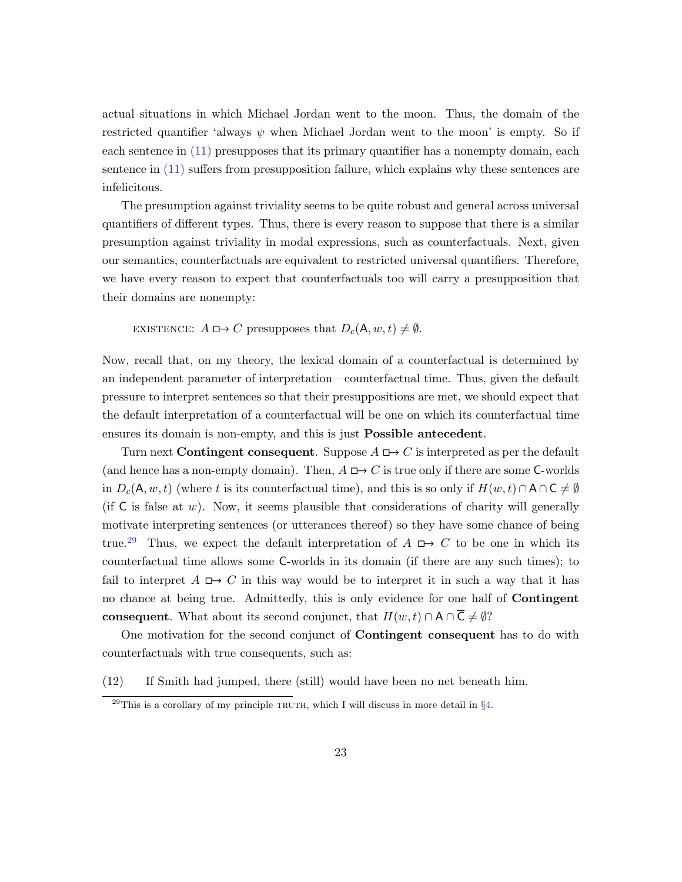actual situations in which Michael Jordan went to the moon. Thus, the domain of the restricted quantifier 'always $\psi$ when Michael Jordan went to the moon' is empty. So if each sentence in (11) presupposes that its primary quantifier has a nonempty domain, each sentence in (11) suffers from presupposition failure, which explains why these sentences are infelicitous.

The presumption against triviality seems to be quite robust and general across universal quantifiers of different types. Thus, there is every reason to suppose that there is a similar presumption against triviality in modal expressions, such as counterfactuals. Next, given our semantics, counterfactuals are equivalent to restricted universal quantifiers. Therefore, we have every reason to expect that counterfactuals too will carry a presupposition that their domains are nonempty:

> EXISTENCE: $A \boxright C$ presupposes that $D_c(\mathsf{A}, w, t) \neq \emptyset$.

Now, recall that, on my theory, the lexical domain of a counterfactual is determined by an independent parameter of interpretation—counterfactual time. Thus, given the default pressure to interpret sentences so that their presuppositions are met, we should expect that the default interpretation of a counterfactual will be one on which its counterfactual time ensures its domain is non-empty, and this is just **Possible antecedent**.

Turn next **Contingent consequent**. Suppose $A \boxright C$ is interpreted as per the default (and hence has a non-empty domain). Then, $A \boxright C$ is true only if there are some $\mathsf{C}$-worlds in $D_c(\mathsf{A}, w, t)$ (where $t$ is its counterfactual time), and this is so only if $H(w, t) \cap \mathsf{A} \cap \mathsf{C} \neq \emptyset$ (if $\mathsf{C}$ is false at $w$). Now, it seems plausible that considerations of charity will generally motivate interpreting sentences (or utterances thereof) so they have some chance of being true.[29] Thus, we expect the default interpretation of $A \boxright C$ to be one in which its counterfactual time allows some $\mathsf{C}$-worlds in its domain (if there are any such times); to fail to interpret $A \boxright C$ in this way would be to interpret it in such a way that it has no chance at being true. Admittedly, this is only evidence for one half of **Contingent consequent**. What about its second conjunct, that $H(w, t) \cap \mathsf{A} \cap \overline{\mathsf{C}} \neq \emptyset$?

One motivation for the second conjunct of **Contingent consequent** has to do with counterfactuals with true consequents, such as:

(12) If Smith had jumped, there (still) would have been no net beneath him.

[29] This is a corollary of my principle TRUTH, which I will discuss in more detail in §4.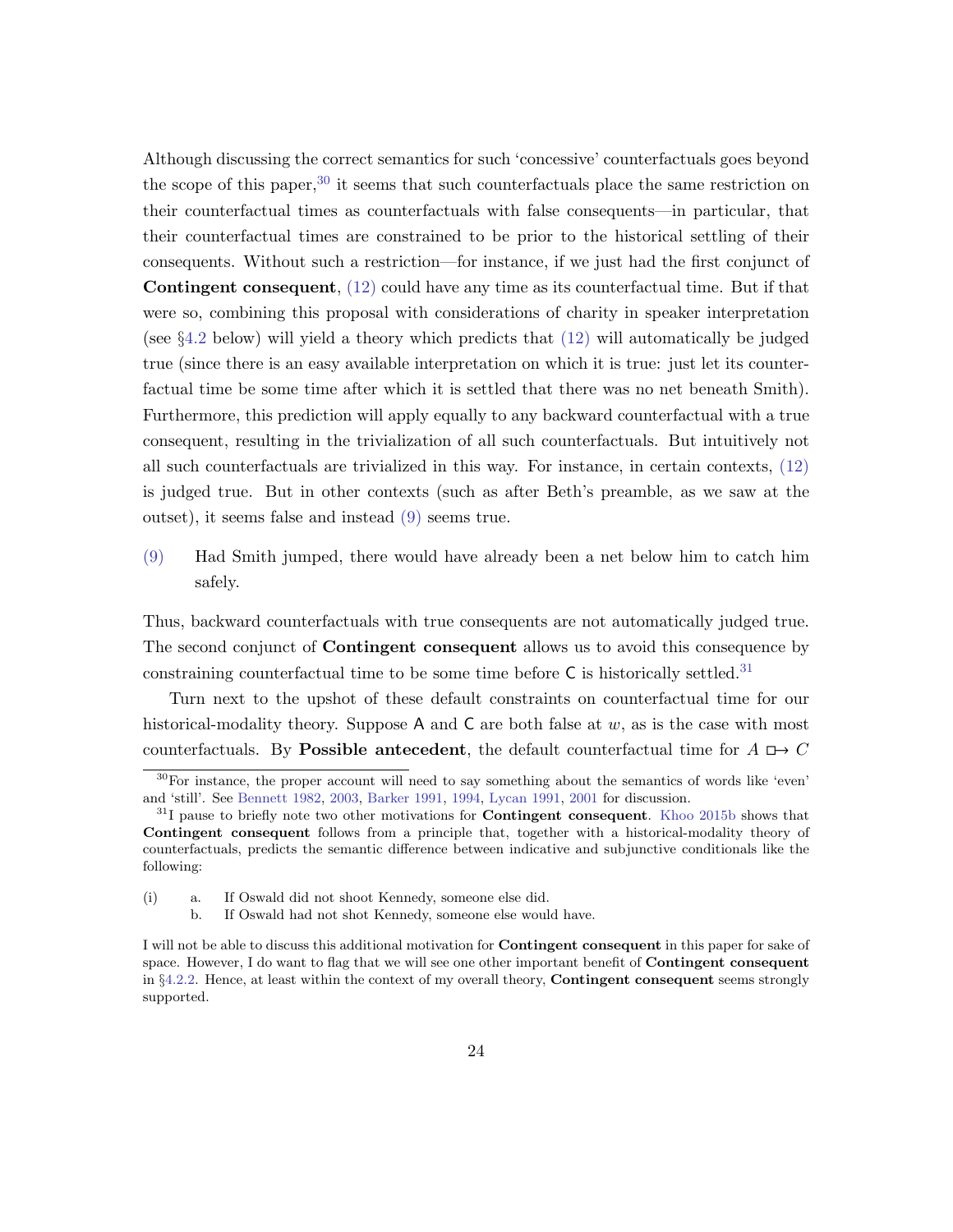Although discussing the correct semantics for such 'concessive' counterfactuals goes beyond the scope of this paper,[30] it seems that such counterfactuals place the same restriction on their counterfactual times as counterfactuals with false consequents—in particular, that their counterfactual times are constrained to be prior to the historical settling of their consequents. Without such a restriction—for instance, if we just had the first conjunct of **Contingent consequent**, (12) could have any time as its counterfactual time. But if that were so, combining this proposal with considerations of charity in speaker interpretation (see §4.2 below) will yield a theory which predicts that (12) will automatically be judged true (since there is an easy available interpretation on which it is true: just let its counterfactual time be some time after which it is settled that there was no net beneath Smith). Furthermore, this prediction will apply equally to any backward counterfactual with a true consequent, resulting in the trivialization of all such counterfactuals. But intuitively not all such counterfactuals are trivialized in this way. For instance, in certain contexts, (12) is judged true. But in other contexts (such as after Beth's preamble, as we saw at the outset), it seems false and instead (9) seems true.

(9) Had Smith jumped, there would have already been a net below him to catch him safely.

Thus, backward counterfactuals with true consequents are not automatically judged true. The second conjunct of **Contingent consequent** allows us to avoid this consequence by constraining counterfactual time to be some time before $\mathsf{C}$ is historically settled.[31]

Turn next to the upshot of these default constraints on counterfactual time for our historical-modality theory. Suppose $\mathsf{A}$ and $\mathsf{C}$ are both false at $w$, as is the case with most counterfactuals. By **Possible antecedent**, the default counterfactual time for $A \mathrel{\Box\!\!\rightarrow} C$

[30] For instance, the proper account will need to say something about the semantics of words like 'even' and 'still'. See Bennett 1982, 2003, Barker 1991, 1994, Lycan 1991, 2001 for discussion.

[31] I pause to briefly note two other motivations for **Contingent consequent**. Khoo 2015b shows that **Contingent consequent** follows from a principle that, together with a historical-modality theory of counterfactuals, predicts the semantic difference between indicative and subjunctive conditionals like the following:

(i) a. If Oswald did not shoot Kennedy, someone else did.
 b. If Oswald had not shot Kennedy, someone else would have.

I will not be able to discuss this additional motivation for **Contingent consequent** in this paper for sake of space. However, I do want to flag that we will see one other important benefit of **Contingent consequent** in §4.2.2. Hence, at least within the context of my overall theory, **Contingent consequent** seems strongly supported.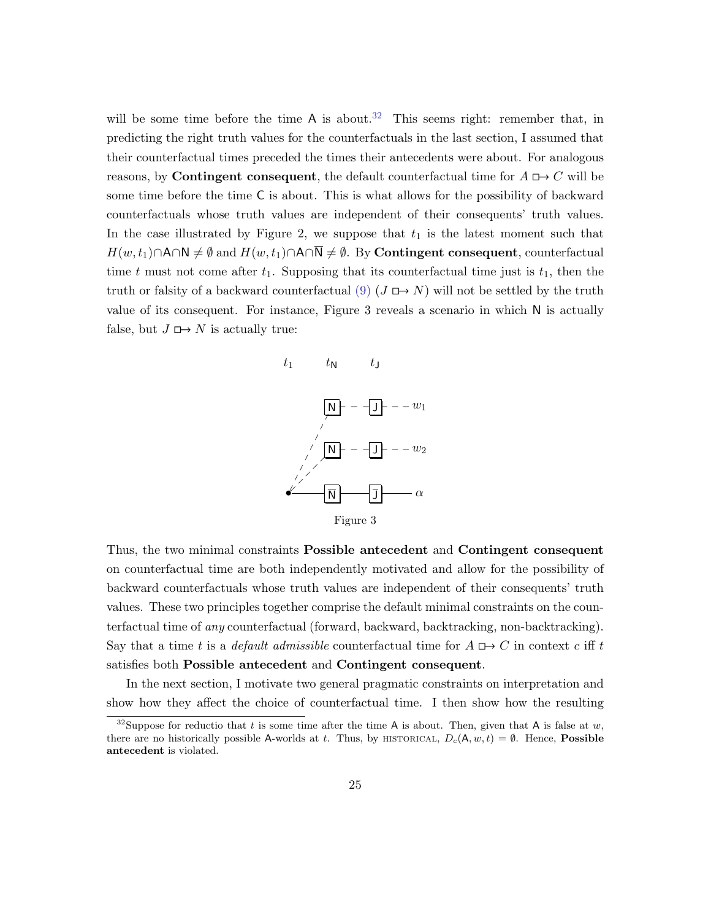will be some time before the time $\mathsf{A}$ is about.[32] This seems right: remember that, in predicting the right truth values for the counterfactuals in the last section, I assumed that their counterfactual times preceded the times their antecedents were about. For analogous reasons, by **Contingent consequent**, the default counterfactual time for $A \mathrel{\Box\!\!\rightarrow} C$ will be some time before the time $\mathsf{C}$ is about. This is what allows for the possibility of backward counterfactuals whose truth values are independent of their consequents' truth values. In the case illustrated by Figure 2, we suppose that $t_1$ is the latest moment such that $H(w, t_1) \cap \mathsf{A} \cap \mathsf{N} \neq \emptyset$ and $H(w, t_1) \cap \mathsf{A} \cap \overline{\mathsf{N}} \neq \emptyset$. By **Contingent consequent**, counterfactual time $t$ must not come after $t_1$. Supposing that its counterfactual time just is $t_1$, then the truth or falsity of a backward counterfactual (9) ($J \mathrel{\Box\!\!\rightarrow} N$) will not be settled by the truth value of its consequent. For instance, Figure 3 reveals a scenario in which $\mathsf{N}$ is actually false, but $J \mathrel{\Box\!\!\rightarrow} N$ is actually true:

$t_1$ $t_{\mathsf{N}}$ $t_{\mathsf{J}}$

N - - J - - $w_1$

N - - J - - $w_2$

• — $\overline{\mathsf{N}}$ — $\overline{\mathsf{J}}$ — $\alpha$

Figure 3

Thus, the two minimal constraints **Possible antecedent** and **Contingent consequent** on counterfactual time are both independently motivated and allow for the possibility of backward counterfactuals whose truth values are independent of their consequents' truth values. These two principles together comprise the default minimal constraints on the counterfactual time of *any* counterfactual (forward, backward, backtracking, non-backtracking). Say that a time $t$ is a *default admissible* counterfactual time for $A \mathrel{\Box\!\!\rightarrow} C$ in context $c$ iff $t$ satisfies both **Possible antecedent** and **Contingent consequent**.

In the next section, I motivate two general pragmatic constraints on interpretation and show how they affect the choice of counterfactual time. I then show how the resulting

[32] Suppose for reductio that $t$ is some time after the time $\mathsf{A}$ is about. Then, given that $\mathsf{A}$ is false at $w$, there are no historically possible $\mathsf{A}$-worlds at $t$. Thus, by HISTORICAL, $D_c(\mathsf{A}, w, t) = \emptyset$. Hence, **Possible antecedent** is violated.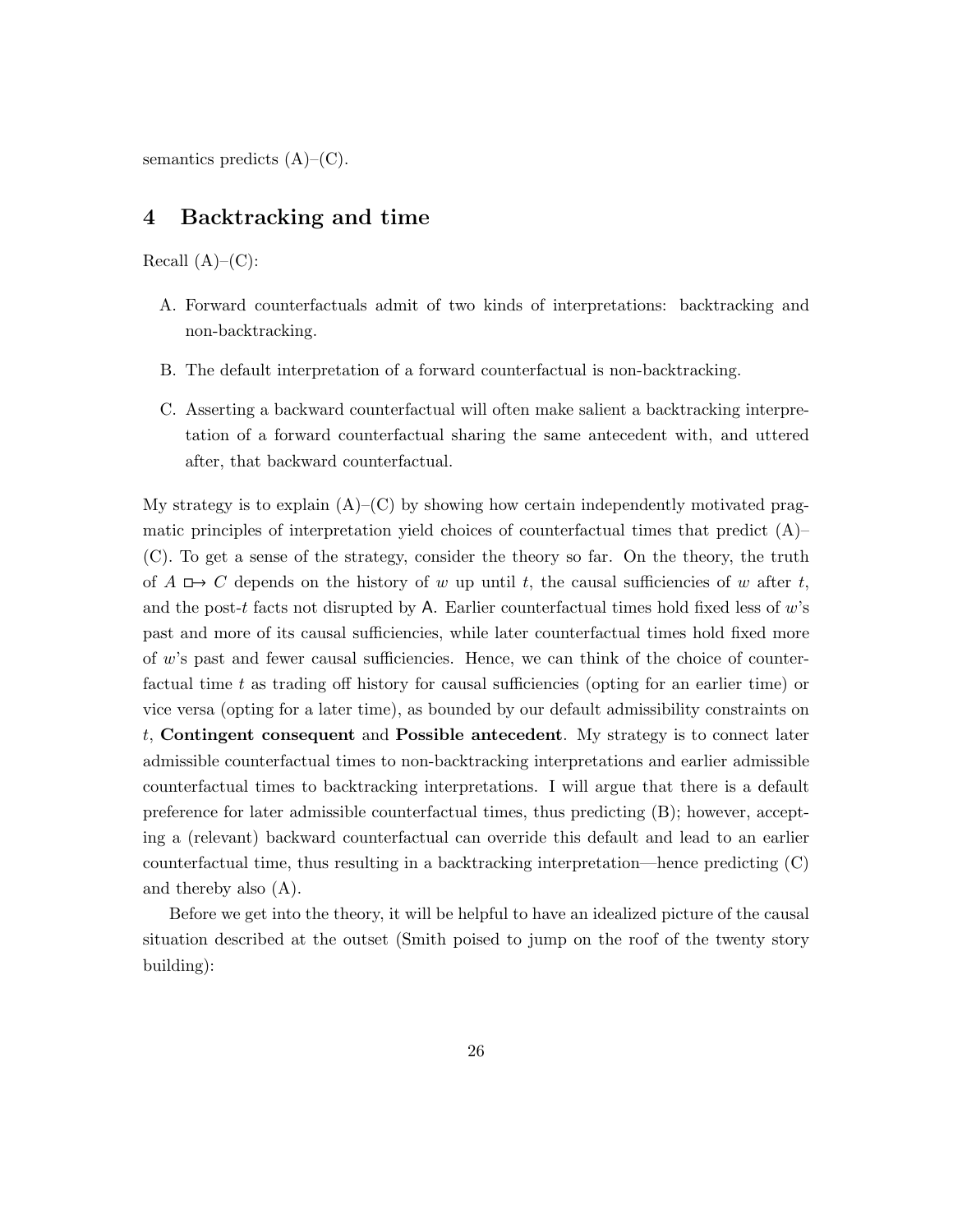semantics predicts (A)–(C).

## 4 Backtracking and time

Recall (A)–(C):

A. Forward counterfactuals admit of two kinds of interpretations: backtracking and non-backtracking.

B. The default interpretation of a forward counterfactual is non-backtracking.

C. Asserting a backward counterfactual will often make salient a backtracking interpretation of a forward counterfactual sharing the same antecedent with, and uttered after, that backward counterfactual.

My strategy is to explain (A)–(C) by showing how certain independently motivated pragmatic principles of interpretation yield choices of counterfactual times that predict (A)–(C). To get a sense of the strategy, consider the theory so far. On the theory, the truth of $A \mathrel{\Box\!\!\rightarrow} C$ depends on the history of $w$ up until $t$, the causal sufficiencies of $w$ after $t$, and the post-$t$ facts not disrupted by $\mathsf{A}$. Earlier counterfactual times hold fixed less of $w$'s past and more of its causal sufficiencies, while later counterfactual times hold fixed more of $w$'s past and fewer causal sufficiencies. Hence, we can think of the choice of counterfactual time $t$ as trading off history for causal sufficiencies (opting for an earlier time) or vice versa (opting for a later time), as bounded by our default admissibility constraints on $t$, **Contingent consequent** and **Possible antecedent**. My strategy is to connect later admissible counterfactual times to non-backtracking interpretations and earlier admissible counterfactual times to backtracking interpretations. I will argue that there is a default preference for later admissible counterfactual times, thus predicting (B); however, accepting a (relevant) backward counterfactual can override this default and lead to an earlier counterfactual time, thus resulting in a backtracking interpretation—hence predicting (C) and thereby also (A).

Before we get into the theory, it will be helpful to have an idealized picture of the causal situation described at the outset (Smith poised to jump on the roof of the twenty story building):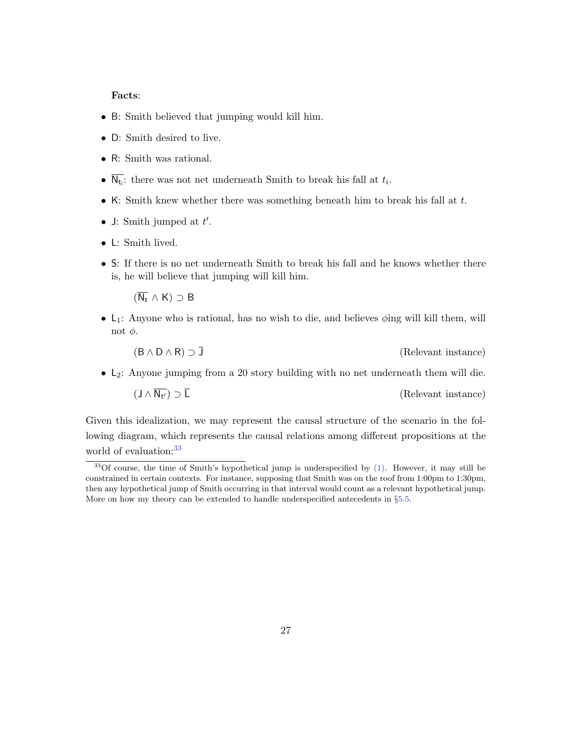**Facts**:

- $\mathsf{B}$: Smith believed that jumping would kill him.
- $\mathsf{D}$: Smith desired to live.
- $\mathsf{R}$: Smith was rational.
- $\overline{\mathsf{N_{t_i}}}$: there was not net underneath Smith to break his fall at $t_i$.
- $\mathsf{K}$: Smith knew whether there was something beneath him to break his fall at $t$.
- $\mathsf{J}$: Smith jumped at $t'$.
- $\mathsf{L}$: Smith lived.
- $\mathsf{S}$: If there is no net underneath Smith to break his fall and he knows whether there is, he will believe that jumping will kill him.

  $(\overline{\mathsf{N_t}} \wedge \mathsf{K}) \supset \mathsf{B}$

- $\mathsf{L}_1$: Anyone who is rational, has no wish to die, and believes $\phi$ing will kill them, will not $\phi$.

  $(\mathsf{B} \wedge \mathsf{D} \wedge \mathsf{R}) \supset \overline{\mathsf{J}}$ (Relevant instance)

- $\mathsf{L}_2$: Anyone jumping from a 20 story building with no net underneath them will die.

  $(\mathsf{J} \wedge \overline{\mathsf{N_{t'}}}) \supset \overline{\mathsf{L}}$ (Relevant instance)

Given this idealization, we may represent the causal structure of the scenario in the following diagram, which represents the causal relations among different propositions at the world of evaluation:[33]

[33] Of course, the time of Smith's hypothetical jump is underspecified by (1). However, it may still be constrained in certain contexts. For instance, supposing that Smith was on the roof from 1:00pm to 1:30pm, then any hypothetical jump of Smith occurring in that interval would count as a relevant hypothetical jump. More on how my theory can be extended to handle underspecified antecedents in §5.5.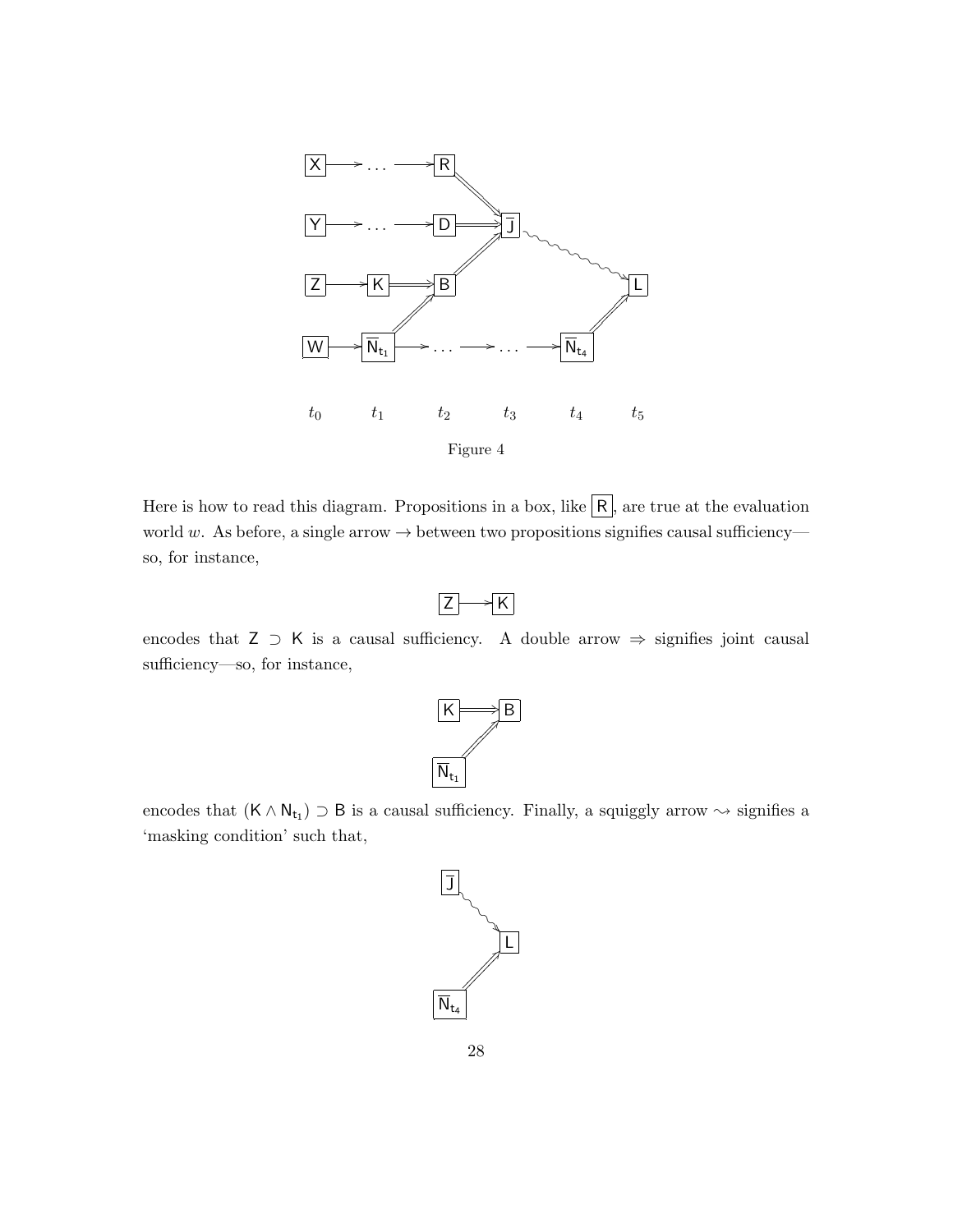Figure 4

Here is how to read this diagram. Propositions in a box, like $\boxed{\mathsf{R}}$, are true at the evaluation world $w$. As before, a single arrow $\rightarrow$ between two propositions signifies causal sufficiency—so, for instance,

$$\boxed{\mathsf{Z}} \longrightarrow \boxed{\mathsf{K}}$$

encodes that $\mathsf{Z} \supset \mathsf{K}$ is a causal sufficiency. A double arrow $\Rightarrow$ signifies joint causal sufficiency—so, for instance,

$$\boxed{\mathsf{K}} \Longrightarrow \boxed{\mathsf{B}} \Longleftarrow \boxed{\overline{\mathsf{N}}_{\mathsf{t_1}}}$$

encodes that $(\mathsf{K} \wedge \mathsf{N}_{\mathsf{t_1}}) \supset \mathsf{B}$ is a causal sufficiency. Finally, a squiggly arrow $\rightsquigarrow$ signifies a 'masking condition' such that,

$$\boxed{\overline{\mathsf{J}}} \rightsquigarrow \boxed{\mathsf{L}} \Longleftarrow \boxed{\overline{\mathsf{N}}_{\mathsf{t_4}}}$$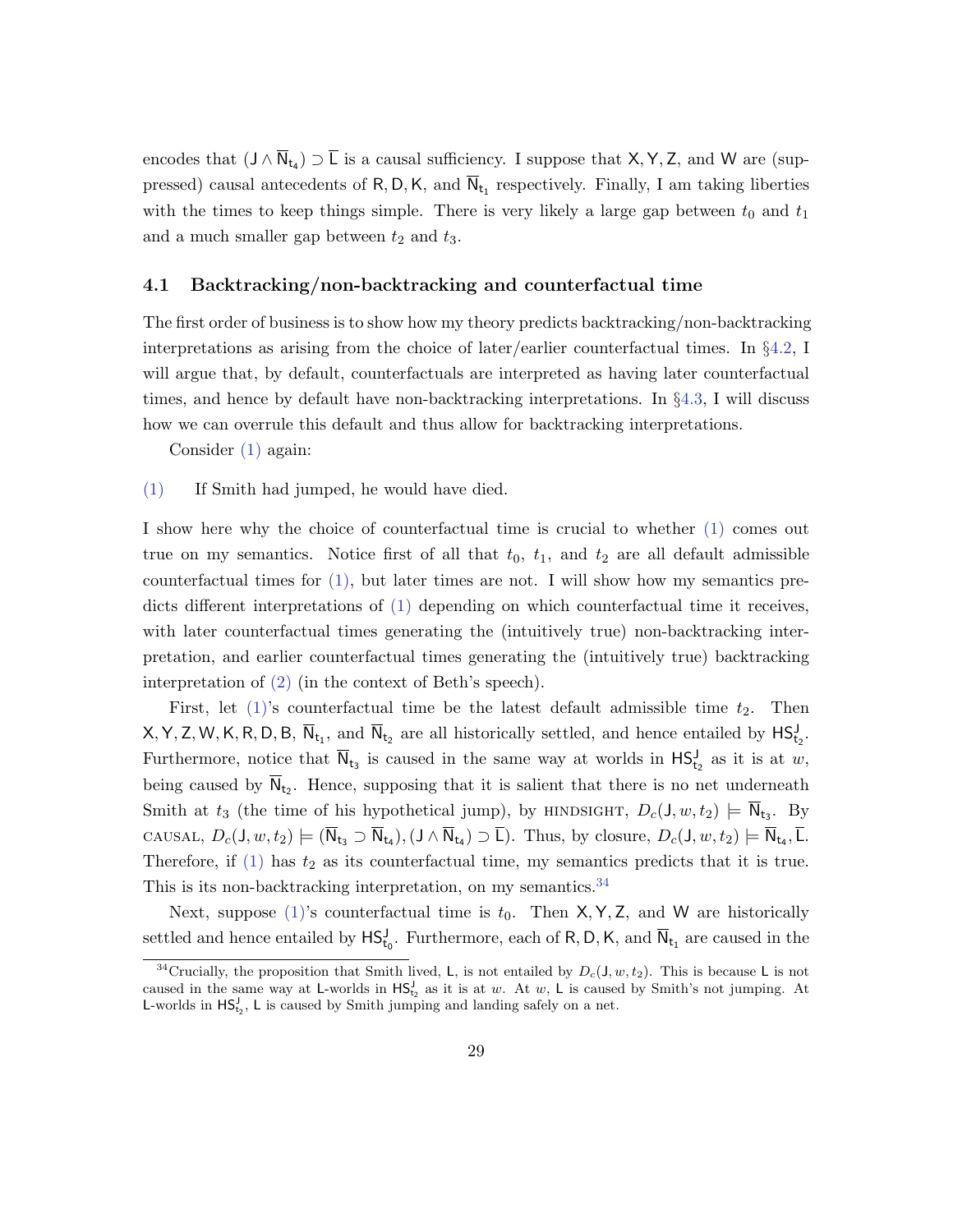encodes that $(\mathsf{J} \wedge \overline{\mathsf{N}}_{\mathsf{t}_4}) \supset \overline{\mathsf{L}}$ is a causal sufficiency. I suppose that $\mathsf{X}, \mathsf{Y}, \mathsf{Z}$, and $\mathsf{W}$ are (suppressed) causal antecedents of $\mathsf{R}, \mathsf{D}, \mathsf{K}$, and $\overline{\mathsf{N}}_{\mathsf{t}_1}$ respectively. Finally, I am taking liberties with the times to keep things simple. There is very likely a large gap between $t_0$ and $t_1$ and a much smaller gap between $t_2$ and $t_3$.

### 4.1 Backtracking/non-backtracking and counterfactual time

The first order of business is to show how my theory predicts backtracking/non-backtracking interpretations as arising from the choice of later/earlier counterfactual times. In §4.2, I will argue that, by default, counterfactuals are interpreted as having later counterfactual times, and hence by default have non-backtracking interpretations. In §4.3, I will discuss how we can overrule this default and thus allow for backtracking interpretations.

Consider (1) again:

(1) If Smith had jumped, he would have died.

I show here why the choice of counterfactual time is crucial to whether (1) comes out true on my semantics. Notice first of all that $t_0$, $t_1$, and $t_2$ are all default admissible counterfactual times for (1), but later times are not. I will show how my semantics predicts different interpretations of (1) depending on which counterfactual time it receives, with later counterfactual times generating the (intuitively true) non-backtracking interpretation, and earlier counterfactual times generating the (intuitively true) backtracking interpretation of (2) (in the context of Beth's speech).

First, let (1)'s counterfactual time be the latest default admissible time $t_2$. Then $\mathsf{X}, \mathsf{Y}, \mathsf{Z}, \mathsf{W}, \mathsf{K}, \mathsf{R}, \mathsf{D}, \mathsf{B}$, $\overline{\mathsf{N}}_{\mathsf{t}_1}$, and $\overline{\mathsf{N}}_{\mathsf{t}_2}$ are all historically settled, and hence entailed by $\mathsf{HS}^{\mathsf{J}}_{\mathsf{t}_2}$. Furthermore, notice that $\overline{\mathsf{N}}_{\mathsf{t}_3}$ is caused in the same way at worlds in $\mathsf{HS}^{\mathsf{J}}_{\mathsf{t}_2}$ as it is at $w$, being caused by $\overline{\mathsf{N}}_{\mathsf{t}_2}$. Hence, supposing that it is salient that there is no net underneath Smith at $t_3$ (the time of his hypothetical jump), by HINDSIGHT, $D_c(\mathsf{J}, w, t_2) \models \overline{\mathsf{N}}_{\mathsf{t}_3}$. By CAUSAL, $D_c(\mathsf{J}, w, t_2) \models (\overline{\mathsf{N}}_{\mathsf{t}_3} \supset \overline{\mathsf{N}}_{\mathsf{t}_4}), (\mathsf{J} \wedge \overline{\mathsf{N}}_{\mathsf{t}_4}) \supset \overline{\mathsf{L}})$. Thus, by closure, $D_c(\mathsf{J}, w, t_2) \models \overline{\mathsf{N}}_{\mathsf{t}_4}, \overline{\mathsf{L}}$. Therefore, if (1) has $t_2$ as its counterfactual time, my semantics predicts that it is true. This is its non-backtracking interpretation, on my semantics.[34]

Next, suppose (1)'s counterfactual time is $t_0$. Then $\mathsf{X}, \mathsf{Y}, \mathsf{Z}$, and $\mathsf{W}$ are historically settled and hence entailed by $\mathsf{HS}^{\mathsf{J}}_{\mathsf{t}_0}$. Furthermore, each of $\mathsf{R}, \mathsf{D}, \mathsf{K}$, and $\overline{\mathsf{N}}_{\mathsf{t}_1}$ are caused in the

[34] Crucially, the proposition that Smith lived, $\mathsf{L}$, is not entailed by $D_c(\mathsf{J}, w, t_2)$. This is because $\mathsf{L}$ is not caused in the same way at $\mathsf{L}$-worlds in $\mathsf{HS}^{\mathsf{J}}_{\mathsf{t}_2}$ as it is at $w$. At $w$, $\mathsf{L}$ is caused by Smith's not jumping. At $\mathsf{L}$-worlds in $\mathsf{HS}^{\mathsf{J}}_{\mathsf{t}_2}$, $\mathsf{L}$ is caused by Smith jumping and landing safely on a net.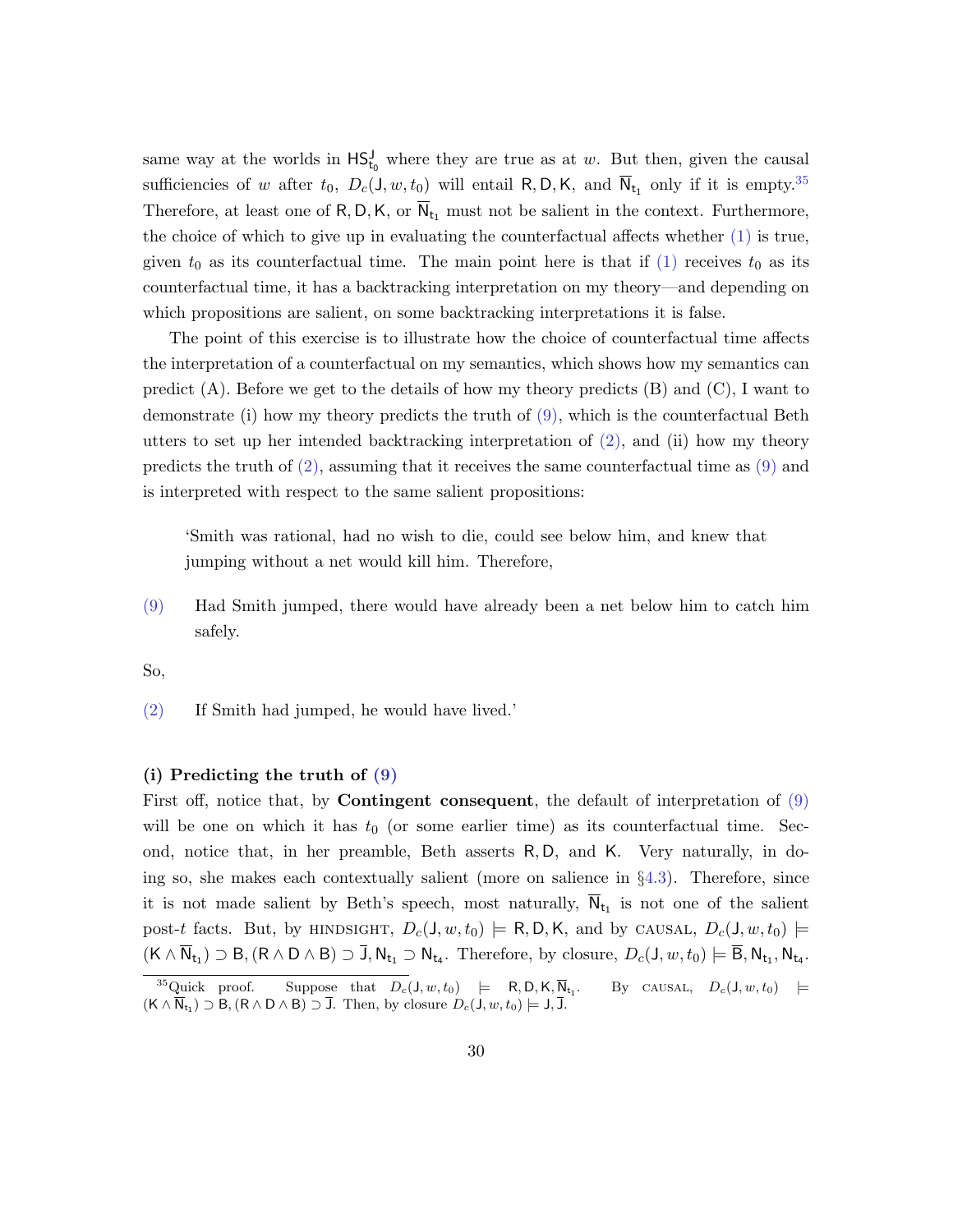same way at the worlds in $\mathsf{HS}^{\mathsf{J}}_{\mathsf{t}_0}$ where they are true as at $w$. But then, given the causal sufficiencies of $w$ after $t_0$, $D_c(\mathsf{J}, w, t_0)$ will entail $\mathsf{R}, \mathsf{D}, \mathsf{K}$, and $\overline{\mathsf{N}}_{\mathsf{t}_1}$ only if it is empty.[35] Therefore, at least one of $\mathsf{R}, \mathsf{D}, \mathsf{K}$, or $\overline{\mathsf{N}}_{\mathsf{t}_1}$ must not be salient in the context. Furthermore, the choice of which to give up in evaluating the counterfactual affects whether (1) is true, given $t_0$ as its counterfactual time. The main point here is that if (1) receives $t_0$ as its counterfactual time, it has a backtracking interpretation on my theory—and depending on which propositions are salient, on some backtracking interpretations it is false.

The point of this exercise is to illustrate how the choice of counterfactual time affects the interpretation of a counterfactual on my semantics, which shows how my semantics can predict (A). Before we get to the details of how my theory predicts (B) and (C), I want to demonstrate (i) how my theory predicts the truth of (9), which is the counterfactual Beth utters to set up her intended backtracking interpretation of (2), and (ii) how my theory predicts the truth of (2), assuming that it receives the same counterfactual time as (9) and is interpreted with respect to the same salient propositions:

> 'Smith was rational, had no wish to die, could see below him, and knew that jumping without a net would kill him. Therefore,

(9) Had Smith jumped, there would have already been a net below him to catch him safely.

So,

(2) If Smith had jumped, he would have lived.'

**(i) Predicting the truth of (9)**

First off, notice that, by **Contingent consequent**, the default of interpretation of (9) will be one on which it has $t_0$ (or some earlier time) as its counterfactual time. Second, notice that, in her preamble, Beth asserts $\mathsf{R}, \mathsf{D}$, and $\mathsf{K}$. Very naturally, in doing so, she makes each contextually salient (more on salience in §4.3). Therefore, since it is not made salient by Beth's speech, most naturally, $\overline{\mathsf{N}}_{\mathsf{t}_1}$ is not one of the salient post-$t$ facts. But, by HINDSIGHT, $D_c(\mathsf{J}, w, t_0) \models \mathsf{R}, \mathsf{D}, \mathsf{K}$, and by CAUSAL, $D_c(\mathsf{J}, w, t_0) \models (\mathsf{K} \wedge \overline{\mathsf{N}}_{\mathsf{t}_1}) \supset \mathsf{B}, (\mathsf{R} \wedge \mathsf{D} \wedge \mathsf{B}) \supset \overline{\mathsf{J}}, \mathsf{N}_{\mathsf{t}_1} \supset \mathsf{N}_{\mathsf{t}_4}$. Therefore, by closure, $D_c(\mathsf{J}, w, t_0) \models \overline{\mathsf{B}}, \mathsf{N}_{\mathsf{t}_1}, \mathsf{N}_{\mathsf{t}_4}$.

[35] Quick proof. Suppose that $D_c(\mathsf{J}, w, t_0) \models \mathsf{R}, \mathsf{D}, \mathsf{K}, \overline{\mathsf{N}}_{\mathsf{t}_1}$. By CAUSAL, $D_c(\mathsf{J}, w, t_0) \models (\mathsf{K} \wedge \overline{\mathsf{N}}_{\mathsf{t}_1}) \supset \mathsf{B}, (\mathsf{R} \wedge \mathsf{D} \wedge \mathsf{B}) \supset \overline{\mathsf{J}}$. Then, by closure $D_c(\mathsf{J}, w, t_0) \models \mathsf{J}, \overline{\mathsf{J}}$.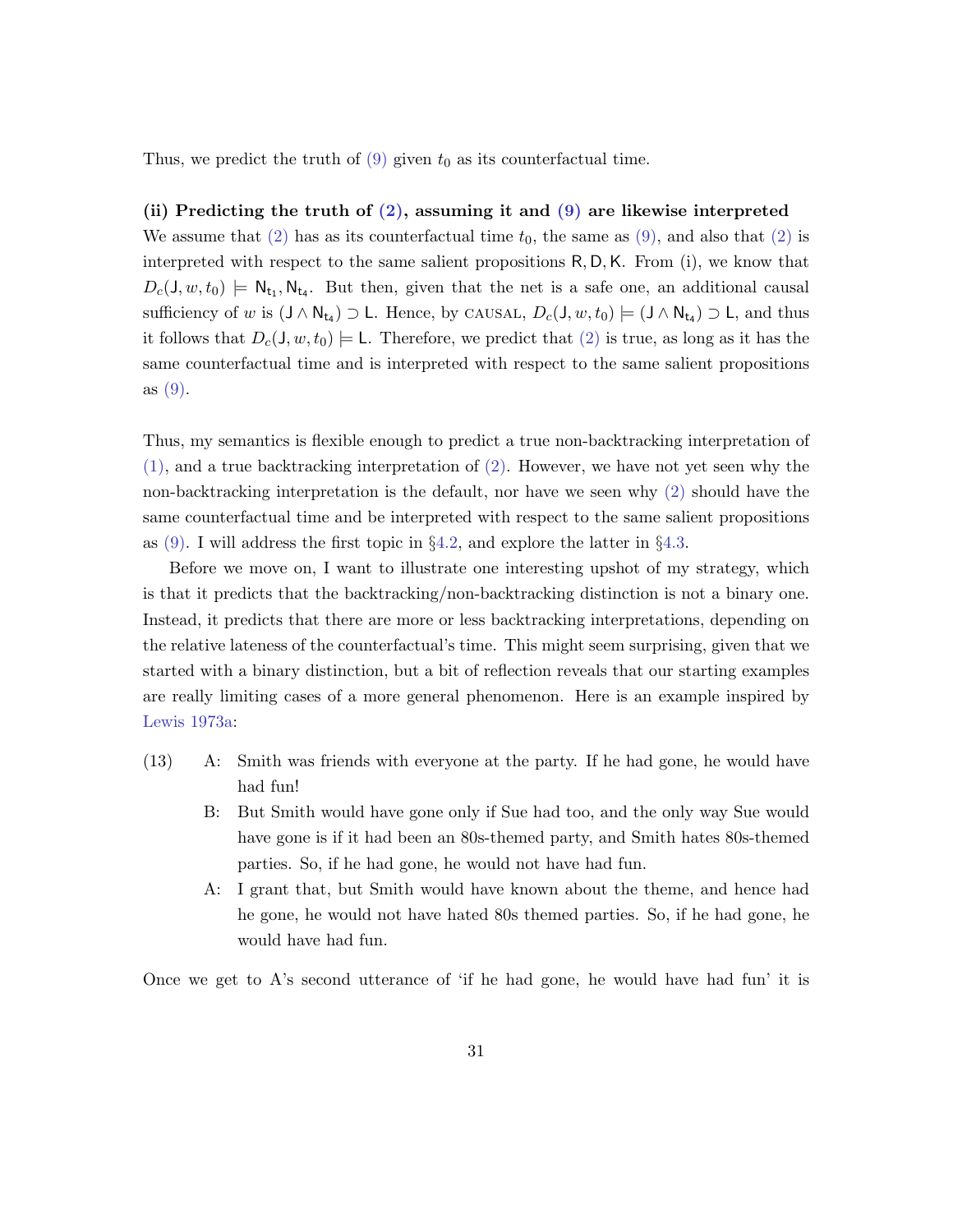Thus, we predict the truth of (9) given $t_0$ as its counterfactual time.

**(ii) Predicting the truth of (2), assuming it and (9) are likewise interpreted**
We assume that (2) has as its counterfactual time $t_0$, the same as (9), and also that (2) is interpreted with respect to the same salient propositions $\mathsf{R}, \mathsf{D}, \mathsf{K}$. From (i), we know that $D_c(\mathsf{J}, w, t_0) \models \mathsf{N_{t_1}}, \mathsf{N_{t_4}}$. But then, given that the net is a safe one, an additional causal sufficiency of $w$ is $(\mathsf{J} \wedge \mathsf{N_{t_4}}) \supset \mathsf{L}$. Hence, by CAUSAL, $D_c(\mathsf{J}, w, t_0) \models (\mathsf{J} \wedge \mathsf{N_{t_4}}) \supset \mathsf{L}$, and thus it follows that $D_c(\mathsf{J}, w, t_0) \models \mathsf{L}$. Therefore, we predict that (2) is true, as long as it has the same counterfactual time and is interpreted with respect to the same salient propositions as (9).

Thus, my semantics is flexible enough to predict a true non-backtracking interpretation of (1), and a true backtracking interpretation of (2). However, we have not yet seen why the non-backtracking interpretation is the default, nor have we seen why (2) should have the same counterfactual time and be interpreted with respect to the same salient propositions as (9). I will address the first topic in §4.2, and explore the latter in §4.3.

Before we move on, I want to illustrate one interesting upshot of my strategy, which is that it predicts that the backtracking/non-backtracking distinction is not a binary one. Instead, it predicts that there are more or less backtracking interpretations, depending on the relative lateness of the counterfactual's time. This might seem surprising, given that we started with a binary distinction, but a bit of reflection reveals that our starting examples are really limiting cases of a more general phenomenon. Here is an example inspired by Lewis 1973a:

(13) A: Smith was friends with everyone at the party. If he had gone, he would have had fun!

B: But Smith would have gone only if Sue had too, and the only way Sue would have gone is if it had been an 80s-themed party, and Smith hates 80s-themed parties. So, if he had gone, he would not have had fun.

A: I grant that, but Smith would have known about the theme, and hence had he gone, he would not have hated 80s themed parties. So, if he had gone, he would have had fun.

Once we get to A's second utterance of 'if he had gone, he would have had fun' it is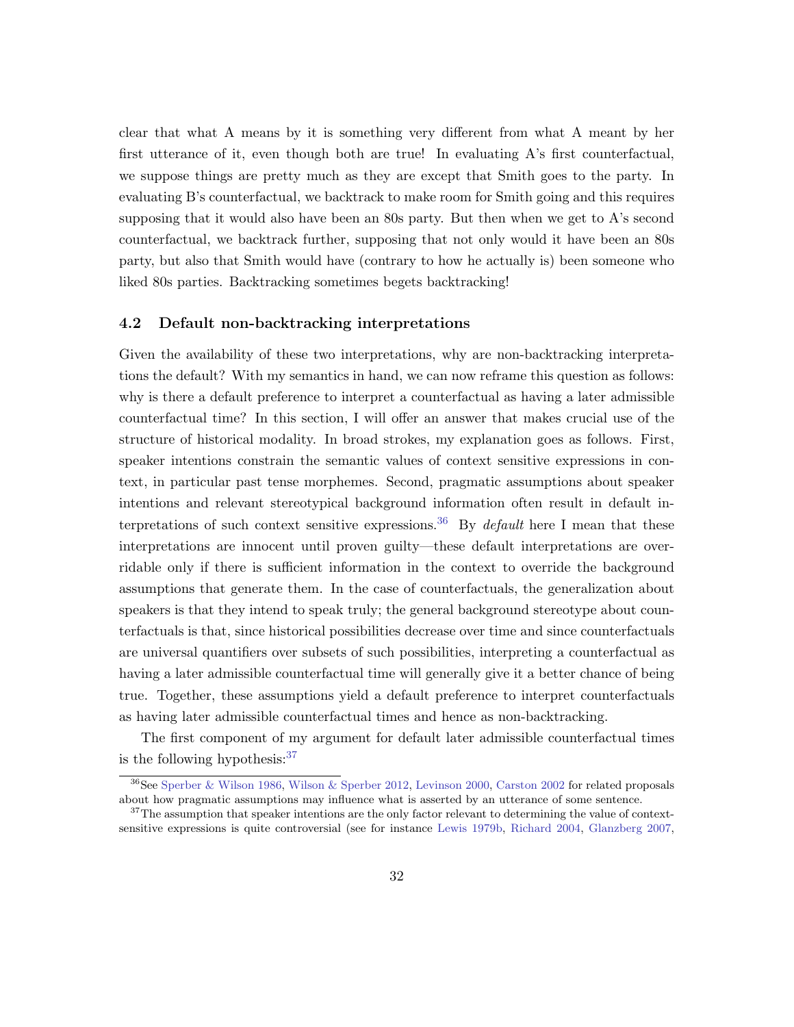clear that what A means by it is something very different from what A meant by her first utterance of it, even though both are true! In evaluating A's first counterfactual, we suppose things are pretty much as they are except that Smith goes to the party. In evaluating B's counterfactual, we backtrack to make room for Smith going and this requires supposing that it would also have been an 80s party. But then when we get to A's second counterfactual, we backtrack further, supposing that not only would it have been an 80s party, but also that Smith would have (contrary to how he actually is) been someone who liked 80s parties. Backtracking sometimes begets backtracking!

### 4.2 Default non-backtracking interpretations

Given the availability of these two interpretations, why are non-backtracking interpretations the default? With my semantics in hand, we can now reframe this question as follows: why is there a default preference to interpret a counterfactual as having a later admissible counterfactual time? In this section, I will offer an answer that makes crucial use of the structure of historical modality. In broad strokes, my explanation goes as follows. First, speaker intentions constrain the semantic values of context sensitive expressions in context, in particular past tense morphemes. Second, pragmatic assumptions about speaker intentions and relevant stereotypical background information often result in default interpretations of such context sensitive expressions.[36] By *default* here I mean that these interpretations are innocent until proven guilty—these default interpretations are overridable only if there is sufficient information in the context to override the background assumptions that generate them. In the case of counterfactuals, the generalization about speakers is that they intend to speak truly; the general background stereotype about counterfactuals is that, since historical possibilities decrease over time and since counterfactuals are universal quantifiers over subsets of such possibilities, interpreting a counterfactual as having a later admissible counterfactual time will generally give it a better chance of being true. Together, these assumptions yield a default preference to interpret counterfactuals as having later admissible counterfactual times and hence as non-backtracking.

The first component of my argument for default later admissible counterfactual times is the following hypothesis:[37]

---

[36] See Sperber & Wilson 1986, Wilson & Sperber 2012, Levinson 2000, Carston 2002 for related proposals about how pragmatic assumptions may influence what is asserted by an utterance of some sentence.

[37] The assumption that speaker intentions are the only factor relevant to determining the value of context-sensitive expressions is quite controversial (see for instance Lewis 1979b, Richard 2004, Glanzberg 2007,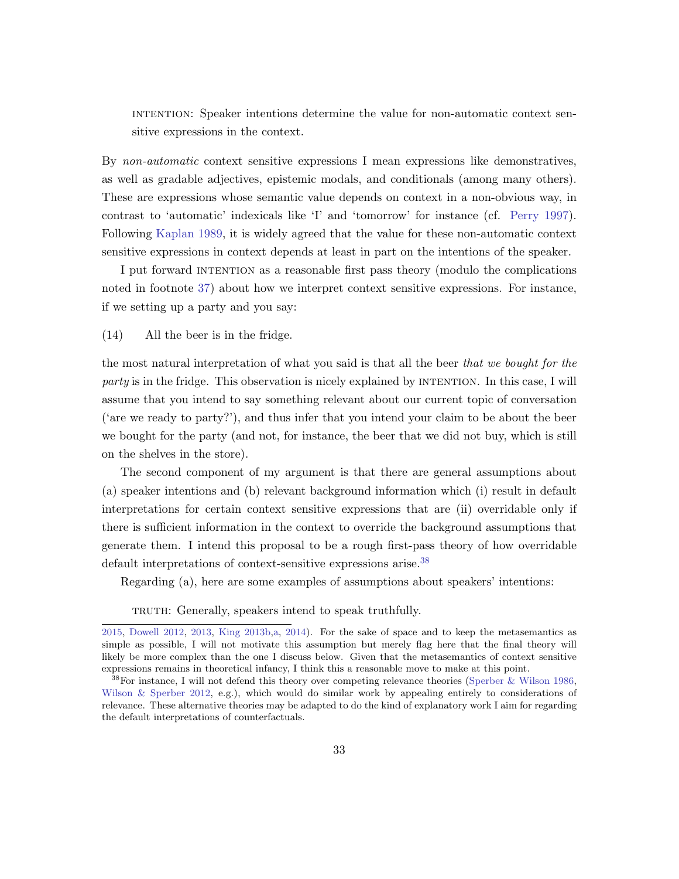INTENTION: Speaker intentions determine the value for non-automatic context sensitive expressions in the context.

By *non-automatic* context sensitive expressions I mean expressions like demonstratives, as well as gradable adjectives, epistemic modals, and conditionals (among many others). These are expressions whose semantic value depends on context in a non-obvious way, in contrast to 'automatic' indexicals like 'I' and 'tomorrow' for instance (cf. Perry 1997). Following Kaplan 1989, it is widely agreed that the value for these non-automatic context sensitive expressions in context depends at least in part on the intentions of the speaker.

I put forward INTENTION as a reasonable first pass theory (modulo the complications noted in footnote 37) about how we interpret context sensitive expressions. For instance, if we setting up a party and you say:

(14) All the beer is in the fridge.

the most natural interpretation of what you said is that all the beer *that we bought for the party* is in the fridge. This observation is nicely explained by INTENTION. In this case, I will assume that you intend to say something relevant about our current topic of conversation ('are we ready to party?'), and thus infer that you intend your claim to be about the beer we bought for the party (and not, for instance, the beer that we did not buy, which is still on the shelves in the store).

The second component of my argument is that there are general assumptions about (a) speaker intentions and (b) relevant background information which (i) result in default interpretations for certain context sensitive expressions that are (ii) overridable only if there is sufficient information in the context to override the background assumptions that generate them. I intend this proposal to be a rough first-pass theory of how overridable default interpretations of context-sensitive expressions arise.[38]

Regarding (a), here are some examples of assumptions about speakers' intentions:

TRUTH: Generally, speakers intend to speak truthfully.

---

2015, Dowell 2012, 2013, King 2013b,a, 2014). For the sake of space and to keep the metasemantics as simple as possible, I will not motivate this assumption but merely flag here that the final theory will likely be more complex than the one I discuss below. Given that the metasemantics of context sensitive expressions remains in theoretical infancy, I think this a reasonable move to make at this point.

[38] For instance, I will not defend this theory over competing relevance theories (Sperber & Wilson 1986, Wilson & Sperber 2012, e.g.), which would do similar work by appealing entirely to considerations of relevance. These alternative theories may be adapted to do the kind of explanatory work I aim for regarding the default interpretations of counterfactuals.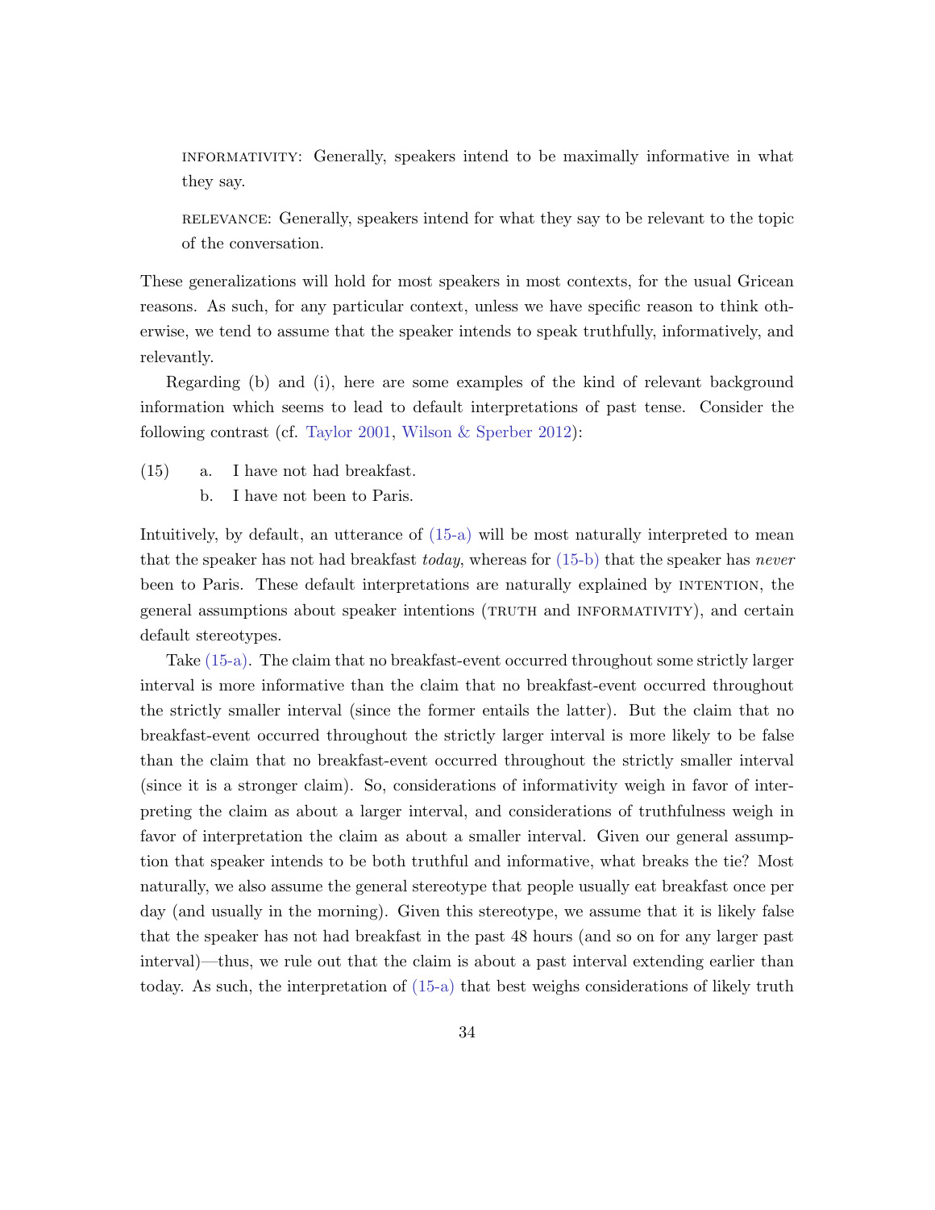INFORMATIVITY: Generally, speakers intend to be maximally informative in what they say.

RELEVANCE: Generally, speakers intend for what they say to be relevant to the topic of the conversation.

These generalizations will hold for most speakers in most contexts, for the usual Gricean reasons. As such, for any particular context, unless we have specific reason to think otherwise, we tend to assume that the speaker intends to speak truthfully, informatively, and relevantly.

Regarding (b) and (i), here are some examples of the kind of relevant background information which seems to lead to default interpretations of past tense. Consider the following contrast (cf. Taylor 2001, Wilson & Sperber 2012):

(15) a. I have not had breakfast.
 b. I have not been to Paris.

Intuitively, by default, an utterance of (15-a) will be most naturally interpreted to mean that the speaker has not had breakfast *today*, whereas for (15-b) that the speaker has *never* been to Paris. These default interpretations are naturally explained by INTENTION, the general assumptions about speaker intentions (TRUTH and INFORMATIVITY), and certain default stereotypes.

Take (15-a). The claim that no breakfast-event occurred throughout some strictly larger interval is more informative than the claim that no breakfast-event occurred throughout the strictly smaller interval (since the former entails the latter). But the claim that no breakfast-event occurred throughout the strictly larger interval is more likely to be false than the claim that no breakfast-event occurred throughout the strictly smaller interval (since it is a stronger claim). So, considerations of informativity weigh in favor of interpreting the claim as about a larger interval, and considerations of truthfulness weigh in favor of interpretation the claim as about a smaller interval. Given our general assumption that speaker intends to be both truthful and informative, what breaks the tie? Most naturally, we also assume the general stereotype that people usually eat breakfast once per day (and usually in the morning). Given this stereotype, we assume that it is likely false that the speaker has not had breakfast in the past 48 hours (and so on for any larger past interval)—thus, we rule out that the claim is about a past interval extending earlier than today. As such, the interpretation of (15-a) that best weighs considerations of likely truth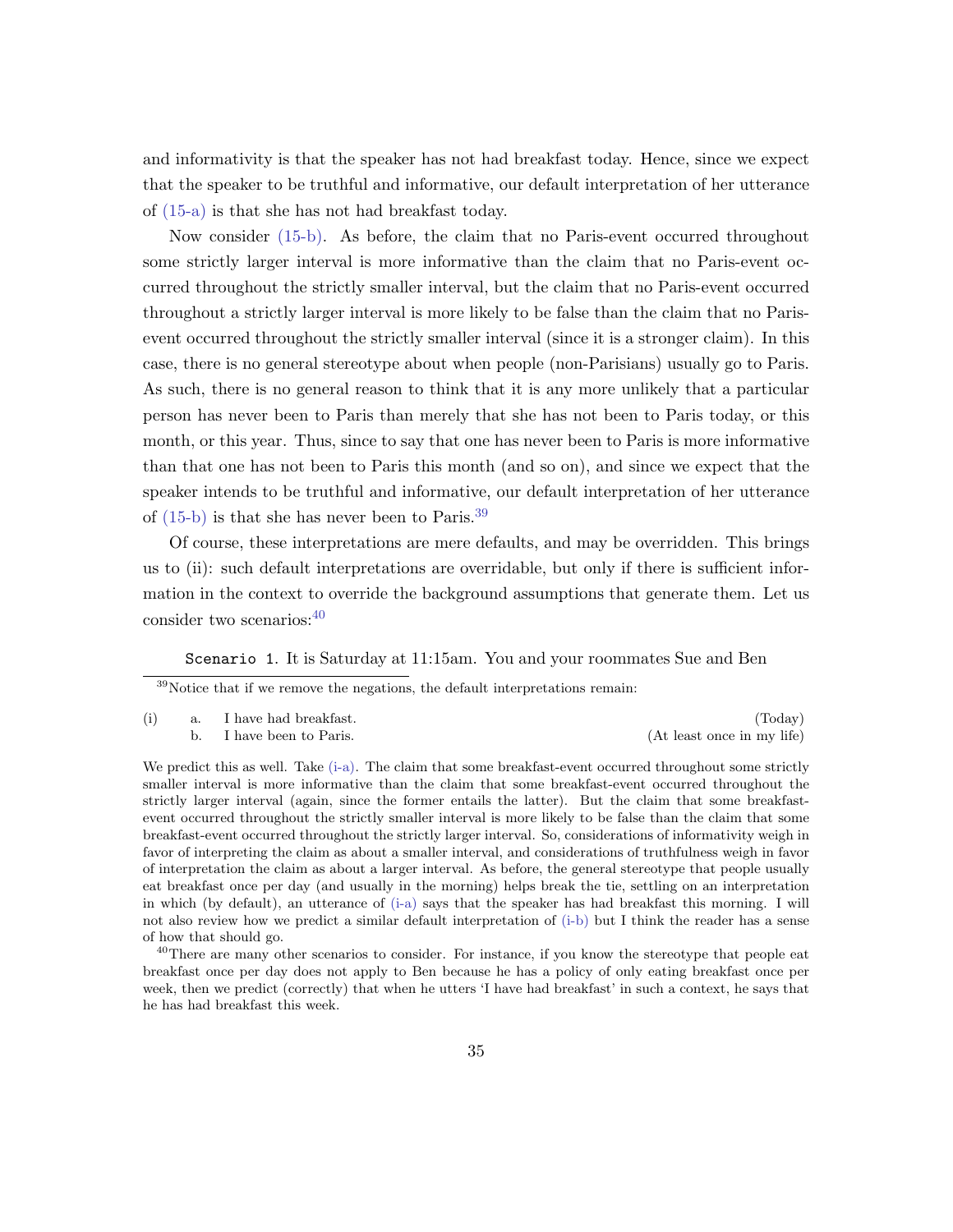and informativity is that the speaker has not had breakfast today. Hence, since we expect that the speaker to be truthful and informative, our default interpretation of her utterance of (15-a) is that she has not had breakfast today.

Now consider (15-b). As before, the claim that no Paris-event occurred throughout some strictly larger interval is more informative than the claim that no Paris-event occurred throughout the strictly smaller interval, but the claim that no Paris-event occurred throughout a strictly larger interval is more likely to be false than the claim that no Paris-event occurred throughout the strictly smaller interval (since it is a stronger claim). In this case, there is no general stereotype about when people (non-Parisians) usually go to Paris. As such, there is no general reason to think that it is any more unlikely that a particular person has never been to Paris than merely that she has not been to Paris today, or this month, or this year. Thus, since to say that one has never been to Paris is more informative than that one has not been to Paris this month (and so on), and since we expect that the speaker intends to be truthful and informative, our default interpretation of her utterance of (15-b) is that she has never been to Paris.[39]

Of course, these interpretations are mere defaults, and may be overridden. This brings us to (ii): such default interpretations are overridable, but only if there is sufficient information in the context to override the background assumptions that generate them. Let us consider two scenarios:[40]

`Scenario 1`. It is Saturday at 11:15am. You and your roommates Sue and Ben

---

[39] Notice that if we remove the negations, the default interpretations remain:

(i) a. I have had breakfast. (Today)
  b. I have been to Paris. (At least once in my life)

We predict this as well. Take (i-a). The claim that some breakfast-event occurred throughout some strictly smaller interval is more informative than the claim that some breakfast-event occurred throughout the strictly larger interval (again, since the former entails the latter). But the claim that some breakfast-event occurred throughout the strictly smaller interval is more likely to be false than the claim that some breakfast-event occurred throughout the strictly larger interval. So, considerations of informativity weigh in favor of interpreting the claim as about a smaller interval, and considerations of truthfulness weigh in favor of interpretation the claim as about a larger interval. As before, the general stereotype that people usually eat breakfast once per day (and usually in the morning) helps break the tie, settling on an interpretation in which (by default), an utterance of (i-a) says that the speaker has had breakfast this morning. I will not also review how we predict a similar default interpretation of (i-b) but I think the reader has a sense of how that should go.

[40] There are many other scenarios to consider. For instance, if you know the stereotype that people eat breakfast once per day does not apply to Ben because he has a policy of only eating breakfast once per week, then we predict (correctly) that when he utters 'I have had breakfast' in such a context, he says that he has had breakfast this week.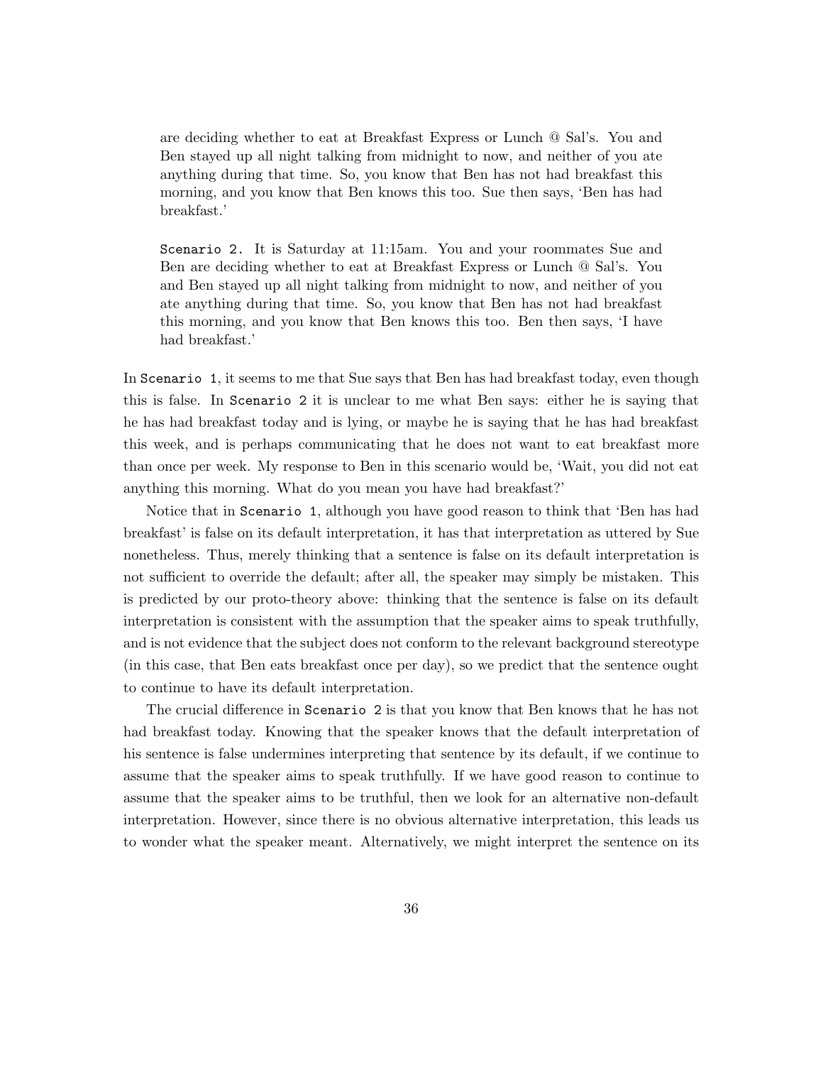are deciding whether to eat at Breakfast Express or Lunch @ Sal's. You and Ben stayed up all night talking from midnight to now, and neither of you ate anything during that time. So, you know that Ben has not had breakfast this morning, and you know that Ben knows this too. Sue then says, 'Ben has had breakfast.'

`Scenario 2.` It is Saturday at 11:15am. You and your roommates Sue and Ben are deciding whether to eat at Breakfast Express or Lunch @ Sal's. You and Ben stayed up all night talking from midnight to now, and neither of you ate anything during that time. So, you know that Ben has not had breakfast this morning, and you know that Ben knows this too. Ben then says, 'I have had breakfast.'

In `Scenario 1`, it seems to me that Sue says that Ben has had breakfast today, even though this is false. In `Scenario 2` it is unclear to me what Ben says: either he is saying that he has had breakfast today and is lying, or maybe he is saying that he has had breakfast this week, and is perhaps communicating that he does not want to eat breakfast more than once per week. My response to Ben in this scenario would be, 'Wait, you did not eat anything this morning. What do you mean you have had breakfast?'

Notice that in `Scenario 1`, although you have good reason to think that 'Ben has had breakfast' is false on its default interpretation, it has that interpretation as uttered by Sue nonetheless. Thus, merely thinking that a sentence is false on its default interpretation is not sufficient to override the default; after all, the speaker may simply be mistaken. This is predicted by our proto-theory above: thinking that the sentence is false on its default interpretation is consistent with the assumption that the speaker aims to speak truthfully, and is not evidence that the subject does not conform to the relevant background stereotype (in this case, that Ben eats breakfast once per day), so we predict that the sentence ought to continue to have its default interpretation.

The crucial difference in `Scenario 2` is that you know that Ben knows that he has not had breakfast today. Knowing that the speaker knows that the default interpretation of his sentence is false undermines interpreting that sentence by its default, if we continue to assume that the speaker aims to speak truthfully. If we have good reason to continue to assume that the speaker aims to be truthful, then we look for an alternative non-default interpretation. However, since there is no obvious alternative interpretation, this leads us to wonder what the speaker meant. Alternatively, we might interpret the sentence on its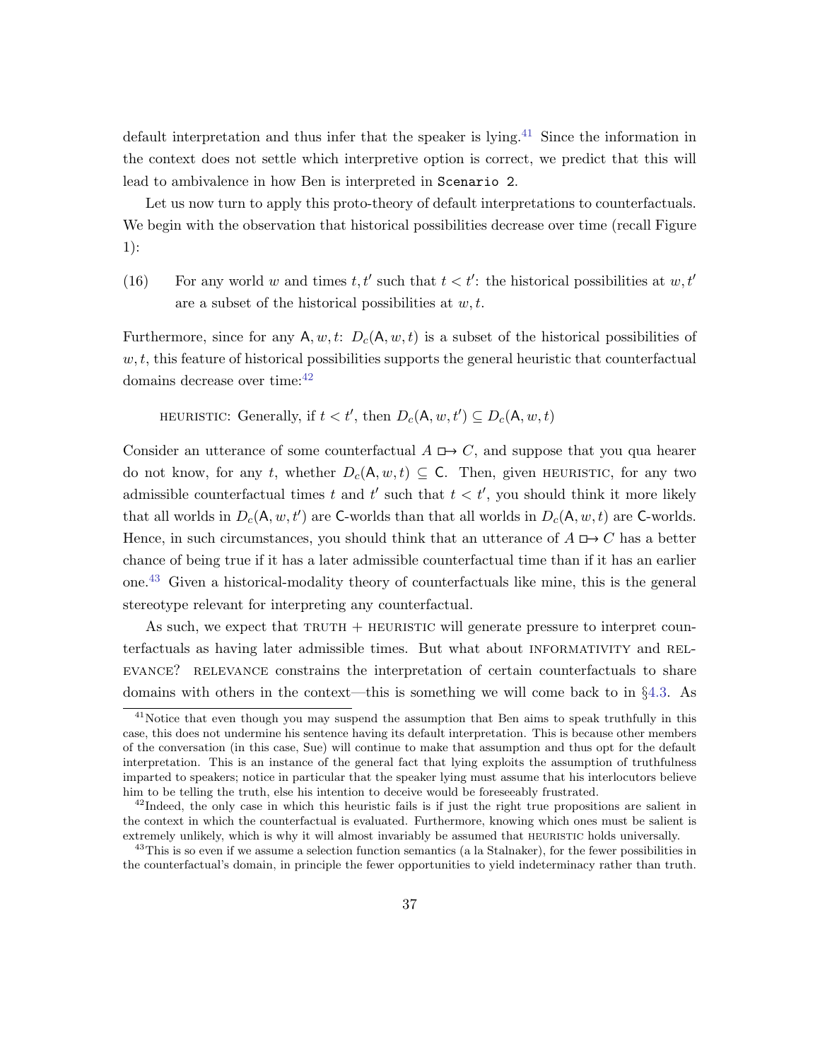default interpretation and thus infer that the speaker is lying.[41] Since the information in the context does not settle which interpretive option is correct, we predict that this will lead to ambivalence in how Ben is interpreted in `Scenario 2`.

Let us now turn to apply this proto-theory of default interpretations to counterfactuals. We begin with the observation that historical possibilities decrease over time (recall Figure 1):

(16) For any world $w$ and times $t, t'$ such that $t < t'$: the historical possibilities at $w, t'$ are a subset of the historical possibilities at $w, t$.

Furthermore, since for any $\mathsf{A}, w, t$: $D_c(\mathsf{A}, w, t)$ is a subset of the historical possibilities of $w, t$, this feature of historical possibilities supports the general heuristic that counterfactual domains decrease over time:[42]

HEURISTIC: Generally, if $t < t'$, then $D_c(\mathsf{A}, w, t') \subseteq D_c(\mathsf{A}, w, t)$

Consider an utterance of some counterfactual $A \mathrel{\Box\!\!\rightarrow} C$, and suppose that you qua hearer do not know, for any $t$, whether $D_c(\mathsf{A}, w, t) \subseteq \mathsf{C}$. Then, given HEURISTIC, for any two admissible counterfactual times $t$ and $t'$ such that $t < t'$, you should think it more likely that all worlds in $D_c(\mathsf{A}, w, t')$ are $\mathsf{C}$-worlds than that all worlds in $D_c(\mathsf{A}, w, t)$ are $\mathsf{C}$-worlds. Hence, in such circumstances, you should think that an utterance of $A \mathrel{\Box\!\!\rightarrow} C$ has a better chance of being true if it has a later admissible counterfactual time than if it has an earlier one.[43] Given a historical-modality theory of counterfactuals like mine, this is the general stereotype relevant for interpreting any counterfactual.

As such, we expect that TRUTH + HEURISTIC will generate pressure to interpret counterfactuals as having later admissible times. But what about INFORMATIVITY and RELEVANCE? RELEVANCE constrains the interpretation of certain counterfactuals to share domains with others in the context—this is something we will come back to in §4.3. As

---

[41] Notice that even though you may suspend the assumption that Ben aims to speak truthfully in this case, this does not undermine his sentence having its default interpretation. This is because other members of the conversation (in this case, Sue) will continue to make that assumption and thus opt for the default interpretation. This is an instance of the general fact that lying exploits the assumption of truthfulness imparted to speakers; notice in particular that the speaker lying must assume that his interlocutors believe him to be telling the truth, else his intention to deceive would be foreseeably frustrated.

[42] Indeed, the only case in which this heuristic fails is if just the right true propositions are salient in the context in which the counterfactual is evaluated. Furthermore, knowing which ones must be salient is extremely unlikely, which is why it will almost invariably be assumed that HEURISTIC holds universally.

[43] This is so even if we assume a selection function semantics (a la Stalnaker), for the fewer possibilities in the counterfactual's domain, in principle the fewer opportunities to yield indeterminacy rather than truth.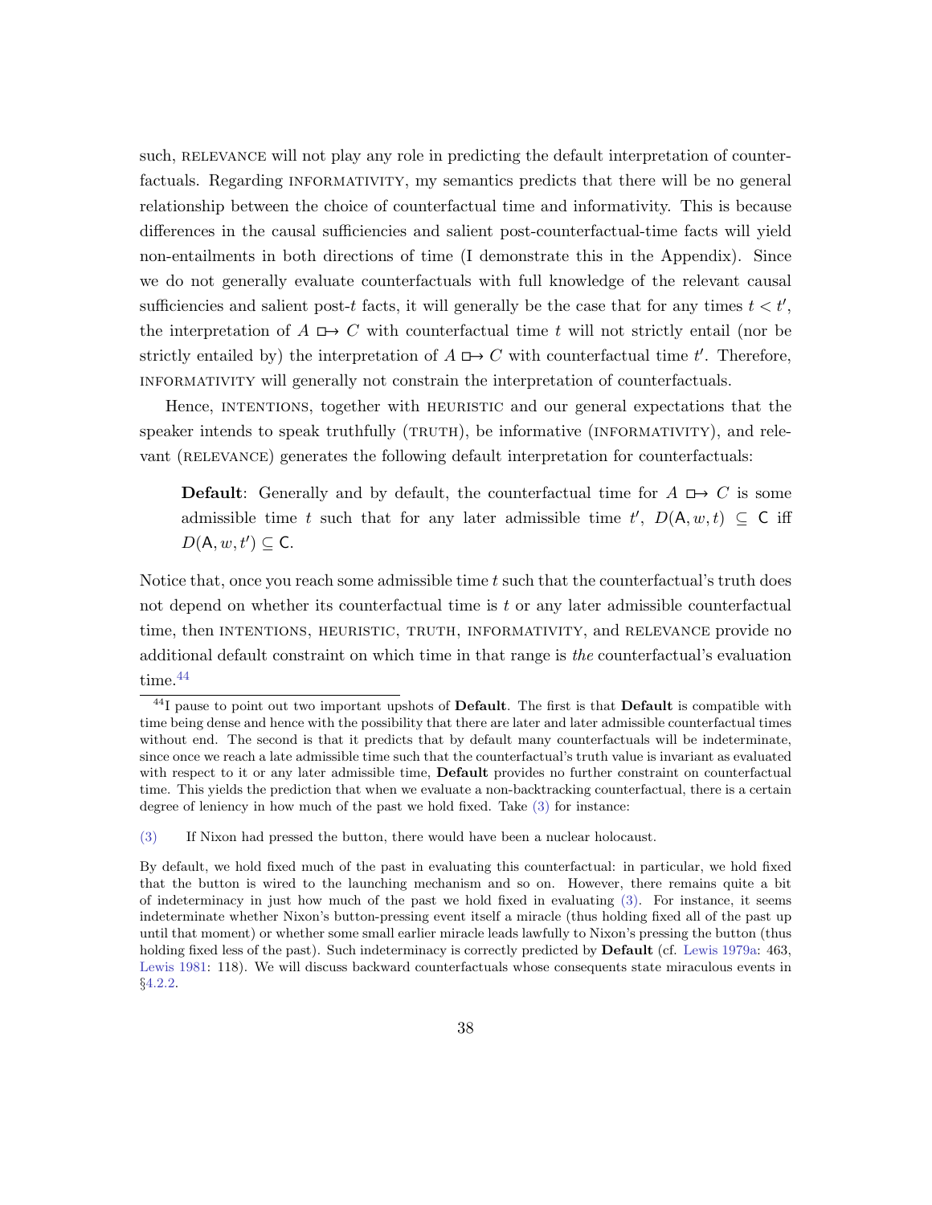such, RELEVANCE will not play any role in predicting the default interpretation of counterfactuals. Regarding INFORMATIVITY, my semantics predicts that there will be no general relationship between the choice of counterfactual time and informativity. This is because differences in the causal sufficiencies and salient post-counterfactual-time facts will yield non-entailments in both directions of time (I demonstrate this in the Appendix). Since we do not generally evaluate counterfactuals with full knowledge of the relevant causal sufficiencies and salient post-$t$ facts, it will generally be the case that for any times $t < t'$, the interpretation of $A \mathrel{\Box\!\!\rightarrow} C$ with counterfactual time $t$ will not strictly entail (nor be strictly entailed by) the interpretation of $A \mathrel{\Box\!\!\rightarrow} C$ with counterfactual time $t'$. Therefore, INFORMATIVITY will generally not constrain the interpretation of counterfactuals.

Hence, INTENTIONS, together with HEURISTIC and our general expectations that the speaker intends to speak truthfully (TRUTH), be informative (INFORMATIVITY), and relevant (RELEVANCE) generates the following default interpretation for counterfactuals:

> **Default**: Generally and by default, the counterfactual time for $A \mathrel{\Box\!\!\rightarrow} C$ is some admissible time $t$ such that for any later admissible time $t'$, $D(\mathsf{A}, w, t) \subseteq \mathsf{C}$ iff $D(\mathsf{A}, w, t') \subseteq \mathsf{C}$.

Notice that, once you reach some admissible time $t$ such that the counterfactual's truth does not depend on whether its counterfactual time is $t$ or any later admissible counterfactual time, then INTENTIONS, HEURISTIC, TRUTH, INFORMATIVITY, and RELEVANCE provide no additional default constraint on which time in that range is *the* counterfactual's evaluation time.[44]

[44] I pause to point out two important upshots of **Default**. The first is that **Default** is compatible with time being dense and hence with the possibility that there are later and later admissible counterfactual times without end. The second is that it predicts that by default many counterfactuals will be indeterminate, since once we reach a late admissible time such that the counterfactual's truth value is invariant as evaluated with respect to it or any later admissible time, **Default** provides no further constraint on counterfactual time. This yields the prediction that when we evaluate a non-backtracking counterfactual, there is a certain degree of leniency in how much of the past we hold fixed. Take (3) for instance:

(3) If Nixon had pressed the button, there would have been a nuclear holocaust.

By default, we hold fixed much of the past in evaluating this counterfactual: in particular, we hold fixed that the button is wired to the launching mechanism and so on. However, there remains quite a bit of indeterminacy in just how much of the past we hold fixed in evaluating (3). For instance, it seems indeterminate whether Nixon's button-pressing event itself a miracle (thus holding fixed all of the past up until that moment) or whether some small earlier miracle leads lawfully to Nixon's pressing the button (thus holding fixed less of the past). Such indeterminacy is correctly predicted by **Default** (cf. Lewis 1979a: 463, Lewis 1981: 118). We will discuss backward counterfactuals whose consequents state miraculous events in §4.2.2.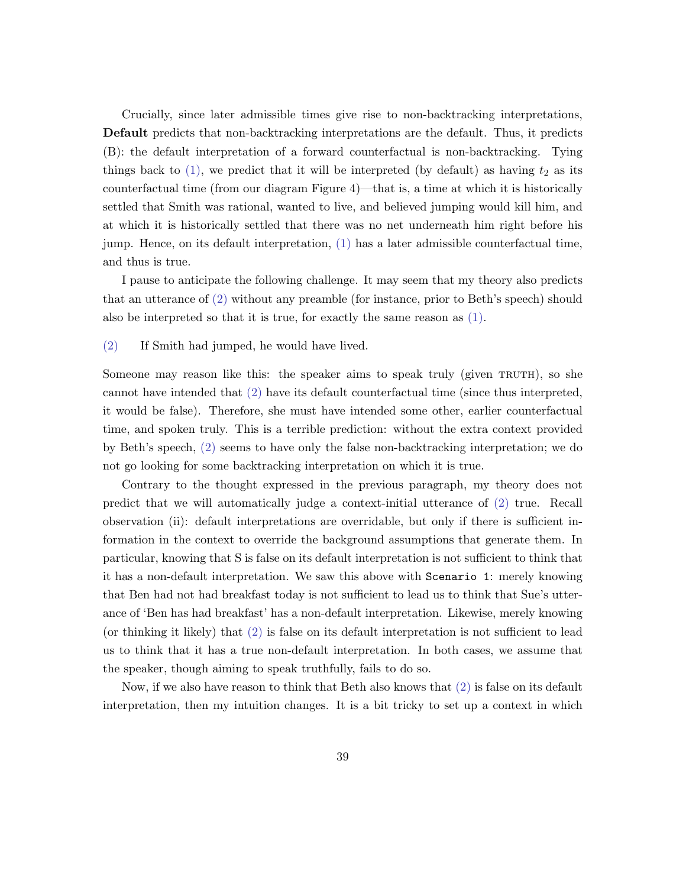Crucially, since later admissible times give rise to non-backtracking interpretations, **Default** predicts that non-backtracking interpretations are the default. Thus, it predicts (B): the default interpretation of a forward counterfactual is non-backtracking. Tying things back to (1), we predict that it will be interpreted (by default) as having $t_2$ as its counterfactual time (from our diagram Figure 4)—that is, a time at which it is historically settled that Smith was rational, wanted to live, and believed jumping would kill him, and at which it is historically settled that there was no net underneath him right before his jump. Hence, on its default interpretation, (1) has a later admissible counterfactual time, and thus is true.

I pause to anticipate the following challenge. It may seem that my theory also predicts that an utterance of (2) without any preamble (for instance, prior to Beth's speech) should also be interpreted so that it is true, for exactly the same reason as (1).

(2) If Smith had jumped, he would have lived.

Someone may reason like this: the speaker aims to speak truly (given TRUTH), so she cannot have intended that (2) have its default counterfactual time (since thus interpreted, it would be false). Therefore, she must have intended some other, earlier counterfactual time, and spoken truly. This is a terrible prediction: without the extra context provided by Beth's speech, (2) seems to have only the false non-backtracking interpretation; we do not go looking for some backtracking interpretation on which it is true.

Contrary to the thought expressed in the previous paragraph, my theory does not predict that we will automatically judge a context-initial utterance of (2) true. Recall observation (ii): default interpretations are overridable, but only if there is sufficient information in the context to override the background assumptions that generate them. In particular, knowing that S is false on its default interpretation is not sufficient to think that it has a non-default interpretation. We saw this above with `Scenario 1`: merely knowing that Ben had not had breakfast today is not sufficient to lead us to think that Sue's utterance of 'Ben has had breakfast' has a non-default interpretation. Likewise, merely knowing (or thinking it likely) that (2) is false on its default interpretation is not sufficient to lead us to think that it has a true non-default interpretation. In both cases, we assume that the speaker, though aiming to speak truthfully, fails to do so.

Now, if we also have reason to think that Beth also knows that (2) is false on its default interpretation, then my intuition changes. It is a bit tricky to set up a context in which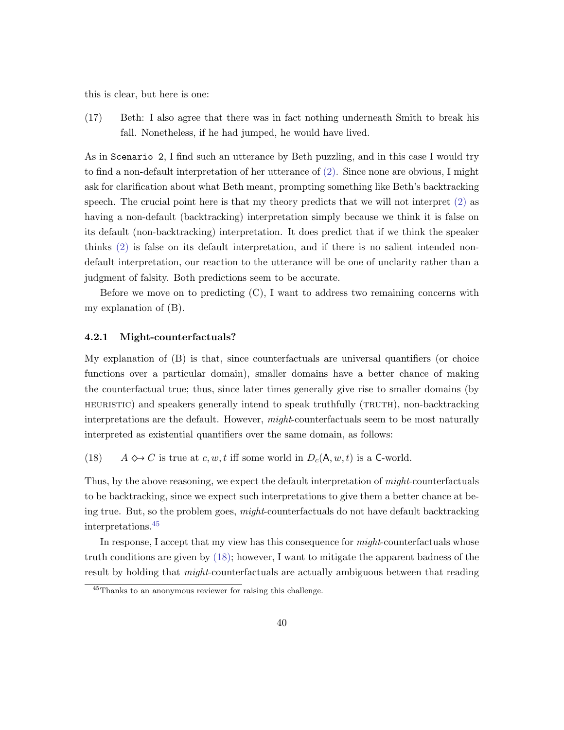this is clear, but here is one:

(17) Beth: I also agree that there was in fact nothing underneath Smith to break his fall. Nonetheless, if he had jumped, he would have lived.

As in `Scenario 2`, I find such an utterance by Beth puzzling, and in this case I would try to find a non-default interpretation of her utterance of (2). Since none are obvious, I might ask for clarification about what Beth meant, prompting something like Beth's backtracking speech. The crucial point here is that my theory predicts that we will not interpret (2) as having a non-default (backtracking) interpretation simply because we think it is false on its default (non-backtracking) interpretation. It does predict that if we think the speaker thinks (2) is false on its default interpretation, and if there is no salient intended non-default interpretation, our reaction to the utterance will be one of unclarity rather than a judgment of falsity. Both predictions seem to be accurate.

Before we move on to predicting (C), I want to address two remaining concerns with my explanation of (B).

### 4.2.1 Might-counterfactuals?

My explanation of (B) is that, since counterfactuals are universal quantifiers (or choice functions over a particular domain), smaller domains have a better chance of making the counterfactual true; thus, since later times generally give rise to smaller domains (by HEURISTIC) and speakers generally intend to speak truthfully (TRUTH), non-backtracking interpretations are the default. However, *might*-counterfactuals seem to be most naturally interpreted as existential quantifiers over the same domain, as follows:

(18) $A \mathbin{\Diamond\!\!\rightarrow} C$ is true at $c, w, t$ iff some world in $D_c(\mathsf{A}, w, t)$ is a $\mathsf{C}$-world.

Thus, by the above reasoning, we expect the default interpretation of *might*-counterfactuals to be backtracking, since we expect such interpretations to give them a better chance at being true. But, so the problem goes, *might*-counterfactuals do not have default backtracking interpretations.[45]

In response, I accept that my view has this consequence for *might*-counterfactuals whose truth conditions are given by (18); however, I want to mitigate the apparent badness of the result by holding that *might*-counterfactuals are actually ambiguous between that reading

[45] Thanks to an anonymous reviewer for raising this challenge.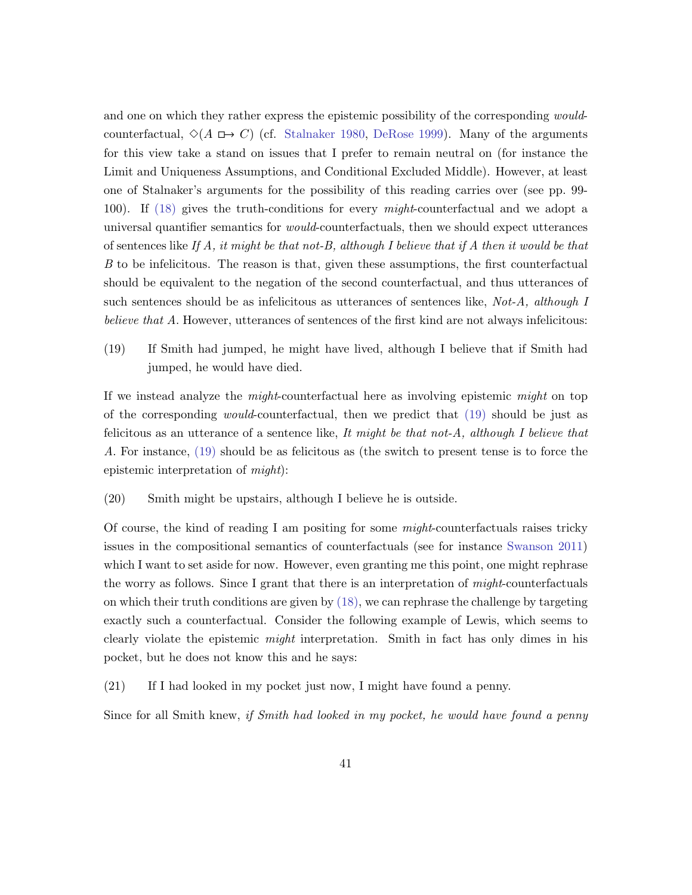and one on which they rather express the epistemic possibility of the corresponding *would*-counterfactual, $\Diamond(A \boxright C)$ (cf. Stalnaker 1980, DeRose 1999). Many of the arguments for this view take a stand on issues that I prefer to remain neutral on (for instance the Limit and Uniqueness Assumptions, and Conditional Excluded Middle). However, at least one of Stalnaker's arguments for the possibility of this reading carries over (see pp. 99-100). If (18) gives the truth-conditions for every *might*-counterfactual and we adopt a universal quantifier semantics for *would*-counterfactuals, then we should expect utterances of sentences like *If A, it might be that not-B, although I believe that if A then it would be that B* to be infelicitous. The reason is that, given these assumptions, the first counterfactual should be equivalent to the negation of the second counterfactual, and thus utterances of such sentences should be as infelicitous as utterances of sentences like, *Not-A, although I believe that A*. However, utterances of sentences of the first kind are not always infelicitous:

(19) If Smith had jumped, he might have lived, although I believe that if Smith had jumped, he would have died.

If we instead analyze the *might*-counterfactual here as involving epistemic *might* on top of the corresponding *would*-counterfactual, then we predict that (19) should be just as felicitous as an utterance of a sentence like, *It might be that not-A, although I believe that A*. For instance, (19) should be as felicitous as (the switch to present tense is to force the epistemic interpretation of *might*):

(20) Smith might be upstairs, although I believe he is outside.

Of course, the kind of reading I am positing for some *might*-counterfactuals raises tricky issues in the compositional semantics of counterfactuals (see for instance Swanson 2011) which I want to set aside for now. However, even granting me this point, one might rephrase the worry as follows. Since I grant that there is an interpretation of *might*-counterfactuals on which their truth conditions are given by (18), we can rephrase the challenge by targeting exactly such a counterfactual. Consider the following example of Lewis, which seems to clearly violate the epistemic *might* interpretation. Smith in fact has only dimes in his pocket, but he does not know this and he says:

(21) If I had looked in my pocket just now, I might have found a penny.

Since for all Smith knew, *if Smith had looked in my pocket, he would have found a penny*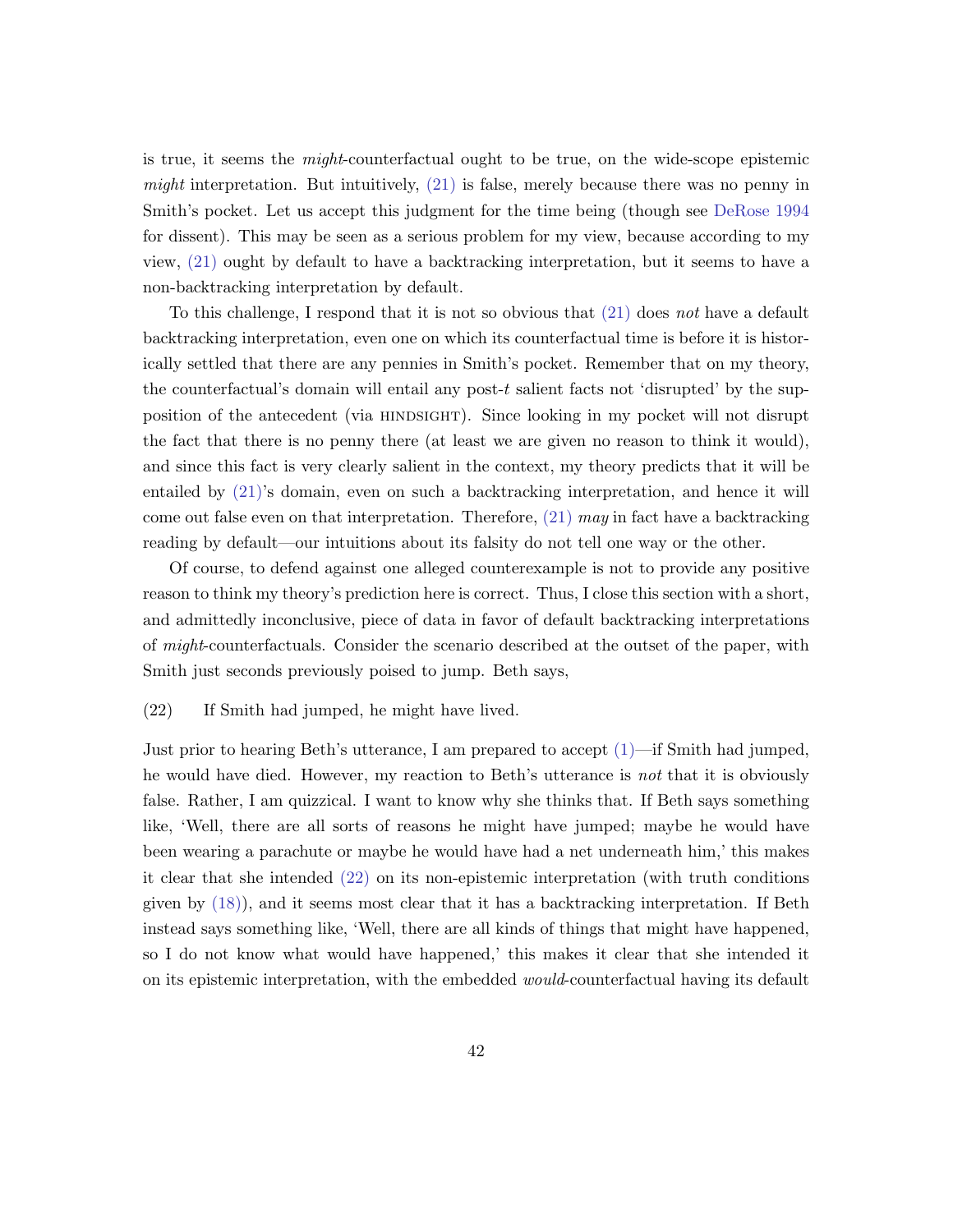is true, it seems the *might*-counterfactual ought to be true, on the wide-scope epistemic *might* interpretation. But intuitively, (21) is false, merely because there was no penny in Smith's pocket. Let us accept this judgment for the time being (though see DeRose 1994 for dissent). This may be seen as a serious problem for my view, because according to my view, (21) ought by default to have a backtracking interpretation, but it seems to have a non-backtracking interpretation by default.

To this challenge, I respond that it is not so obvious that (21) does *not* have a default backtracking interpretation, even one on which its counterfactual time is before it is historically settled that there are any pennies in Smith's pocket. Remember that on my theory, the counterfactual's domain will entail any post-$t$ salient facts not 'disrupted' by the supposition of the antecedent (via HINDSIGHT). Since looking in my pocket will not disrupt the fact that there is no penny there (at least we are given no reason to think it would), and since this fact is very clearly salient in the context, my theory predicts that it will be entailed by (21)'s domain, even on such a backtracking interpretation, and hence it will come out false even on that interpretation. Therefore, (21) *may* in fact have a backtracking reading by default—our intuitions about its falsity do not tell one way or the other.

Of course, to defend against one alleged counterexample is not to provide any positive reason to think my theory's prediction here is correct. Thus, I close this section with a short, and admittedly inconclusive, piece of data in favor of default backtracking interpretations of *might*-counterfactuals. Consider the scenario described at the outset of the paper, with Smith just seconds previously poised to jump. Beth says,

(22) If Smith had jumped, he might have lived.

Just prior to hearing Beth's utterance, I am prepared to accept (1)—if Smith had jumped, he would have died. However, my reaction to Beth's utterance is *not* that it is obviously false. Rather, I am quizzical. I want to know why she thinks that. If Beth says something like, 'Well, there are all sorts of reasons he might have jumped; maybe he would have been wearing a parachute or maybe he would have had a net underneath him,' this makes it clear that she intended (22) on its non-epistemic interpretation (with truth conditions given by (18)), and it seems most clear that it has a backtracking interpretation. If Beth instead says something like, 'Well, there are all kinds of things that might have happened, so I do not know what would have happened,' this makes it clear that she intended it on its epistemic interpretation, with the embedded *would*-counterfactual having its default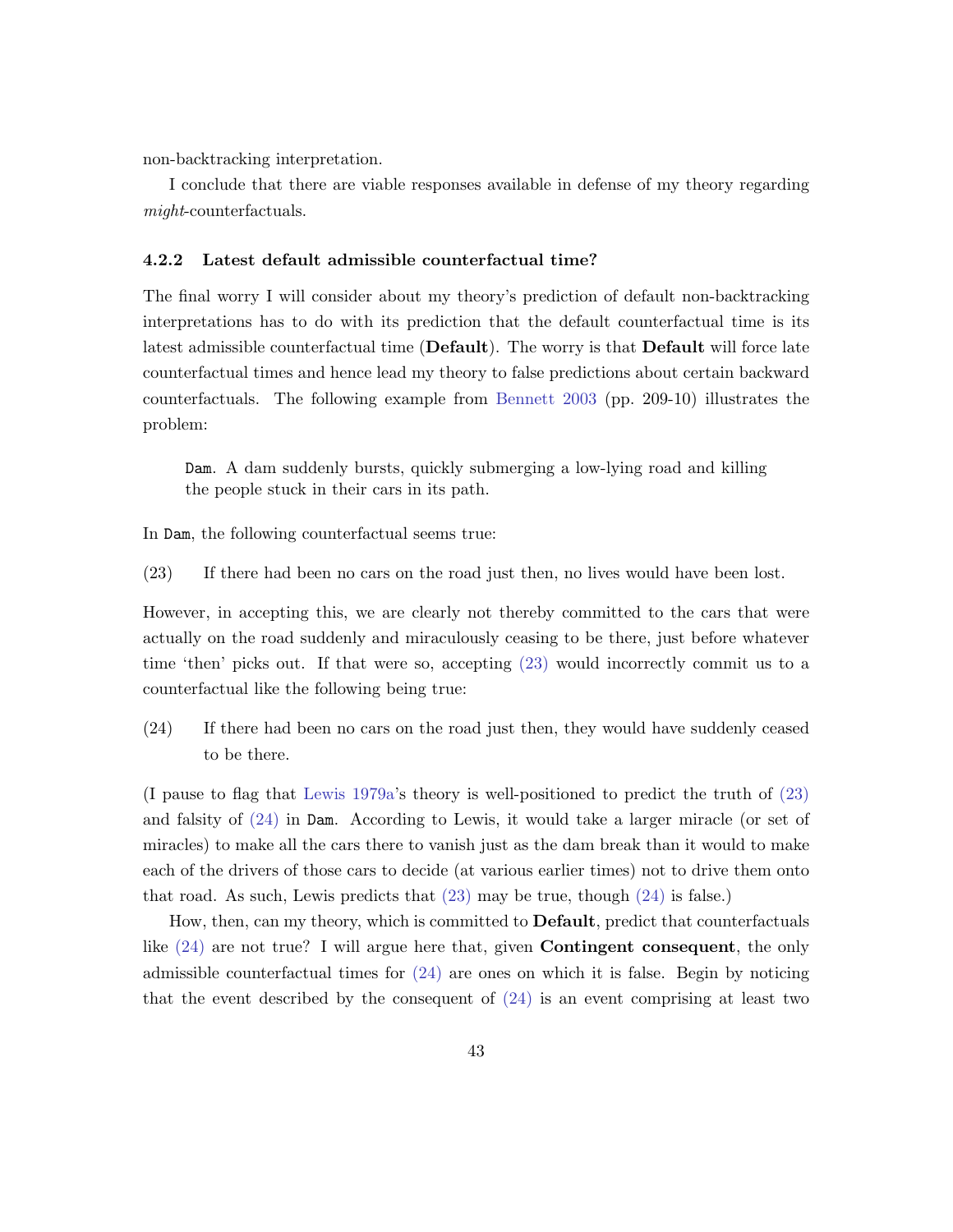non-backtracking interpretation.

I conclude that there are viable responses available in defense of my theory regarding *might*-counterfactuals.

### 4.2.2 Latest default admissible counterfactual time?

The final worry I will consider about my theory's prediction of default non-backtracking interpretations has to do with its prediction that the default counterfactual time is its latest admissible counterfactual time (**Default**). The worry is that **Default** will force late counterfactual times and hence lead my theory to false predictions about certain backward counterfactuals. The following example from Bennett 2003 (pp. 209-10) illustrates the problem:

> `Dam`. A dam suddenly bursts, quickly submerging a low-lying road and killing the people stuck in their cars in its path.

In `Dam`, the following counterfactual seems true:

(23) If there had been no cars on the road just then, no lives would have been lost.

However, in accepting this, we are clearly not thereby committed to the cars that were actually on the road suddenly and miraculously ceasing to be there, just before whatever time 'then' picks out. If that were so, accepting (23) would incorrectly commit us to a counterfactual like the following being true:

(24) If there had been no cars on the road just then, they would have suddenly ceased to be there.

(I pause to flag that Lewis 1979a's theory is well-positioned to predict the truth of (23) and falsity of (24) in `Dam`. According to Lewis, it would take a larger miracle (or set of miracles) to make all the cars there to vanish just as the dam break than it would to make each of the drivers of those cars to decide (at various earlier times) not to drive them onto that road. As such, Lewis predicts that (23) may be true, though (24) is false.)

How, then, can my theory, which is committed to **Default**, predict that counterfactuals like (24) are not true? I will argue here that, given **Contingent consequent**, the only admissible counterfactual times for (24) are ones on which it is false. Begin by noticing that the event described by the consequent of (24) is an event comprising at least two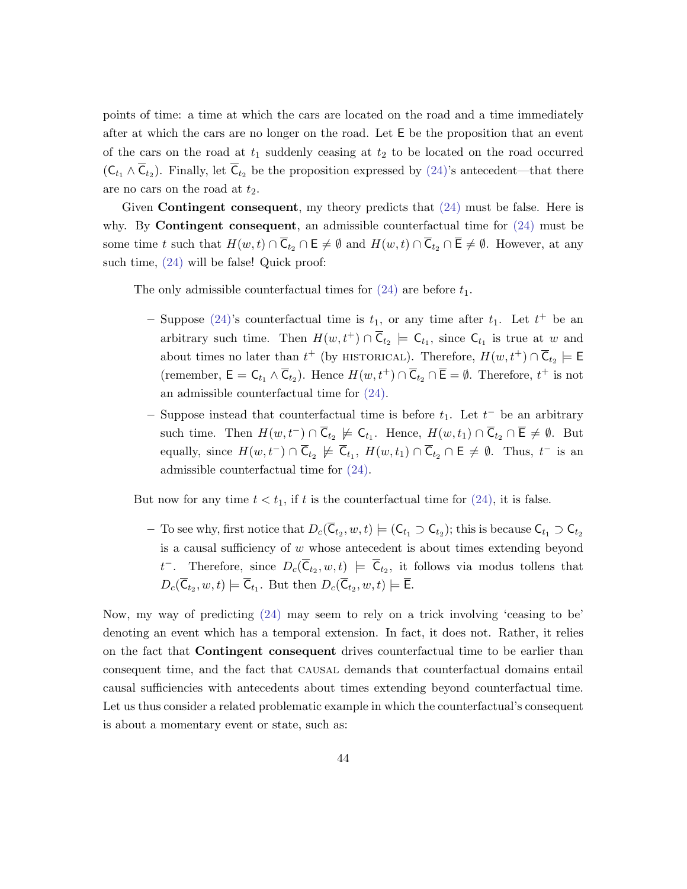points of time: a time at which the cars are located on the road and a time immediately after at which the cars are no longer on the road. Let $\mathsf{E}$ be the proposition that an event of the cars on the road at $t_1$ suddenly ceasing at $t_2$ to be located on the road occurred ($\mathsf{C}_{t_1} \wedge \overline{\mathsf{C}}_{t_2}$). Finally, let $\overline{\mathsf{C}}_{t_2}$ be the proposition expressed by (24)'s antecedent—that there are no cars on the road at $t_2$.

Given **Contingent consequent**, my theory predicts that (24) must be false. Here is why. By **Contingent consequent**, an admissible counterfactual time for (24) must be some time $t$ such that $H(w,t) \cap \overline{\mathsf{C}}_{t_2} \cap \mathsf{E} \neq \emptyset$ and $H(w,t) \cap \overline{\mathsf{C}}_{t_2} \cap \overline{\mathsf{E}} \neq \emptyset$. However, at any such time, (24) will be false! Quick proof:

> The only admissible counterfactual times for (24) are before $t_1$.
>
> – Suppose (24)'s counterfactual time is $t_1$, or any time after $t_1$. Let $t^+$ be an arbitrary such time. Then $H(w,t^+) \cap \overline{\mathsf{C}}_{t_2} \models \mathsf{C}_{t_1}$, since $\mathsf{C}_{t_1}$ is true at $w$ and about times no later than $t^+$ (by HISTORICAL). Therefore, $H(w,t^+) \cap \overline{\mathsf{C}}_{t_2} \models \mathsf{E}$ (remember, $\mathsf{E} = \mathsf{C}_{t_1} \wedge \overline{\mathsf{C}}_{t_2}$). Hence $H(w,t^+) \cap \overline{\mathsf{C}}_{t_2} \cap \overline{\mathsf{E}} = \emptyset$. Therefore, $t^+$ is not an admissible counterfactual time for (24).
>
> – Suppose instead that counterfactual time is before $t_1$. Let $t^-$ be an arbitrary such time. Then $H(w,t^-) \cap \overline{\mathsf{C}}_{t_2} \not\models \mathsf{C}_{t_1}$. Hence, $H(w,t_1) \cap \overline{\mathsf{C}}_{t_2} \cap \overline{\mathsf{E}} \neq \emptyset$. But equally, since $H(w,t^-) \cap \overline{\mathsf{C}}_{t_2} \not\models \overline{\mathsf{C}}_{t_1}$, $H(w,t_1) \cap \overline{\mathsf{C}}_{t_2} \cap \mathsf{E} \neq \emptyset$. Thus, $t^-$ is an admissible counterfactual time for (24).
>
> But now for any time $t < t_1$, if $t$ is the counterfactual time for (24), it is false.
>
> – To see why, first notice that $D_c(\overline{\mathsf{C}}_{t_2}, w, t) \models (\mathsf{C}_{t_1} \supset \mathsf{C}_{t_2})$; this is because $\mathsf{C}_{t_1} \supset \mathsf{C}_{t_2}$ is a causal sufficiency of $w$ whose antecedent is about times extending beyond $t^-$. Therefore, since $D_c(\overline{\mathsf{C}}_{t_2}, w, t) \models \overline{\mathsf{C}}_{t_2}$, it follows via modus tollens that $D_c(\overline{\mathsf{C}}_{t_2}, w, t) \models \overline{\mathsf{C}}_{t_1}$. But then $D_c(\overline{\mathsf{C}}_{t_2}, w, t) \models \overline{\mathsf{E}}$.

Now, my way of predicting (24) may seem to rely on a trick involving 'ceasing to be' denoting an event which has a temporal extension. In fact, it does not. Rather, it relies on the fact that **Contingent consequent** drives counterfactual time to be earlier than consequent time, and the fact that CAUSAL demands that counterfactual domains entail causal sufficiencies with antecedents about times extending beyond counterfactual time. Let us thus consider a related problematic example in which the counterfactual's consequent is about a momentary event or state, such as: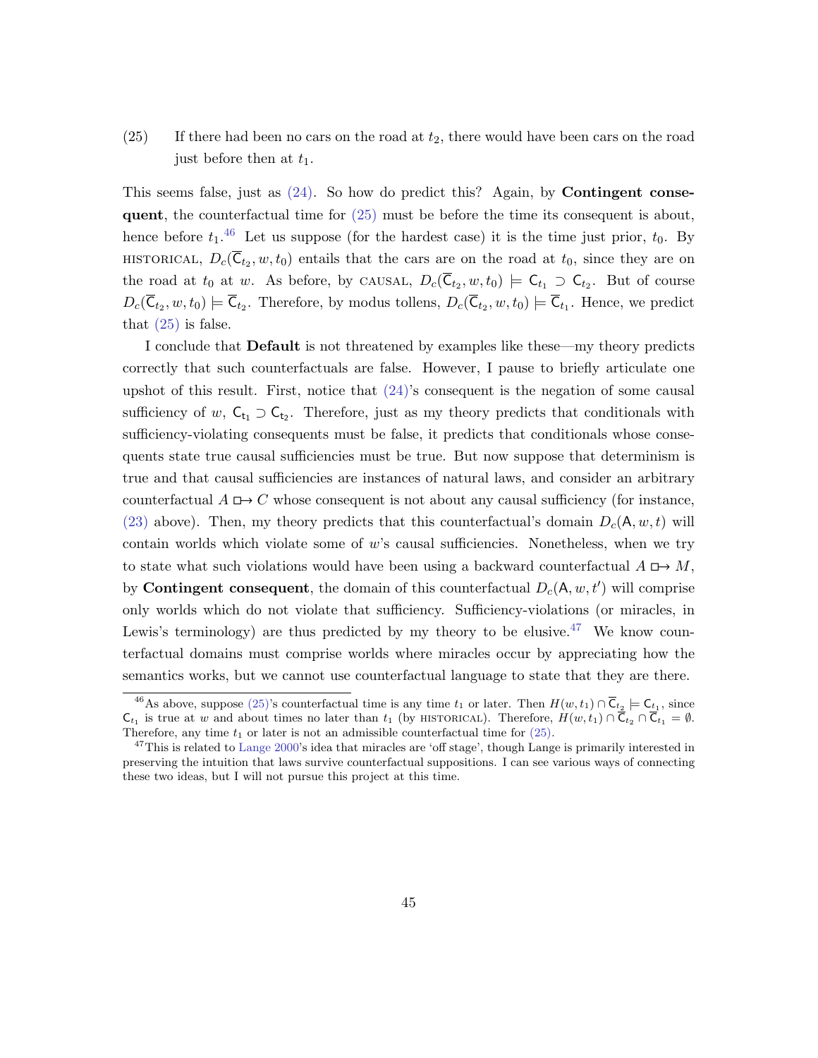(25) If there had been no cars on the road at $t_2$, there would have been cars on the road just before then at $t_1$.

This seems false, just as (24). So how do predict this? Again, by **Contingent consequent**, the counterfactual time for (25) must be before the time its consequent is about, hence before $t_1$.[46] Let us suppose (for the hardest case) it is the time just prior, $t_0$. By HISTORICAL, $D_c(\overline{\mathsf{C}}_{t_2}, w, t_0)$ entails that the cars are on the road at $t_0$, since they are on the road at $t_0$ at $w$. As before, by CAUSAL, $D_c(\overline{\mathsf{C}}_{t_2}, w, t_0) \models \mathsf{C}_{t_1} \supset \mathsf{C}_{t_2}$. But of course $D_c(\overline{\mathsf{C}}_{t_2}, w, t_0) \models \overline{\mathsf{C}}_{t_2}$. Therefore, by modus tollens, $D_c(\overline{\mathsf{C}}_{t_2}, w, t_0) \models \overline{\mathsf{C}}_{t_1}$. Hence, we predict that (25) is false.

I conclude that **Default** is not threatened by examples like these—my theory predicts correctly that such counterfactuals are false. However, I pause to briefly articulate one upshot of this result. First, notice that (24)'s consequent is the negation of some causal sufficiency of $w$, $\mathsf{C}_{\mathsf{t}_1} \supset \mathsf{C}_{\mathsf{t}_2}$. Therefore, just as my theory predicts that conditionals with sufficiency-violating consequents must be false, it predicts that conditionals whose consequents state true causal sufficiencies must be true. But now suppose that determinism is true and that causal sufficiencies are instances of natural laws, and consider an arbitrary counterfactual $A \mathrel{\Box\!\!\rightarrow} C$ whose consequent is not about any causal sufficiency (for instance, (23) above). Then, my theory predicts that this counterfactual's domain $D_c(\mathsf{A}, w, t)$ will contain worlds which violate some of $w$'s causal sufficiencies. Nonetheless, when we try to state what such violations would have been using a backward counterfactual $A \mathrel{\Box\!\!\rightarrow} M$, by **Contingent consequent**, the domain of this counterfactual $D_c(\mathsf{A}, w, t')$ will comprise only worlds which do not violate that sufficiency. Sufficiency-violations (or miracles, in Lewis's terminology) are thus predicted by my theory to be elusive.[47] We know counterfactual domains must comprise worlds where miracles occur by appreciating how the semantics works, but we cannot use counterfactual language to state that they are there.

---

[46] As above, suppose (25)'s counterfactual time is any time $t_1$ or later. Then $H(w, t_1) \cap \overline{\mathsf{C}}_{t_2} \models \mathsf{C}_{t_1}$, since $\mathsf{C}_{t_1}$ is true at $w$ and about times no later than $t_1$ (by HISTORICAL). Therefore, $H(w, t_1) \cap \overline{\mathsf{C}}_{t_2} \cap \overline{\mathsf{C}}_{t_1} = \emptyset$. Therefore, any time $t_1$ or later is not an admissible counterfactual time for (25).

[47] This is related to Lange 2000's idea that miracles are 'off stage', though Lange is primarily interested in preserving the intuition that laws survive counterfactual suppositions. I can see various ways of connecting these two ideas, but I will not pursue this project at this time.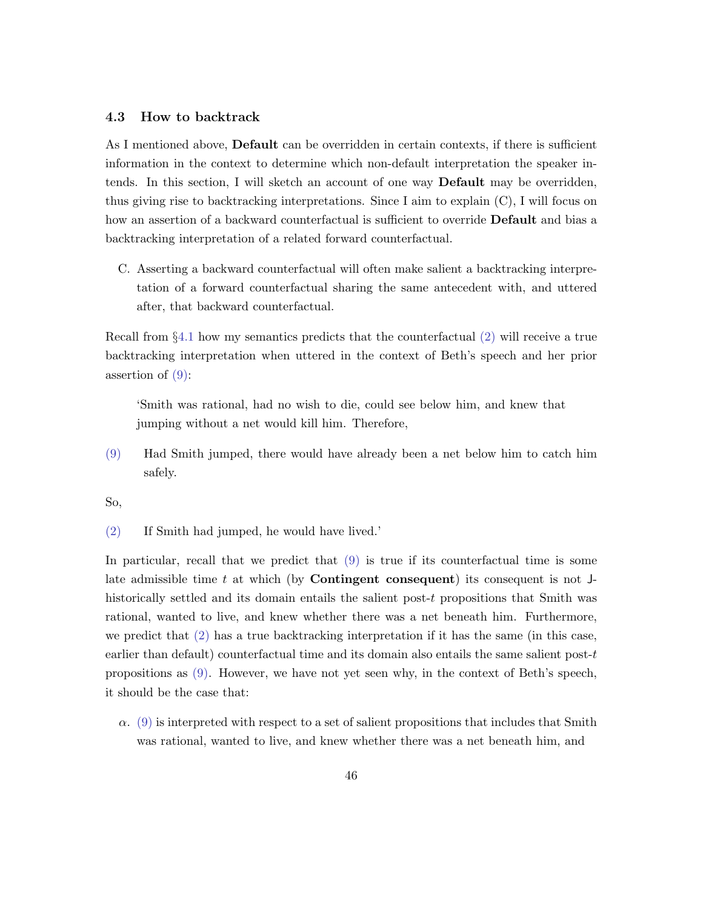### 4.3 How to backtrack

As I mentioned above, **Default** can be overridden in certain contexts, if there is sufficient information in the context to determine which non-default interpretation the speaker intends. In this section, I will sketch an account of one way **Default** may be overridden, thus giving rise to backtracking interpretations. Since I aim to explain (C), I will focus on how an assertion of a backward counterfactual is sufficient to override **Default** and bias a backtracking interpretation of a related forward counterfactual.

C. Asserting a backward counterfactual will often make salient a backtracking interpretation of a forward counterfactual sharing the same antecedent with, and uttered after, that backward counterfactual.

Recall from §4.1 how my semantics predicts that the counterfactual (2) will receive a true backtracking interpretation when uttered in the context of Beth's speech and her prior assertion of (9):

> 'Smith was rational, had no wish to die, could see below him, and knew that jumping without a net would kill him. Therefore,

(9) Had Smith jumped, there would have already been a net below him to catch him safely.

So,

(2) If Smith had jumped, he would have lived.'

In particular, recall that we predict that (9) is true if its counterfactual time is some late admissible time $t$ at which (by **Contingent consequent**) its consequent is not J-historically settled and its domain entails the salient post-$t$ propositions that Smith was rational, wanted to live, and knew whether there was a net beneath him. Furthermore, we predict that (2) has a true backtracking interpretation if it has the same (in this case, earlier than default) counterfactual time and its domain also entails the same salient post-$t$ propositions as (9). However, we have not yet seen why, in the context of Beth's speech, it should be the case that:

$\alpha$. (9) is interpreted with respect to a set of salient propositions that includes that Smith was rational, wanted to live, and knew whether there was a net beneath him, and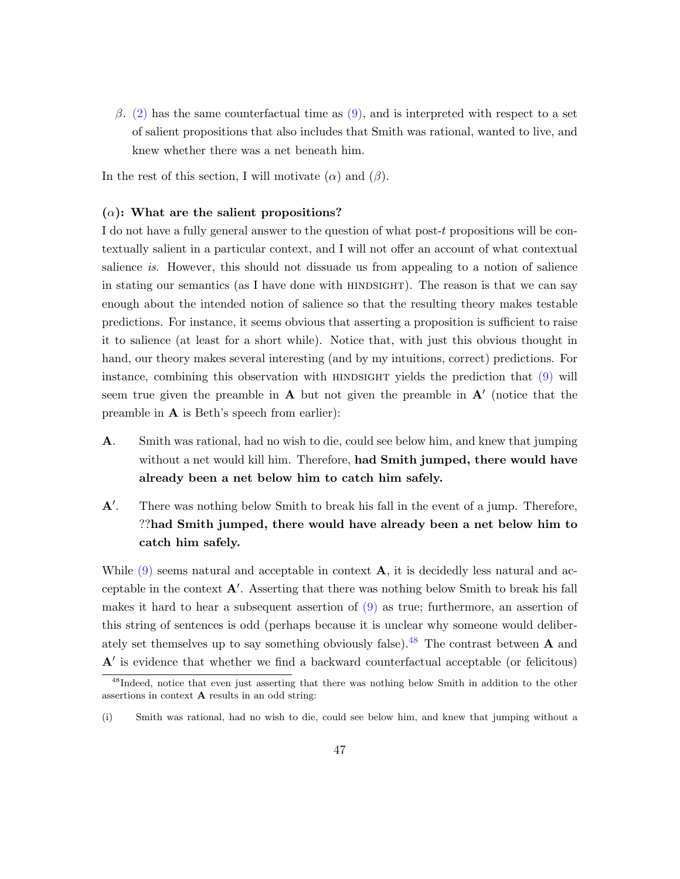$\beta$. (2) has the same counterfactual time as (9), and is interpreted with respect to a set of salient propositions that also includes that Smith was rational, wanted to live, and knew whether there was a net beneath him.

In the rest of this section, I will motivate ($\alpha$) and ($\beta$).

**($\alpha$): What are the salient propositions?**

I do not have a fully general answer to the question of what post-$t$ propositions will be contextually salient in a particular context, and I will not offer an account of what contextual salience *is*. However, this should not dissuade us from appealing to a notion of salience in stating our semantics (as I have done with HINDSIGHT). The reason is that we can say enough about the intended notion of salience so that the resulting theory makes testable predictions. For instance, it seems obvious that asserting a proposition is sufficient to raise it to salience (at least for a short while). Notice that, with just this obvious thought in hand, our theory makes several interesting (and by my intuitions, correct) predictions. For instance, combining this observation with HINDSIGHT yields the prediction that (9) will seem true given the preamble in **A** but not given the preamble in **A′** (notice that the preamble in **A** is Beth's speech from earlier):

**A**. Smith was rational, had no wish to die, could see below him, and knew that jumping without a net would kill him. Therefore, **had Smith jumped, there would have already been a net below him to catch him safely.**

**A′**. There was nothing below Smith to break his fall in the event of a jump. Therefore, ??**had Smith jumped, there would have already been a net below him to catch him safely.**

While (9) seems natural and acceptable in context **A**, it is decidedly less natural and acceptable in the context **A′**. Asserting that there was nothing below Smith to break his fall makes it hard to hear a subsequent assertion of (9) as true; furthermore, an assertion of this string of sentences is odd (perhaps because it is unclear why someone would deliberately set themselves up to say something obviously false).[48] The contrast between **A** and **A′** is evidence that whether we find a backward counterfactual acceptable (or felicitous)

[48] Indeed, notice that even just asserting that there was nothing below Smith in addition to the other assertions in context **A** results in an odd string:

(i) Smith was rational, had no wish to die, could see below him, and knew that jumping without a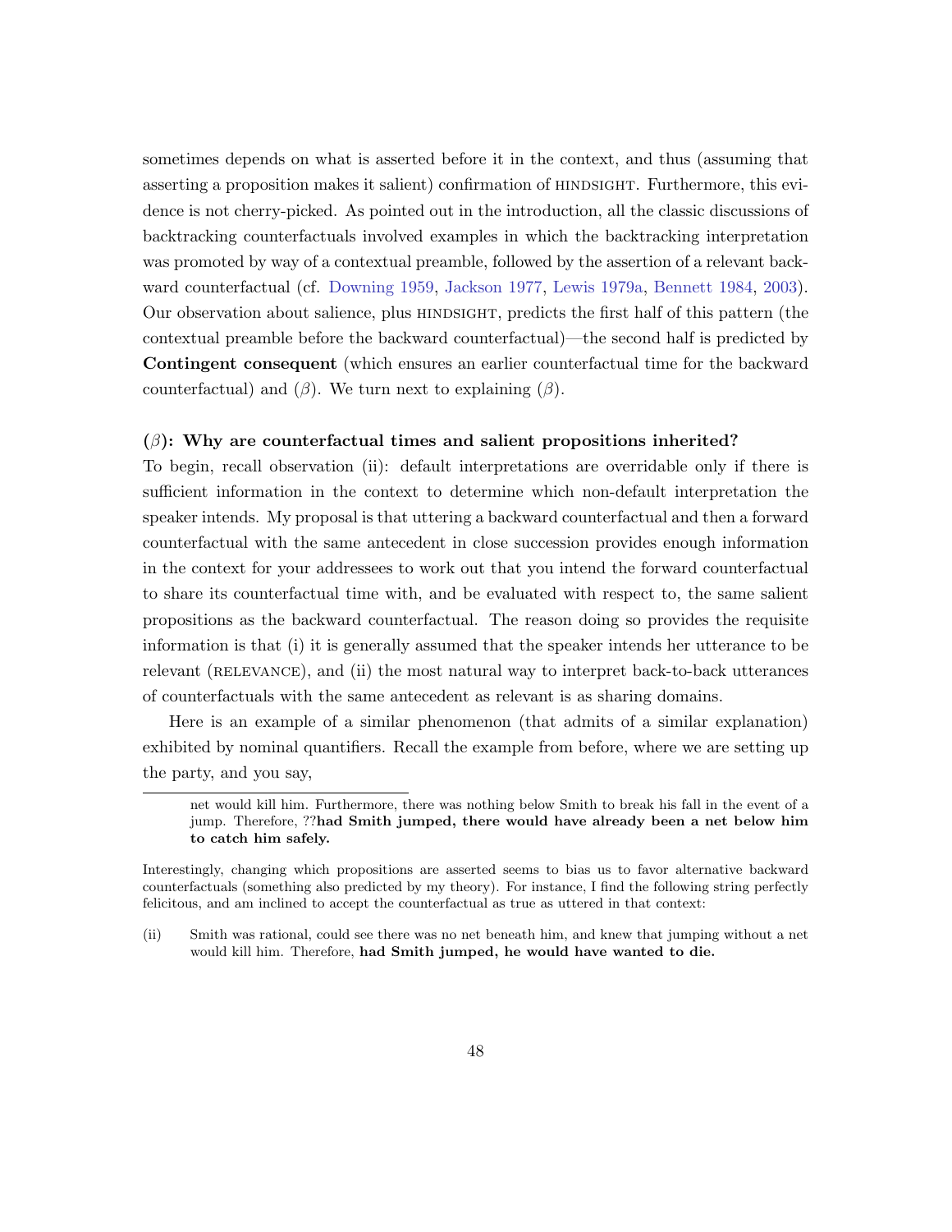sometimes depends on what is asserted before it in the context, and thus (assuming that asserting a proposition makes it salient) confirmation of HINDSIGHT. Furthermore, this evidence is not cherry-picked. As pointed out in the introduction, all the classic discussions of backtracking counterfactuals involved examples in which the backtracking interpretation was promoted by way of a contextual preamble, followed by the assertion of a relevant backward counterfactual (cf. Downing 1959, Jackson 1977, Lewis 1979a, Bennett 1984, 2003). Our observation about salience, plus HINDSIGHT, predicts the first half of this pattern (the contextual preamble before the backward counterfactual)—the second half is predicted by **Contingent consequent** (which ensures an earlier counterfactual time for the backward counterfactual) and ($\beta$). We turn next to explaining ($\beta$).

#### ($\beta$): Why are counterfactual times and salient propositions inherited?

To begin, recall observation (ii): default interpretations are overridable only if there is sufficient information in the context to determine which non-default interpretation the speaker intends. My proposal is that uttering a backward counterfactual and then a forward counterfactual with the same antecedent in close succession provides enough information in the context for your addressees to work out that you intend the forward counterfactual to share its counterfactual time with, and be evaluated with respect to, the same salient propositions as the backward counterfactual. The reason doing so provides the requisite information is that (i) it is generally assumed that the speaker intends her utterance to be relevant (RELEVANCE), and (ii) the most natural way to interpret back-to-back utterances of counterfactuals with the same antecedent as relevant is as sharing domains.

Here is an example of a similar phenomenon (that admits of a similar explanation) exhibited by nominal quantifiers. Recall the example from before, where we are setting up the party, and you say,

---

net would kill him. Furthermore, there was nothing below Smith to break his fall in the event of a jump. Therefore, ??**had Smith jumped, there would have already been a net below him to catch him safely.**

Interestingly, changing which propositions are asserted seems to bias us to favor alternative backward counterfactuals (something also predicted by my theory). For instance, I find the following string perfectly felicitous, and am inclined to accept the counterfactual as true as uttered in that context:

(ii) Smith was rational, could see there was no net beneath him, and knew that jumping without a net would kill him. Therefore, **had Smith jumped, he would have wanted to die.**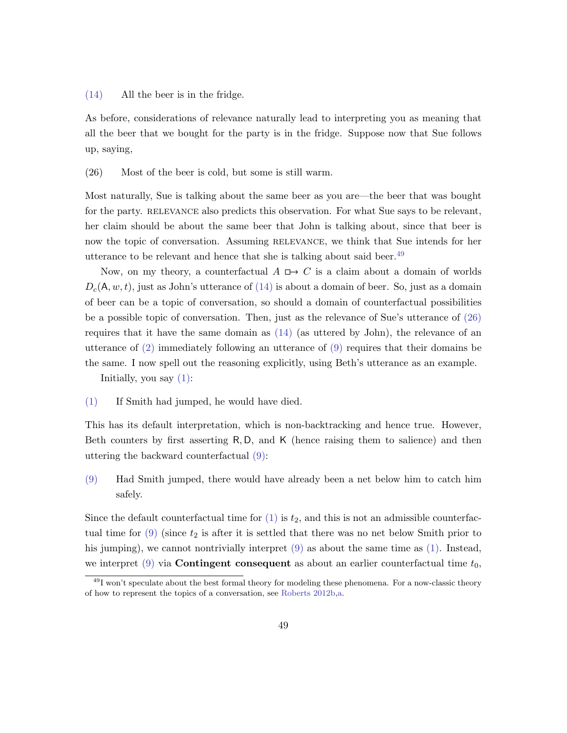(14) All the beer is in the fridge.

As before, considerations of relevance naturally lead to interpreting you as meaning that all the beer that we bought for the party is in the fridge. Suppose now that Sue follows up, saying,

(26) Most of the beer is cold, but some is still warm.

Most naturally, Sue is talking about the same beer as you are—the beer that was bought for the party. RELEVANCE also predicts this observation. For what Sue says to be relevant, her claim should be about the same beer that John is talking about, since that beer is now the topic of conversation. Assuming RELEVANCE, we think that Sue intends for her utterance to be relevant and hence that she is talking about said beer.[49]

Now, on my theory, a counterfactual $A \mathrel{\Box\!\!\rightarrow} C$ is a claim about a domain of worlds $D_c(\mathsf{A}, w, t)$, just as John's utterance of (14) is about a domain of beer. So, just as a domain of beer can be a topic of conversation, so should a domain of counterfactual possibilities be a possible topic of conversation. Then, just as the relevance of Sue's utterance of (26) requires that it have the same domain as (14) (as uttered by John), the relevance of an utterance of (2) immediately following an utterance of (9) requires that their domains be the same. I now spell out the reasoning explicitly, using Beth's utterance as an example.

Initially, you say (1):

(1) If Smith had jumped, he would have died.

This has its default interpretation, which is non-backtracking and hence true. However, Beth counters by first asserting $\mathsf{R}, \mathsf{D}$, and $\mathsf{K}$ (hence raising them to salience) and then uttering the backward counterfactual (9):

(9) Had Smith jumped, there would have already been a net below him to catch him safely.

Since the default counterfactual time for (1) is $t_2$, and this is not an admissible counterfactual time for (9) (since $t_2$ is after it is settled that there was no net below Smith prior to his jumping), we cannot nontrivially interpret (9) as about the same time as (1). Instead, we interpret (9) via **Contingent consequent** as about an earlier counterfactual time $t_0$,

[49] I won't speculate about the best formal theory for modeling these phenomena. For a now-classic theory of how to represent the topics of a conversation, see Roberts 2012b,a.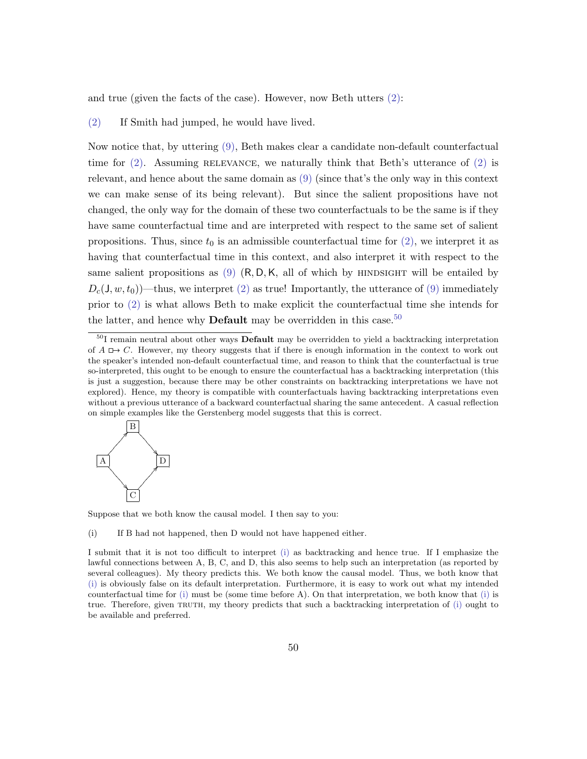and true (given the facts of the case). However, now Beth utters (2):

(2) If Smith had jumped, he would have lived.

Now notice that, by uttering (9), Beth makes clear a candidate non-default counterfactual time for (2). Assuming RELEVANCE, we naturally think that Beth's utterance of (2) is relevant, and hence about the same domain as (9) (since that's the only way in this context we can make sense of its being relevant). But since the salient propositions have not changed, the only way for the domain of these two counterfactuals to be the same is if they have same counterfactual time and are interpreted with respect to the same set of salient propositions. Thus, since $t_0$ is an admissible counterfactual time for (2), we interpret it as having that counterfactual time in this context, and also interpret it with respect to the same salient propositions as (9) ($\mathsf{R}, \mathsf{D}, \mathsf{K}$, all of which by HINDSIGHT will be entailed by $D_c(\mathsf{J}, w, t_0)$)—thus, we interpret (2) as true! Importantly, the utterance of (9) immediately prior to (2) is what allows Beth to make explicit the counterfactual time she intends for the latter, and hence why **Default** may be overridden in this case.[50]

[50] I remain neutral about other ways **Default** may be overridden to yield a backtracking interpretation of $A \mathrel{\Box\!\!\rightarrow} C$. However, my theory suggests that if there is enough information in the context to work out the speaker's intended non-default counterfactual time, and reason to think that the counterfactual is true so-interpreted, this ought to be enough to ensure the counterfactual has a backtracking interpretation (this is just a suggestion, because there may be other constraints on backtracking interpretations we have not explored). Hence, my theory is compatible with counterfactuals having backtracking interpretations even without a previous utterance of a backward counterfactual sharing the same antecedent. A casual reflection on simple examples like the Gerstenberg model suggests that this is correct.

Suppose that we both know the causal model. I then say to you:

(i) If B had not happened, then D would not have happened either.

I submit that it is not too difficult to interpret (i) as backtracking and hence true. If I emphasize the lawful connections between A, B, C, and D, this also seems to help such an interpretation (as reported by several colleagues). My theory predicts this. We both know the causal model. Thus, we both know that (i) is obviously false on its default interpretation. Furthermore, it is easy to work out what my intended counterfactual time for (i) must be (some time before A). On that interpretation, we both know that (i) is true. Therefore, given TRUTH, my theory predicts that such a backtracking interpretation of (i) ought to be available and preferred.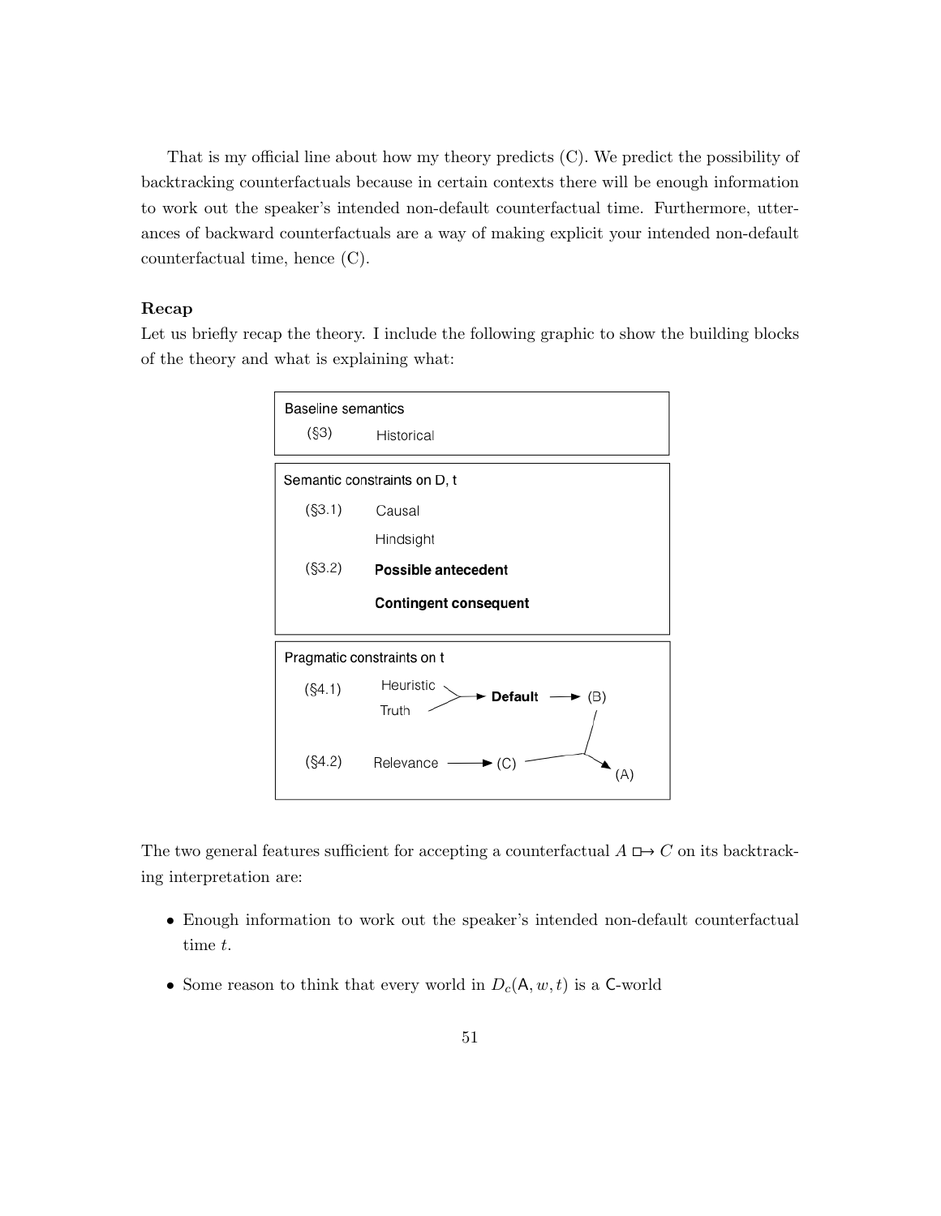That is my official line about how my theory predicts (C). We predict the possibility of backtracking counterfactuals because in certain contexts there will be enough information to work out the speaker's intended non-default counterfactual time. Furthermore, utterances of backward counterfactuals are a way of making explicit your intended non-default counterfactual time, hence (C).

**Recap**

Let us briefly recap the theory. I include the following graphic to show the building blocks of the theory and what is explaining what:

Baseline semantics
(§3) Historical

Semantic constraints on D, t
(§3.1) Causal
Hindsight
(§3.2) **Possible antecedent**
**Contingent consequent**

Pragmatic constraints on t
(§4.1) Heuristic, Truth → **Default** → (B)
(§4.2) Relevance → (C)
(B), (C) → (A)

The two general features sufficient for accepting a counterfactual $A \mathrel{\Box\!\!\rightarrow} C$ on its backtracking interpretation are:

- Enough information to work out the speaker's intended non-default counterfactual time $t$.
- Some reason to think that every world in $D_c(\mathsf{A}, w, t)$ is a $\mathsf{C}$-world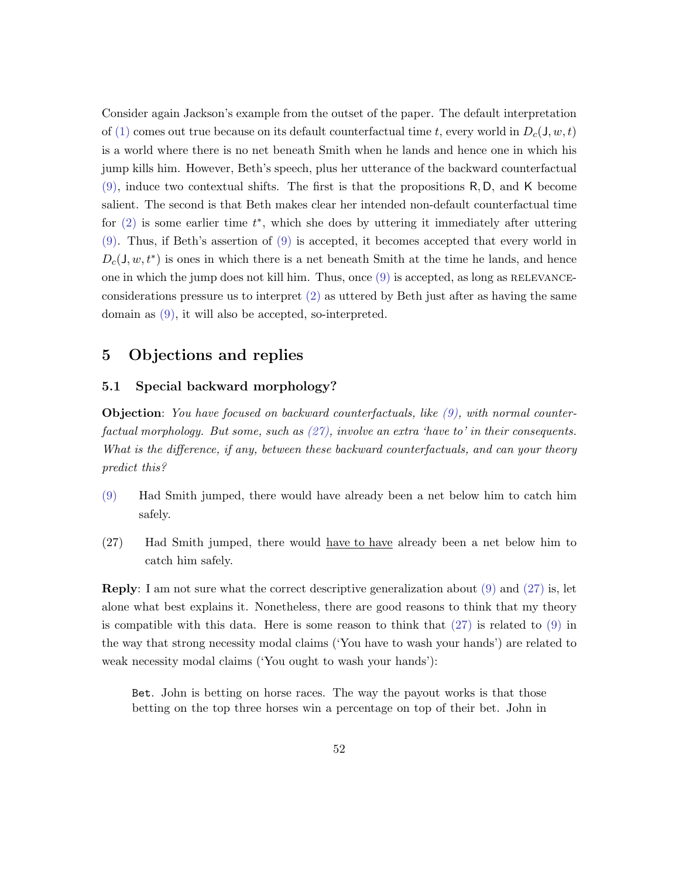Consider again Jackson's example from the outset of the paper. The default interpretation of (1) comes out true because on its default counterfactual time $t$, every world in $D_c(\mathsf{J}, w, t)$ is a world where there is no net beneath Smith when he lands and hence one in which his jump kills him. However, Beth's speech, plus her utterance of the backward counterfactual (9), induce two contextual shifts. The first is that the propositions $\mathsf{R}, \mathsf{D}$, and $\mathsf{K}$ become salient. The second is that Beth makes clear her intended non-default counterfactual time for (2) is some earlier time $t^*$, which she does by uttering it immediately after uttering (9). Thus, if Beth's assertion of (9) is accepted, it becomes accepted that every world in $D_c(\mathsf{J}, w, t^*)$ is ones in which there is a net beneath Smith at the time he lands, and hence one in which the jump does not kill him. Thus, once (9) is accepted, as long as RELEVANCE-considerations pressure us to interpret (2) as uttered by Beth just after as having the same domain as (9), it will also be accepted, so-interpreted.

## 5 Objections and replies

### 5.1 Special backward morphology?

**Objection**: *You have focused on backward counterfactuals, like (9), with normal counterfactual morphology. But some, such as (27), involve an extra 'have to' in their consequents. What is the difference, if any, between these backward counterfactuals, and can your theory predict this?*

(9) Had Smith jumped, there would have already been a net below him to catch him safely.

(27) Had Smith jumped, there would <u>have to have</u> already been a net below him to catch him safely.

**Reply**: I am not sure what the correct descriptive generalization about (9) and (27) is, let alone what best explains it. Nonetheless, there are good reasons to think that my theory is compatible with this data. Here is some reason to think that (27) is related to (9) in the way that strong necessity modal claims ('You have to wash your hands') are related to weak necessity modal claims ('You ought to wash your hands'):

> Bet. John is betting on horse races. The way the payout works is that those betting on the top three horses win a percentage on top of their bet. John in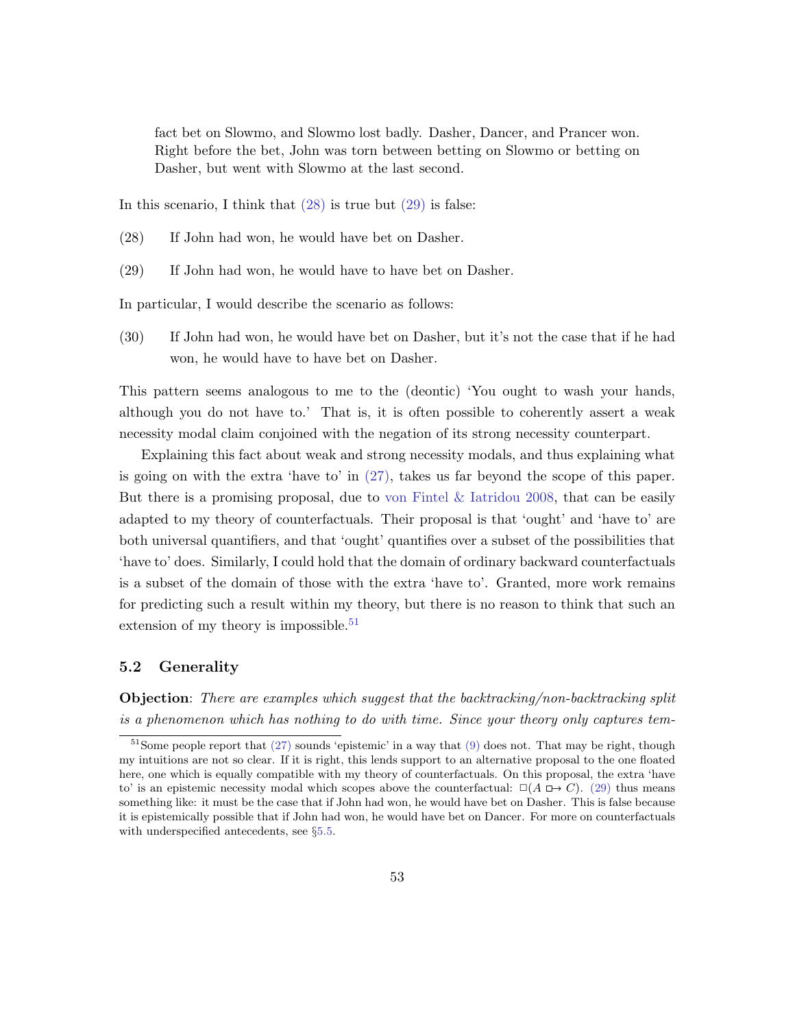fact bet on Slowmo, and Slowmo lost badly. Dasher, Dancer, and Prancer won. Right before the bet, John was torn between betting on Slowmo or betting on Dasher, but went with Slowmo at the last second.

In this scenario, I think that (28) is true but (29) is false:

(28) If John had won, he would have bet on Dasher.

(29) If John had won, he would have to have bet on Dasher.

In particular, I would describe the scenario as follows:

(30) If John had won, he would have bet on Dasher, but it's not the case that if he had won, he would have to have bet on Dasher.

This pattern seems analogous to me to the (deontic) 'You ought to wash your hands, although you do not have to.' That is, it is often possible to coherently assert a weak necessity modal claim conjoined with the negation of its strong necessity counterpart.

Explaining this fact about weak and strong necessity modals, and thus explaining what is going on with the extra 'have to' in (27), takes us far beyond the scope of this paper. But there is a promising proposal, due to von Fintel & Iatridou 2008, that can be easily adapted to my theory of counterfactuals. Their proposal is that 'ought' and 'have to' are both universal quantifiers, and that 'ought' quantifies over a subset of the possibilities that 'have to' does. Similarly, I could hold that the domain of ordinary backward counterfactuals is a subset of the domain of those with the extra 'have to'. Granted, more work remains for predicting such a result within my theory, but there is no reason to think that such an extension of my theory is impossible.[51]

## 5.2 Generality

**Objection**: *There are examples which suggest that the backtracking/non-backtracking split is a phenomenon which has nothing to do with time. Since your theory only captures tem-*

[51] Some people report that (27) sounds 'epistemic' in a way that (9) does not. That may be right, though my intuitions are not so clear. If it is right, this lends support to an alternative proposal to the one floated here, one which is equally compatible with my theory of counterfactuals. On this proposal, the extra 'have to' is an epistemic necessity modal which scopes above the counterfactual: $\Box(A \mathrel{\Box\!\!\rightarrow} C)$. (29) thus means something like: it must be the case that if John had won, he would have bet on Dasher. This is false because it is epistemically possible that if John had won, he would have bet on Dancer. For more on counterfactuals with underspecified antecedents, see §5.5.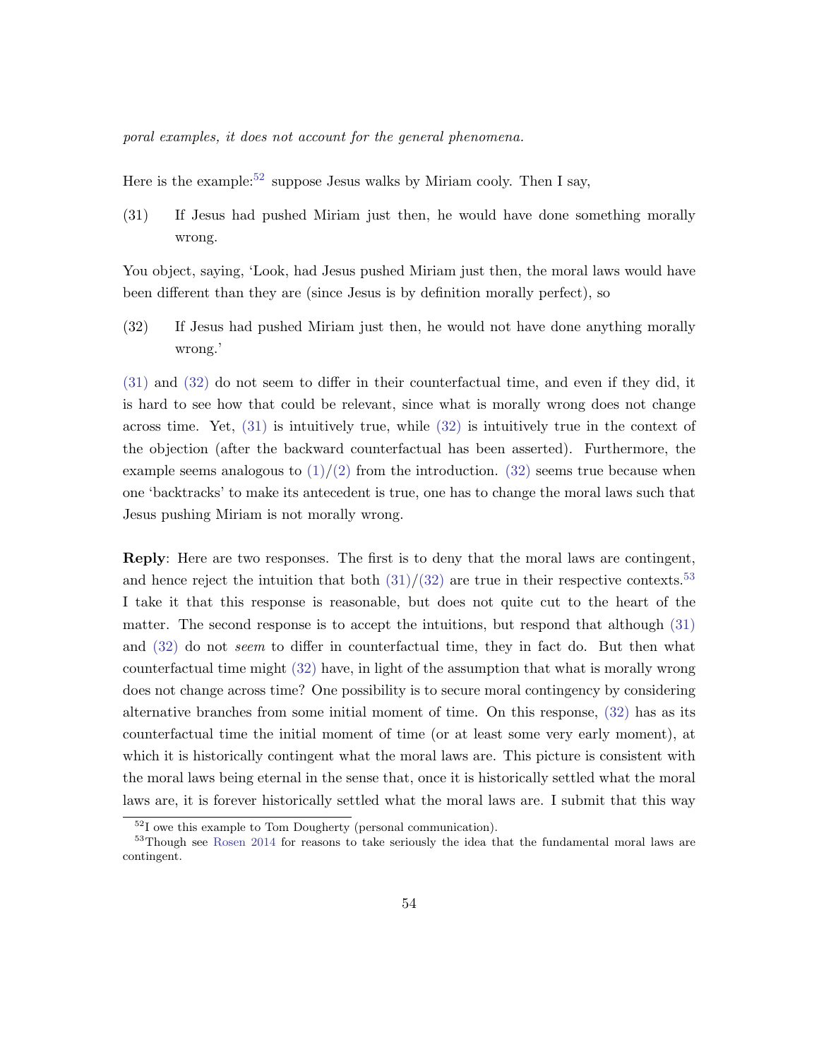*poral examples, it does not account for the general phenomena.*

Here is the example:[52] suppose Jesus walks by Miriam cooly. Then I say,

(31) If Jesus had pushed Miriam just then, he would have done something morally wrong.

You object, saying, 'Look, had Jesus pushed Miriam just then, the moral laws would have been different than they are (since Jesus is by definition morally perfect), so

(32) If Jesus had pushed Miriam just then, he would not have done anything morally wrong.'

(31) and (32) do not seem to differ in their counterfactual time, and even if they did, it is hard to see how that could be relevant, since what is morally wrong does not change across time. Yet, (31) is intuitively true, while (32) is intuitively true in the context of the objection (after the backward counterfactual has been asserted). Furthermore, the example seems analogous to (1)/(2) from the introduction. (32) seems true because when one 'backtracks' to make its antecedent is true, one has to change the moral laws such that Jesus pushing Miriam is not morally wrong.

**Reply**: Here are two responses. The first is to deny that the moral laws are contingent, and hence reject the intuition that both (31)/(32) are true in their respective contexts.[53] I take it that this response is reasonable, but does not quite cut to the heart of the matter. The second response is to accept the intuitions, but respond that although (31) and (32) do not *seem* to differ in counterfactual time, they in fact do. But then what counterfactual time might (32) have, in light of the assumption that what is morally wrong does not change across time? One possibility is to secure moral contingency by considering alternative branches from some initial moment of time. On this response, (32) has as its counterfactual time the initial moment of time (or at least some very early moment), at which it is historically contingent what the moral laws are. This picture is consistent with the moral laws being eternal in the sense that, once it is historically settled what the moral laws are, it is forever historically settled what the moral laws are. I submit that this way

[52] I owe this example to Tom Dougherty (personal communication).

[53] Though see Rosen 2014 for reasons to take seriously the idea that the fundamental moral laws are contingent.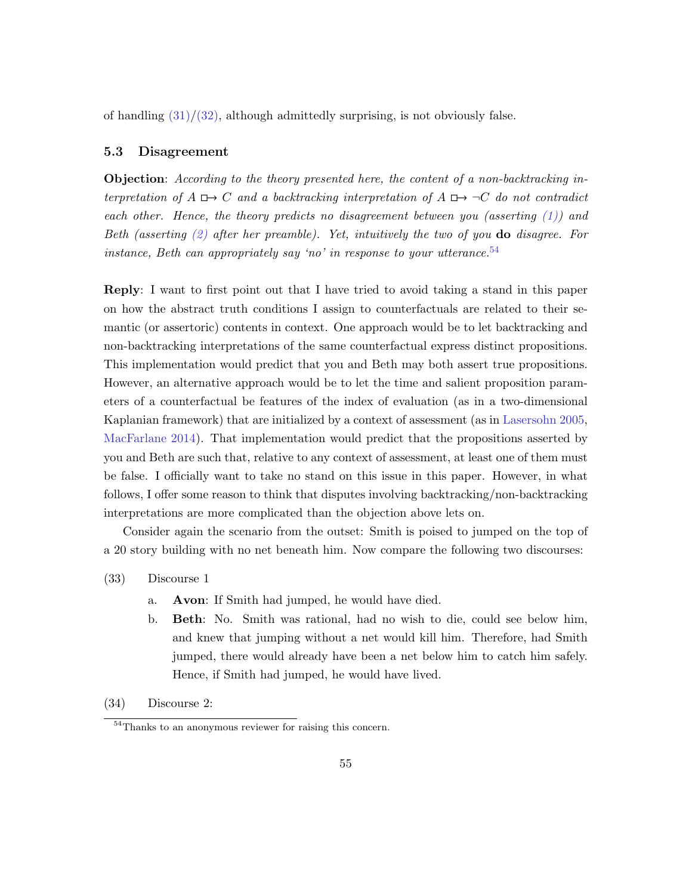of handling (31)/(32), although admittedly surprising, is not obviously false.

### 5.3 Disagreement

**Objection**: *According to the theory presented here, the content of a non-backtracking interpretation of $A \mathrel{\Box\!\!\rightarrow} C$ and a backtracking interpretation of $A \mathrel{\Box\!\!\rightarrow} \neg C$ do not contradict each other. Hence, the theory predicts no disagreement between you (asserting (1)) and Beth (asserting (2) after her preamble). Yet, intuitively the two of you* **do** *disagree. For instance, Beth can appropriately say 'no' in response to your utterance.*[54]

**Reply**: I want to first point out that I have tried to avoid taking a stand in this paper on how the abstract truth conditions I assign to counterfactuals are related to their semantic (or assertoric) contents in context. One approach would be to let backtracking and non-backtracking interpretations of the same counterfactual express distinct propositions. This implementation would predict that you and Beth may both assert true propositions. However, an alternative approach would be to let the time and salient proposition parameters of a counterfactual be features of the index of evaluation (as in a two-dimensional Kaplanian framework) that are initialized by a context of assessment (as in Lasersohn 2005, MacFarlane 2014). That implementation would predict that the propositions asserted by you and Beth are such that, relative to any context of assessment, at least one of them must be false. I officially want to take no stand on this issue in this paper. However, in what follows, I offer some reason to think that disputes involving backtracking/non-backtracking interpretations are more complicated than the objection above lets on.

Consider again the scenario from the outset: Smith is poised to jumped on the top of a 20 story building with no net beneath him. Now compare the following two discourses:

(33) Discourse 1

a. **Avon**: If Smith had jumped, he would have died.

b. **Beth**: No. Smith was rational, had no wish to die, could see below him, and knew that jumping without a net would kill him. Therefore, had Smith jumped, there would already have been a net below him to catch him safely. Hence, if Smith had jumped, he would have lived.

(34) Discourse 2:

[54] Thanks to an anonymous reviewer for raising this concern.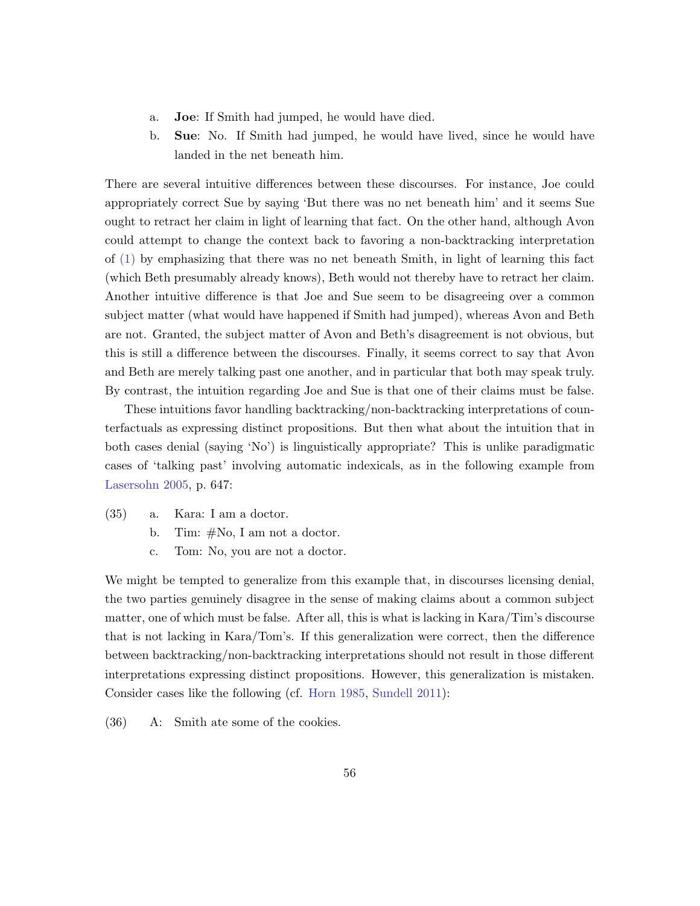a. **Joe**: If Smith had jumped, he would have died.

b. **Sue**: No. If Smith had jumped, he would have lived, since he would have landed in the net beneath him.

There are several intuitive differences between these discourses. For instance, Joe could appropriately correct Sue by saying 'But there was no net beneath him' and it seems Sue ought to retract her claim in light of learning that fact. On the other hand, although Avon could attempt to change the context back to favoring a non-backtracking interpretation of (1) by emphasizing that there was no net beneath Smith, in light of learning this fact (which Beth presumably already knows), Beth would not thereby have to retract her claim. Another intuitive difference is that Joe and Sue seem to be disagreeing over a common subject matter (what would have happened if Smith had jumped), whereas Avon and Beth are not. Granted, the subject matter of Avon and Beth's disagreement is not obvious, but this is still a difference between the discourses. Finally, it seems correct to say that Avon and Beth are merely talking past one another, and in particular that both may speak truly. By contrast, the intuition regarding Joe and Sue is that one of their claims must be false.

These intuitions favor handling backtracking/non-backtracking interpretations of counterfactuals as expressing distinct propositions. But then what about the intuition that in both cases denial (saying 'No') is linguistically appropriate? This is unlike paradigmatic cases of 'talking past' involving automatic indexicals, as in the following example from Lasersohn 2005, p. 647:

(35)
a. Kara: I am a doctor.
b. Tim: #No, I am not a doctor.
c. Tom: No, you are not a doctor.

We might be tempted to generalize from this example that, in discourses licensing denial, the two parties genuinely disagree in the sense of making claims about a common subject matter, one of which must be false. After all, this is what is lacking in Kara/Tim's discourse that is not lacking in Kara/Tom's. If this generalization were correct, then the difference between backtracking/non-backtracking interpretations should not result in those different interpretations expressing distinct propositions. However, this generalization is mistaken. Consider cases like the following (cf. Horn 1985, Sundell 2011):

(36) A: Smith ate some of the cookies.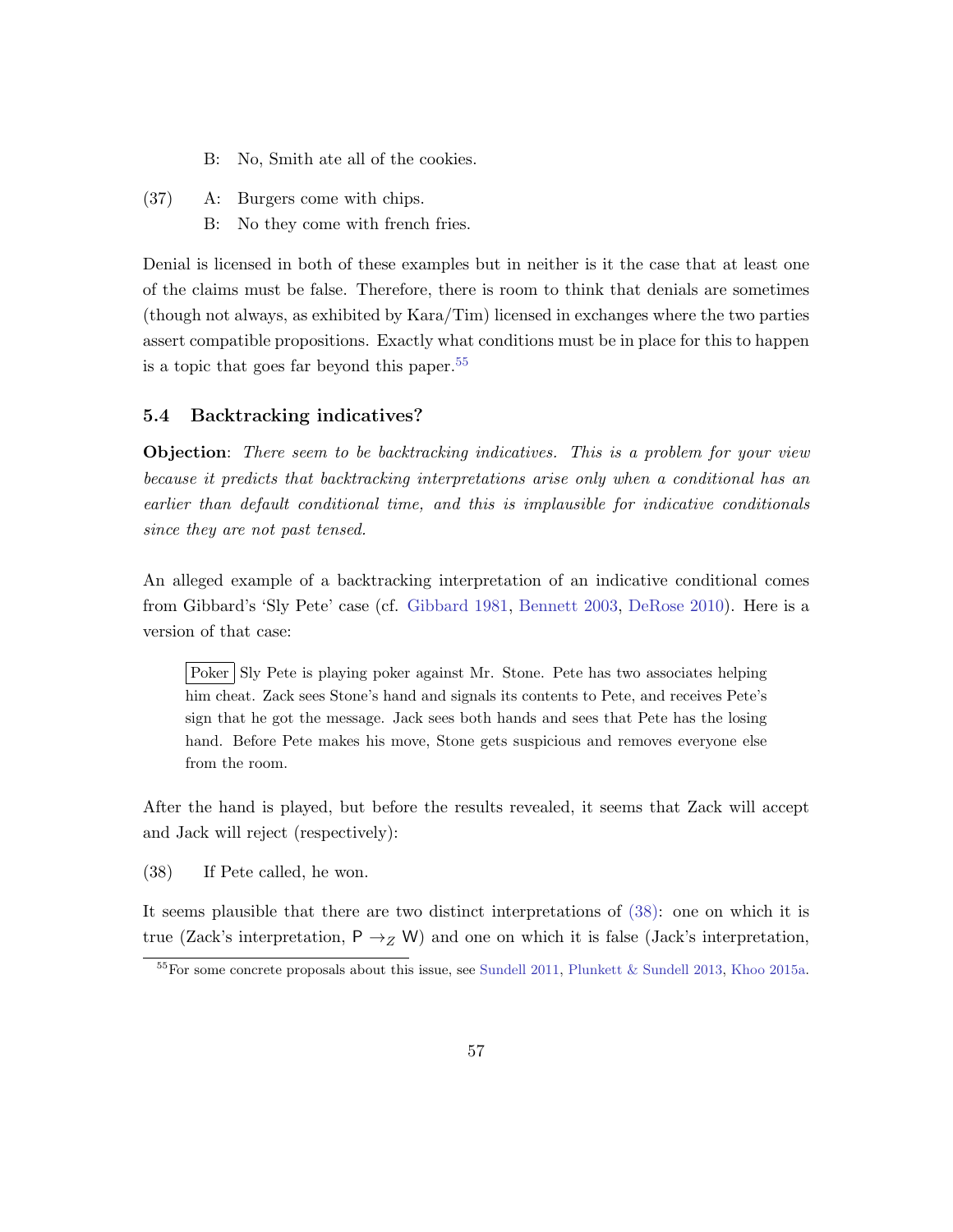B: No, Smith ate all of the cookies.

(37) A: Burgers come with chips.
B: No they come with french fries.

Denial is licensed in both of these examples but in neither is it the case that at least one of the claims must be false. Therefore, there is room to think that denials are sometimes (though not always, as exhibited by Kara/Tim) licensed in exchanges where the two parties assert compatible propositions. Exactly what conditions must be in place for this to happen is a topic that goes far beyond this paper.[55]

### 5.4 Backtracking indicatives?

**Objection**: *There seem to be backtracking indicatives. This is a problem for your view because it predicts that backtracking interpretations arise only when a conditional has an earlier than default conditional time, and this is implausible for indicative conditionals since they are not past tensed.*

An alleged example of a backtracking interpretation of an indicative conditional comes from Gibbard's 'Sly Pete' case (cf. Gibbard 1981, Bennett 2003, DeRose 2010). Here is a version of that case:

> Poker Sly Pete is playing poker against Mr. Stone. Pete has two associates helping him cheat. Zack sees Stone's hand and signals its contents to Pete, and receives Pete's sign that he got the message. Jack sees both hands and sees that Pete has the losing hand. Before Pete makes his move, Stone gets suspicious and removes everyone else from the room.

After the hand is played, but before the results revealed, it seems that Zack will accept and Jack will reject (respectively):

(38) If Pete called, he won.

It seems plausible that there are two distinct interpretations of (38): one on which it is true (Zack's interpretation, $\mathsf{P} \rightarrow_Z \mathsf{W}$) and one on which it is false (Jack's interpretation,

[55] For some concrete proposals about this issue, see Sundell 2011, Plunkett & Sundell 2013, Khoo 2015a.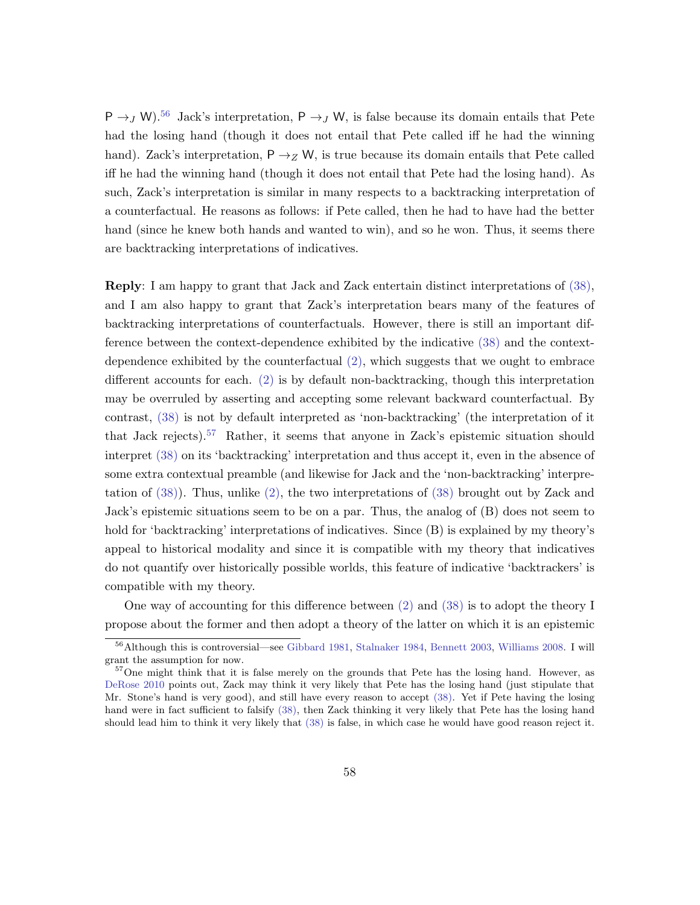$\mathsf{P} \rightarrow_J \mathsf{W}$).[56] Jack's interpretation, $\mathsf{P} \rightarrow_J \mathsf{W}$, is false because its domain entails that Pete had the losing hand (though it does not entail that Pete called iff he had the winning hand). Zack's interpretation, $\mathsf{P} \rightarrow_Z \mathsf{W}$, is true because its domain entails that Pete called iff he had the winning hand (though it does not entail that Pete had the losing hand). As such, Zack's interpretation is similar in many respects to a backtracking interpretation of a counterfactual. He reasons as follows: if Pete called, then he had to have had the better hand (since he knew both hands and wanted to win), and so he won. Thus, it seems there are backtracking interpretations of indicatives.

**Reply**: I am happy to grant that Jack and Zack entertain distinct interpretations of (38), and I am also happy to grant that Zack's interpretation bears many of the features of backtracking interpretations of counterfactuals. However, there is still an important difference between the context-dependence exhibited by the indicative (38) and the context-dependence exhibited by the counterfactual (2), which suggests that we ought to embrace different accounts for each. (2) is by default non-backtracking, though this interpretation may be overruled by asserting and accepting some relevant backward counterfactual. By contrast, (38) is not by default interpreted as 'non-backtracking' (the interpretation of it that Jack rejects).[57] Rather, it seems that anyone in Zack's epistemic situation should interpret (38) on its 'backtracking' interpretation and thus accept it, even in the absence of some extra contextual preamble (and likewise for Jack and the 'non-backtracking' interpretation of (38)). Thus, unlike (2), the two interpretations of (38) brought out by Zack and Jack's epistemic situations seem to be on a par. Thus, the analog of (B) does not seem to hold for 'backtracking' interpretations of indicatives. Since (B) is explained by my theory's appeal to historical modality and since it is compatible with my theory that indicatives do not quantify over historically possible worlds, this feature of indicative 'backtrackers' is compatible with my theory.

One way of accounting for this difference between (2) and (38) is to adopt the theory I propose about the former and then adopt a theory of the latter on which it is an epistemic

[56] Although this is controversial—see Gibbard 1981, Stalnaker 1984, Bennett 2003, Williams 2008. I will grant the assumption for now.

[57] One might think that it is false merely on the grounds that Pete has the losing hand. However, as DeRose 2010 points out, Zack may think it very likely that Pete has the losing hand (just stipulate that Mr. Stone's hand is very good), and still have every reason to accept (38). Yet if Pete having the losing hand were in fact sufficient to falsify (38), then Zack thinking it very likely that Pete has the losing hand should lead him to think it very likely that (38) is false, in which case he would have good reason reject it.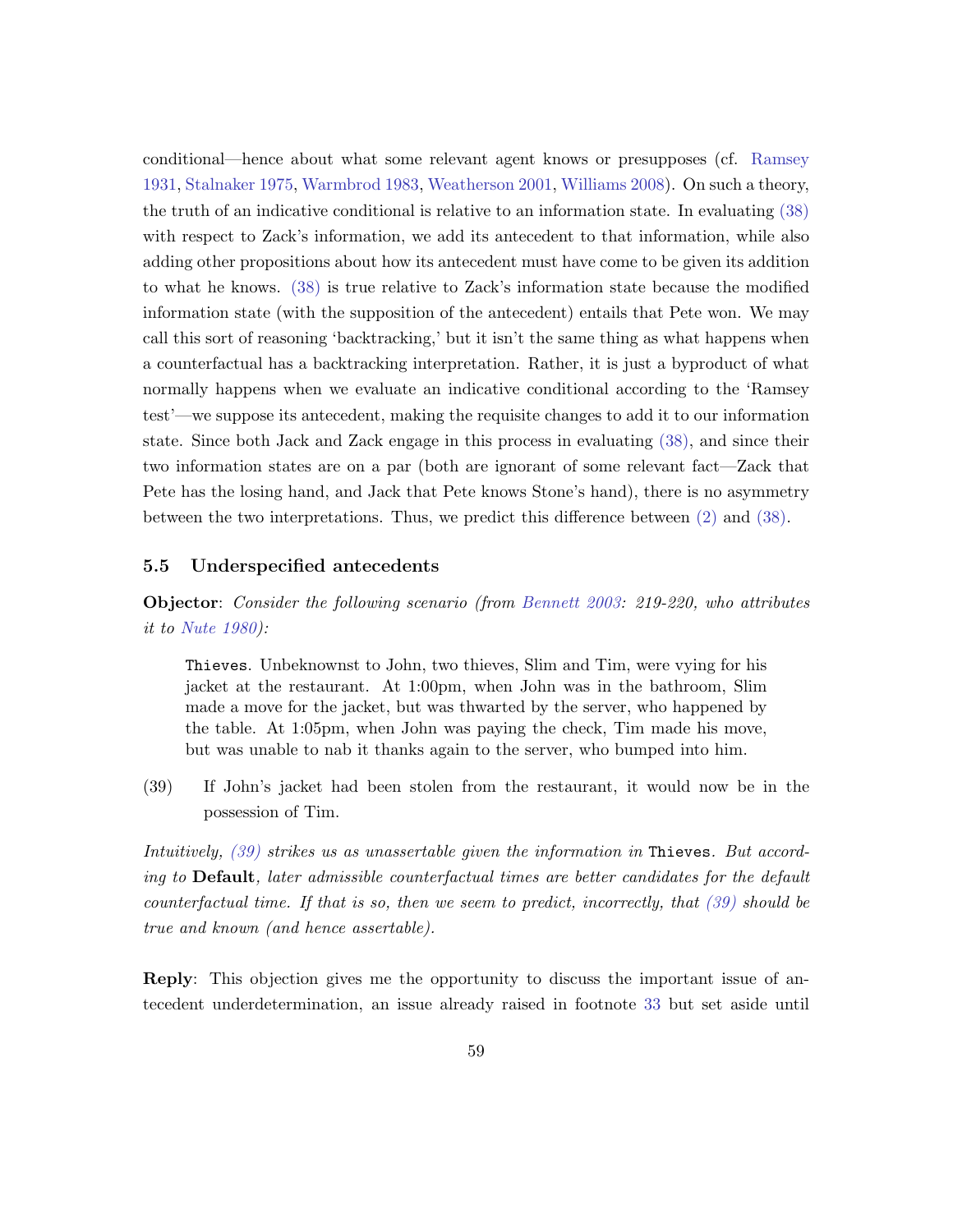conditional—hence about what some relevant agent knows or presupposes (cf. Ramsey 1931, Stalnaker 1975, Warmbrod 1983, Weatherson 2001, Williams 2008). On such a theory, the truth of an indicative conditional is relative to an information state. In evaluating (38) with respect to Zack's information, we add its antecedent to that information, while also adding other propositions about how its antecedent must have come to be given its addition to what he knows. (38) is true relative to Zack's information state because the modified information state (with the supposition of the antecedent) entails that Pete won. We may call this sort of reasoning 'backtracking,' but it isn't the same thing as what happens when a counterfactual has a backtracking interpretation. Rather, it is just a byproduct of what normally happens when we evaluate an indicative conditional according to the 'Ramsey test'—we suppose its antecedent, making the requisite changes to add it to our information state. Since both Jack and Zack engage in this process in evaluating (38), and since their two information states are on a par (both are ignorant of some relevant fact—Zack that Pete has the losing hand, and Jack that Pete knows Stone's hand), there is no asymmetry between the two interpretations. Thus, we predict this difference between (2) and (38).

### 5.5 Underspecified antecedents

**Objector**: *Consider the following scenario (from Bennett 2003: 219-220, who attributes it to Nute 1980):*

> `Thieves`. Unbeknownst to John, two thieves, Slim and Tim, were vying for his jacket at the restaurant. At 1:00pm, when John was in the bathroom, Slim made a move for the jacket, but was thwarted by the server, who happened by the table. At 1:05pm, when John was paying the check, Tim made his move, but was unable to nab it thanks again to the server, who bumped into him.

(39) If John's jacket had been stolen from the restaurant, it would now be in the possession of Tim.

*Intuitively, (39) strikes us as unassertable given the information in* `Thieves`*. But according to* **Default***, later admissible counterfactual times are better candidates for the default counterfactual time. If that is so, then we seem to predict, incorrectly, that (39) should be true and known (and hence assertable).*

**Reply**: This objection gives me the opportunity to discuss the important issue of antecedent underdetermination, an issue already raised in footnote 33 but set aside until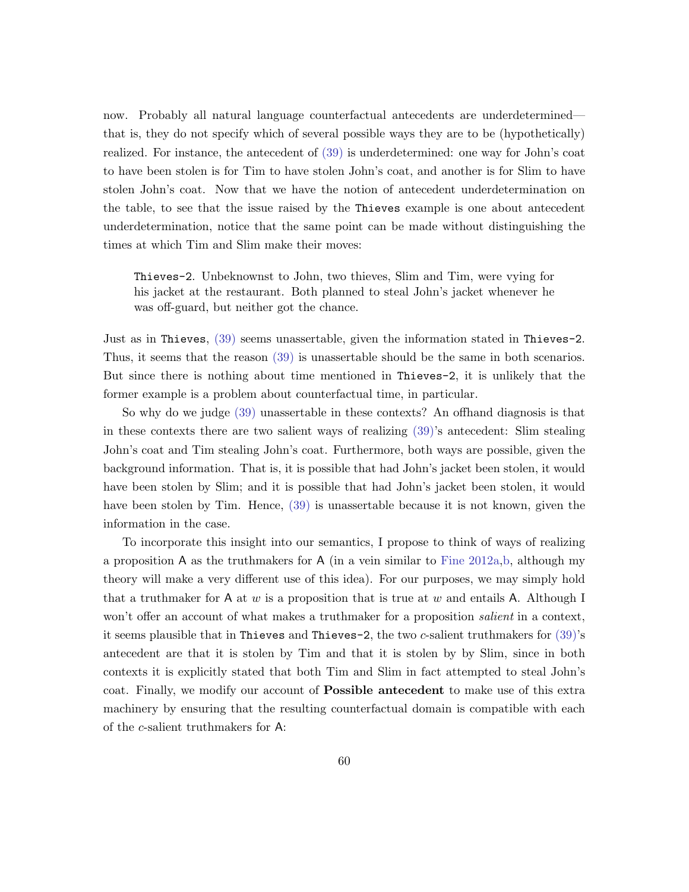now. Probably all natural language counterfactual antecedents are underdetermined—that is, they do not specify which of several possible ways they are to be (hypothetically) realized. For instance, the antecedent of (39) is underdetermined: one way for John's coat to have been stolen is for Tim to have stolen John's coat, and another is for Slim to have stolen John's coat. Now that we have the notion of antecedent underdetermination on the table, to see that the issue raised by the `Thieves` example is one about antecedent underdetermination, notice that the same point can be made without distinguishing the times at which Tim and Slim make their moves:

> `Thieves-2`. Unbeknownst to John, two thieves, Slim and Tim, were vying for his jacket at the restaurant. Both planned to steal John's jacket whenever he was off-guard, but neither got the chance.

Just as in `Thieves`, (39) seems unassertable, given the information stated in `Thieves-2`. Thus, it seems that the reason (39) is unassertable should be the same in both scenarios. But since there is nothing about time mentioned in `Thieves-2`, it is unlikely that the former example is a problem about counterfactual time, in particular.

So why do we judge (39) unassertable in these contexts? An offhand diagnosis is that in these contexts there are two salient ways of realizing (39)'s antecedent: Slim stealing John's coat and Tim stealing John's coat. Furthermore, both ways are possible, given the background information. That is, it is possible that had John's jacket been stolen, it would have been stolen by Slim; and it is possible that had John's jacket been stolen, it would have been stolen by Tim. Hence, (39) is unassertable because it is not known, given the information in the case.

To incorporate this insight into our semantics, I propose to think of ways of realizing a proposition A as the truthmakers for A (in a vein similar to Fine 2012a,b, although my theory will make a very different use of this idea). For our purposes, we may simply hold that a truthmaker for A at $w$ is a proposition that is true at $w$ and entails A. Although I won't offer an account of what makes a truthmaker for a proposition *salient* in a context, it seems plausible that in `Thieves` and `Thieves-2`, the two $c$-salient truthmakers for (39)'s antecedent are that it is stolen by Tim and that it is stolen by by Slim, since in both contexts it is explicitly stated that both Tim and Slim in fact attempted to steal John's coat. Finally, we modify our account of **Possible antecedent** to make use of this extra machinery by ensuring that the resulting counterfactual domain is compatible with each of the $c$-salient truthmakers for A: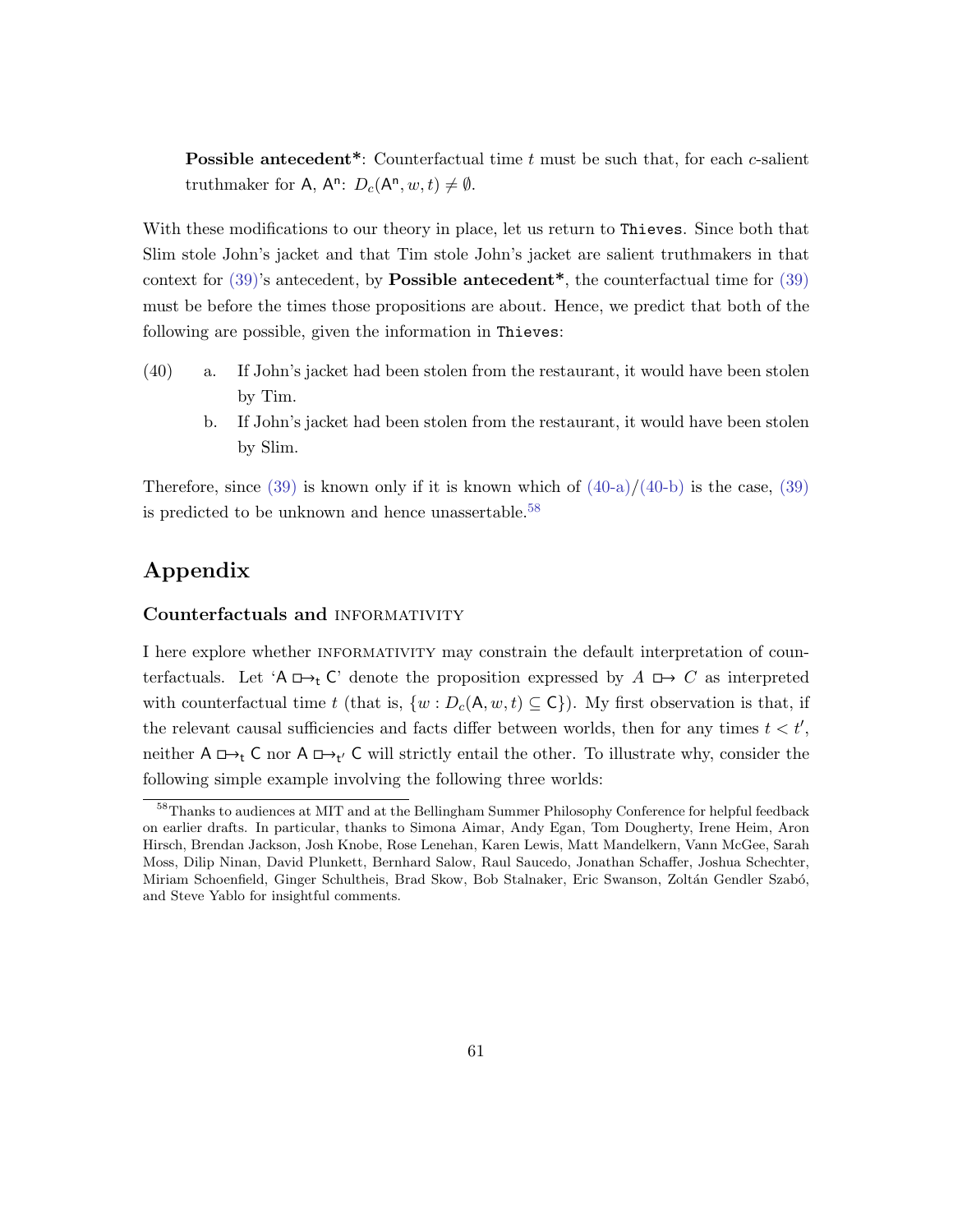**Possible antecedent***: Counterfactual time $t$ must be such that, for each $c$-salient truthmaker for $\mathsf{A}$, $\mathsf{A}^{\mathsf{n}}$: $D_c(\mathsf{A}^{\mathsf{n}}, w, t) \neq \emptyset$.

With these modifications to our theory in place, let us return to `Thieves`. Since both that Slim stole John's jacket and that Tim stole John's jacket are salient truthmakers in that context for (39)'s antecedent, by **Possible antecedent***, the counterfactual time for (39) must be before the times those propositions are about. Hence, we predict that both of the following are possible, given the information in `Thieves`:

(40) a. If John's jacket had been stolen from the restaurant, it would have been stolen by Tim.

b. If John's jacket had been stolen from the restaurant, it would have been stolen by Slim.

Therefore, since (39) is known only if it is known which of (40-a)/(40-b) is the case, (39) is predicted to be unknown and hence unassertable.[58]

# Appendix

## Counterfactuals and INFORMATIVITY

I here explore whether INFORMATIVITY may constrain the default interpretation of counterfactuals. Let '$\mathsf{A} \mathrel{\Box\!\!\rightarrow}_{\mathsf{t}} \mathsf{C}$' denote the proposition expressed by $A \mathrel{\Box\!\!\rightarrow} C$ as interpreted with counterfactual time $t$ (that is, $\{w : D_c(\mathsf{A}, w, t) \subseteq \mathsf{C}\}$). My first observation is that, if the relevant causal sufficiencies and facts differ between worlds, then for any times $t < t'$, neither $\mathsf{A} \mathrel{\Box\!\!\rightarrow}_{\mathsf{t}} \mathsf{C}$ nor $\mathsf{A} \mathrel{\Box\!\!\rightarrow}_{\mathsf{t'}} \mathsf{C}$ will strictly entail the other. To illustrate why, consider the following simple example involving the following three worlds:

[58] Thanks to audiences at MIT and at the Bellingham Summer Philosophy Conference for helpful feedback on earlier drafts. In particular, thanks to Simona Aimar, Andy Egan, Tom Dougherty, Irene Heim, Aron Hirsch, Brendan Jackson, Josh Knobe, Rose Lenehan, Karen Lewis, Matt Mandelkern, Vann McGee, Sarah Moss, Dilip Ninan, David Plunkett, Bernhard Salow, Raul Saucedo, Jonathan Schaffer, Joshua Schechter, Miriam Schoenfield, Ginger Schultheis, Brad Skow, Bob Stalnaker, Eric Swanson, Zoltán Gendler Szabó, and Steve Yablo for insightful comments.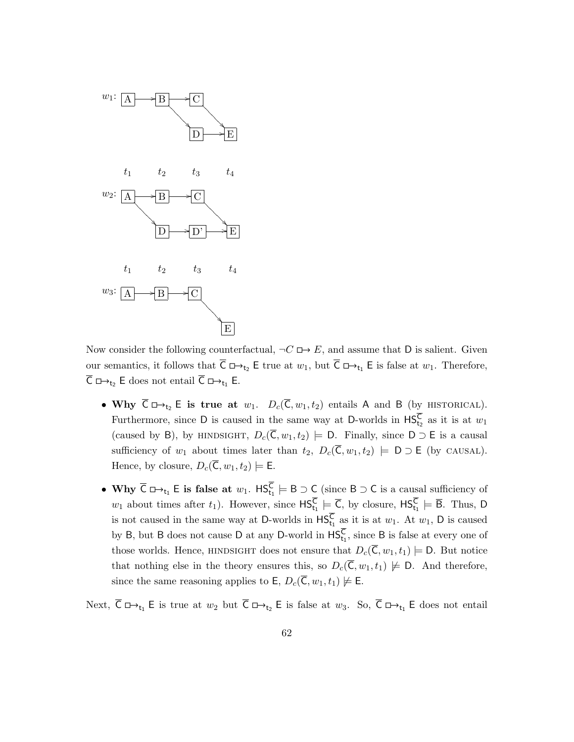$w_1$: A → B → C; B → D; C → E; D → E

$t_1$ $t_2$ $t_3$ $t_4$

$w_2$: A → B → C; A → D → D' → E; C → E

$t_1$ $t_2$ $t_3$ $t_4$

$w_3$: A → B → C → E

Now consider the following counterfactual, $\neg C \boxright E$, and assume that $\mathsf{D}$ is salient. Given our semantics, it follows that $\overline{\mathsf{C}} \boxright_{\mathsf{t_2}} \mathsf{E}$ true at $w_1$, but $\overline{\mathsf{C}} \boxright_{\mathsf{t_1}} \mathsf{E}$ is false at $w_1$. Therefore, $\overline{\mathsf{C}} \boxright_{\mathsf{t_2}} \mathsf{E}$ does not entail $\overline{\mathsf{C}} \boxright_{\mathsf{t_1}} \mathsf{E}$.

- **Why $\overline{\mathsf{C}} \boxright_{\mathsf{t_2}} \mathsf{E}$ is true at $w_1$.** $D_c(\overline{\mathsf{C}}, w_1, t_2)$ entails $\mathsf{A}$ and $\mathsf{B}$ (by HISTORICAL). Furthermore, since $\mathsf{D}$ is caused in the same way at $\mathsf{D}$-worlds in $\mathsf{HS}^{\overline{\mathsf{C}}}_{\mathsf{t_2}}$ as it is at $w_1$ (caused by $\mathsf{B}$), by HINDSIGHT, $D_c(\overline{\mathsf{C}}, w_1, t_2) \models \mathsf{D}$. Finally, since $\mathsf{D} \supset \mathsf{E}$ is a causal sufficiency of $w_1$ about times later than $t_2$, $D_c(\overline{\mathsf{C}}, w_1, t_2) \models \mathsf{D} \supset \mathsf{E}$ (by CAUSAL). Hence, by closure, $D_c(\overline{\mathsf{C}}, w_1, t_2) \models \mathsf{E}$.

- **Why $\overline{\mathsf{C}} \boxright_{\mathsf{t_1}} \mathsf{E}$ is false at $w_1$.** $\mathsf{HS}^{\overline{\mathsf{C}}}_{\mathsf{t_1}} \models \mathsf{B} \supset \mathsf{C}$ (since $\mathsf{B} \supset \mathsf{C}$ is a causal sufficiency of $w_1$ about times after $t_1$). However, since $\mathsf{HS}^{\overline{\mathsf{C}}}_{\mathsf{t_1}} \models \overline{\mathsf{C}}$, by closure, $\mathsf{HS}^{\overline{\mathsf{C}}}_{\mathsf{t_1}} \models \overline{\mathsf{B}}$. Thus, $\mathsf{D}$ is not caused in the same way at $\mathsf{D}$-worlds in $\mathsf{HS}^{\overline{\mathsf{C}}}_{\mathsf{t_1}}$ as it is at $w_1$. At $w_1$, $\mathsf{D}$ is caused by $\mathsf{B}$, but $\mathsf{B}$ does not cause $\mathsf{D}$ at any $\mathsf{D}$-world in $\mathsf{HS}^{\overline{\mathsf{C}}}_{\mathsf{t_1}}$, since $\mathsf{B}$ is false at every one of those worlds. Hence, HINDSIGHT does not ensure that $D_c(\overline{\mathsf{C}}, w_1, t_1) \models \mathsf{D}$. But notice that nothing else in the theory ensures this, so $D_c(\overline{\mathsf{C}}, w_1, t_1) \not\models \mathsf{D}$. And therefore, since the same reasoning applies to $\mathsf{E}$, $D_c(\overline{\mathsf{C}}, w_1, t_1) \not\models \mathsf{E}$.

Next, $\overline{\mathsf{C}} \boxright_{\mathsf{t_1}} \mathsf{E}$ is true at $w_2$ but $\overline{\mathsf{C}} \boxright_{\mathsf{t_2}} \mathsf{E}$ is false at $w_3$. So, $\overline{\mathsf{C}} \boxright_{\mathsf{t_1}} \mathsf{E}$ does not entail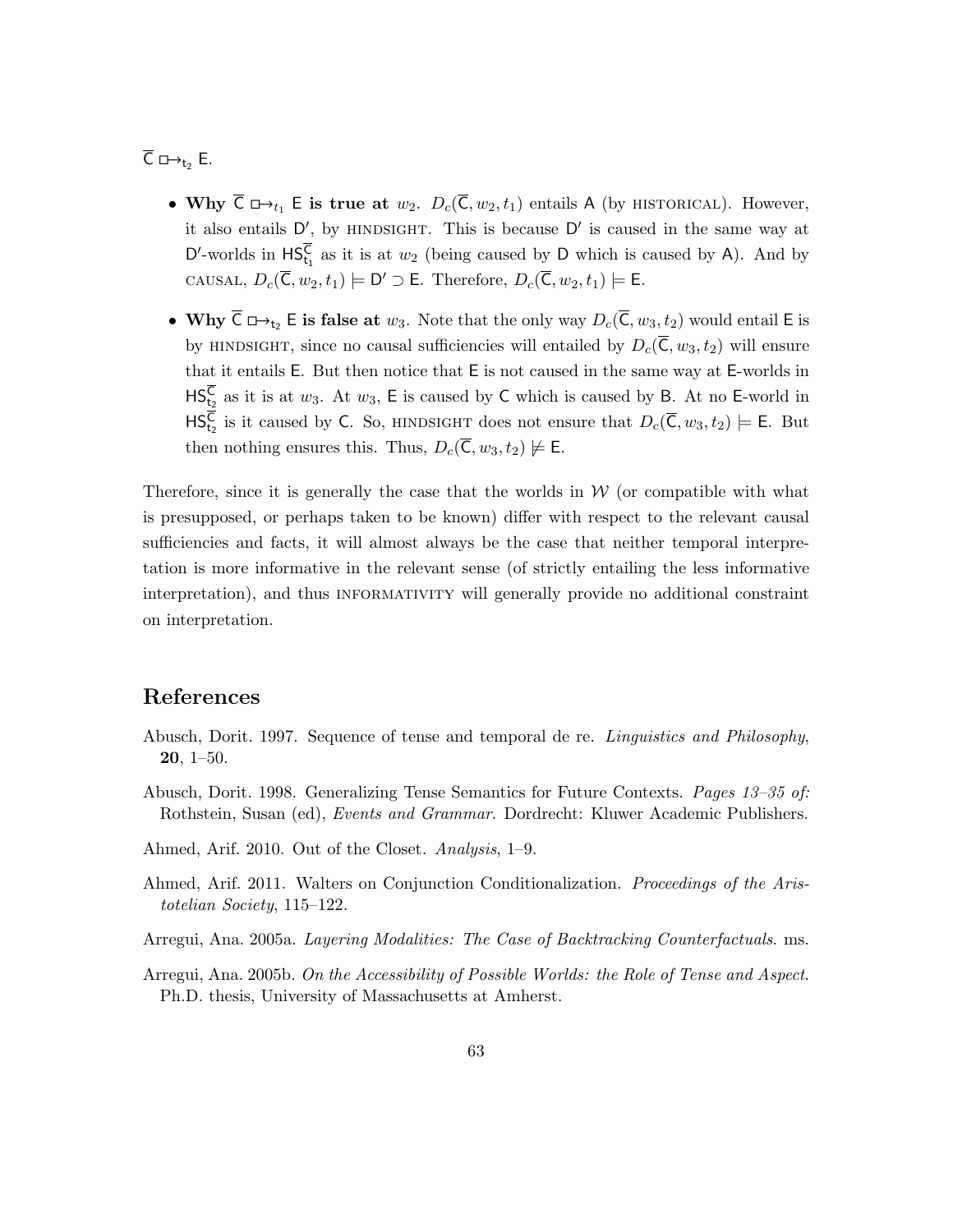$\overline{\mathsf{C}} \;\Box\!\!\rightarrow_{\mathsf{t}_2} \mathsf{E}$.

- **Why $\overline{\mathsf{C}} \;\Box\!\!\rightarrow_{t_1} \mathsf{E}$ is true at** $w_2$. $D_c(\overline{\mathsf{C}}, w_2, t_1)$ entails $\mathsf{A}$ (by HISTORICAL). However, it also entails $\mathsf{D}'$, by HINDSIGHT. This is because $\mathsf{D}'$ is caused in the same way at $\mathsf{D}'$-worlds in $\mathsf{HS}^{\overline{\mathsf{C}}}_{\mathsf{t}_1}$ as it is at $w_2$ (being caused by $\mathsf{D}$ which is caused by $\mathsf{A}$). And by CAUSAL, $D_c(\overline{\mathsf{C}}, w_2, t_1) \models \mathsf{D}' \supset \mathsf{E}$. Therefore, $D_c(\overline{\mathsf{C}}, w_2, t_1) \models \mathsf{E}$.

- **Why $\overline{\mathsf{C}} \;\Box\!\!\rightarrow_{\mathsf{t}_2} \mathsf{E}$ is false at** $w_3$. Note that the only way $D_c(\overline{\mathsf{C}}, w_3, t_2)$ would entail $\mathsf{E}$ is by HINDSIGHT, since no causal sufficiencies will entailed by $D_c(\overline{\mathsf{C}}, w_3, t_2)$ will ensure that it entails $\mathsf{E}$. But then notice that $\mathsf{E}$ is not caused in the same way at $\mathsf{E}$-worlds in $\mathsf{HS}^{\overline{\mathsf{C}}}_{\mathsf{t}_2}$ as it is at $w_3$. At $w_3$, $\mathsf{E}$ is caused by $\mathsf{C}$ which is caused by $\mathsf{B}$. At no $\mathsf{E}$-world in $\mathsf{HS}^{\overline{\mathsf{C}}}_{\mathsf{t}_2}$ is it caused by $\mathsf{C}$. So, HINDSIGHT does not ensure that $D_c(\overline{\mathsf{C}}, w_3, t_2) \models \mathsf{E}$. But then nothing ensures this. Thus, $D_c(\overline{\mathsf{C}}, w_3, t_2) \not\models \mathsf{E}$.

Therefore, since it is generally the case that the worlds in $\mathcal{W}$ (or compatible with what is presupposed, or perhaps taken to be known) differ with respect to the relevant causal sufficiencies and facts, it will almost always be the case that neither temporal interpretation is more informative in the relevant sense (of strictly entailing the less informative interpretation), and thus INFORMATIVITY will generally provide no additional constraint on interpretation.

## References

Abusch, Dorit. 1997. Sequence of tense and temporal de re. *Linguistics and Philosophy*, **20**, 1–50.

Abusch, Dorit. 1998. Generalizing Tense Semantics for Future Contexts. *Pages 13–35 of:* Rothstein, Susan (ed), *Events and Grammar*. Dordrecht: Kluwer Academic Publishers.

Ahmed, Arif. 2010. Out of the Closet. *Analysis*, 1–9.

Ahmed, Arif. 2011. Walters on Conjunction Conditionalization. *Proceedings of the Aristotelian Society*, 115–122.

Arregui, Ana. 2005a. *Layering Modalities: The Case of Backtracking Counterfactuals*. ms.

Arregui, Ana. 2005b. *On the Accessibility of Possible Worlds: the Role of Tense and Aspect*. Ph.D. thesis, University of Massachusetts at Amherst.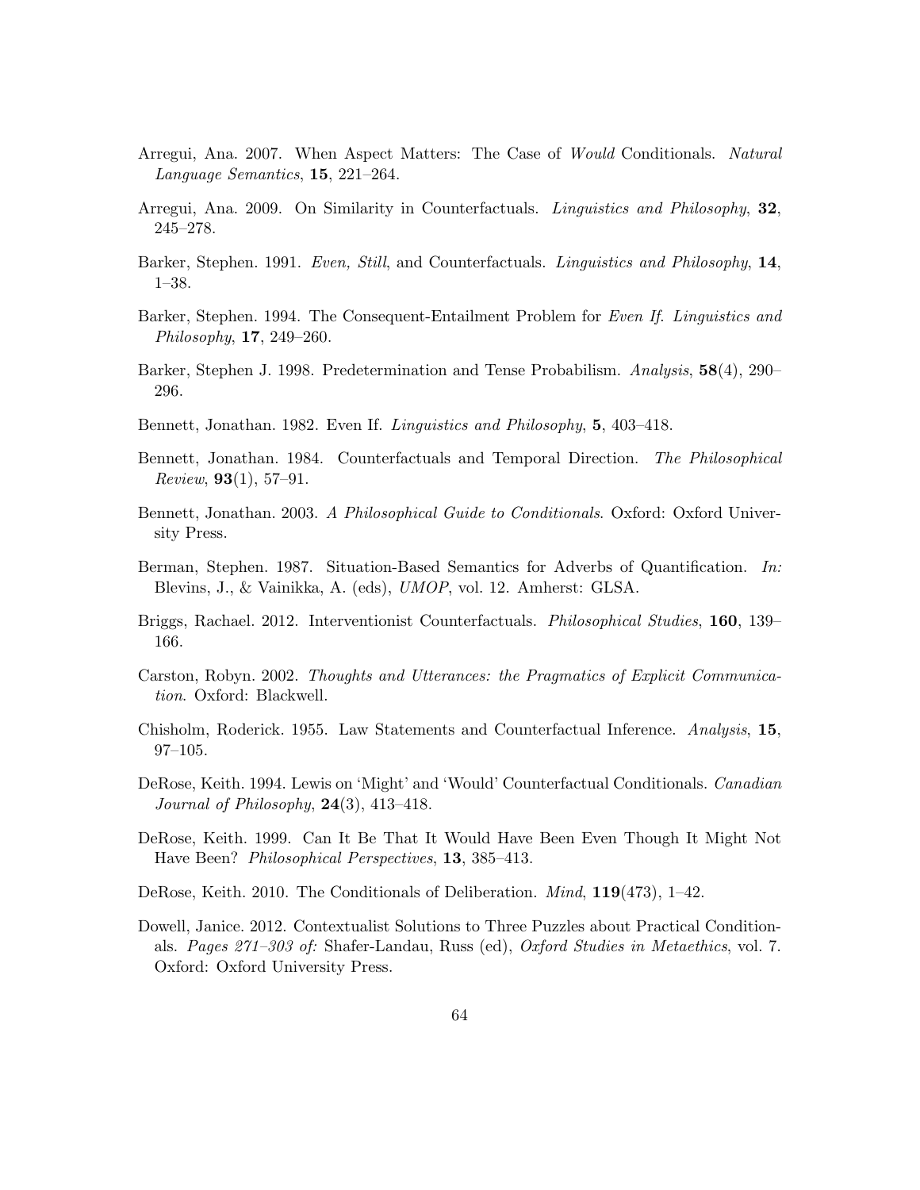Arregui, Ana. 2007. When Aspect Matters: The Case of *Would* Conditionals. *Natural Language Semantics*, **15**, 221–264.

Arregui, Ana. 2009. On Similarity in Counterfactuals. *Linguistics and Philosophy*, **32**, 245–278.

Barker, Stephen. 1991. *Even, Still*, and Counterfactuals. *Linguistics and Philosophy*, **14**, 1–38.

Barker, Stephen. 1994. The Consequent-Entailment Problem for *Even If*. *Linguistics and Philosophy*, **17**, 249–260.

Barker, Stephen J. 1998. Predetermination and Tense Probabilism. *Analysis*, **58**(4), 290–296.

Bennett, Jonathan. 1982. Even If. *Linguistics and Philosophy*, **5**, 403–418.

Bennett, Jonathan. 1984. Counterfactuals and Temporal Direction. *The Philosophical Review*, **93**(1), 57–91.

Bennett, Jonathan. 2003. *A Philosophical Guide to Conditionals*. Oxford: Oxford University Press.

Berman, Stephen. 1987. Situation-Based Semantics for Adverbs of Quantification. *In:* Blevins, J., & Vainikka, A. (eds), *UMOP*, vol. 12. Amherst: GLSA.

Briggs, Rachael. 2012. Interventionist Counterfactuals. *Philosophical Studies*, **160**, 139–166.

Carston, Robyn. 2002. *Thoughts and Utterances: the Pragmatics of Explicit Communication*. Oxford: Blackwell.

Chisholm, Roderick. 1955. Law Statements and Counterfactual Inference. *Analysis*, **15**, 97–105.

DeRose, Keith. 1994. Lewis on 'Might' and 'Would' Counterfactual Conditionals. *Canadian Journal of Philosophy*, **24**(3), 413–418.

DeRose, Keith. 1999. Can It Be That It Would Have Been Even Though It Might Not Have Been? *Philosophical Perspectives*, **13**, 385–413.

DeRose, Keith. 2010. The Conditionals of Deliberation. *Mind*, **119**(473), 1–42.

Dowell, Janice. 2012. Contextualist Solutions to Three Puzzles about Practical Conditionals. *Pages 271–303 of:* Shafer-Landau, Russ (ed), *Oxford Studies in Metaethics*, vol. 7. Oxford: Oxford University Press.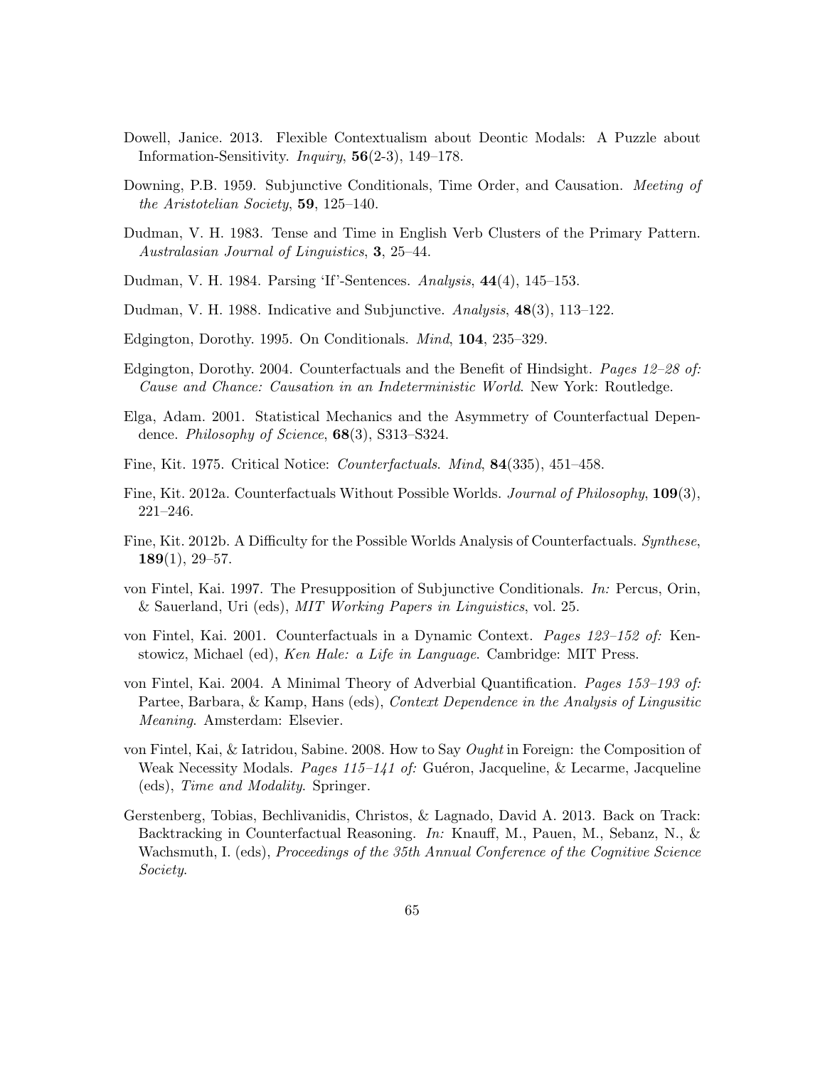Dowell, Janice. 2013. Flexible Contextualism about Deontic Modals: A Puzzle about Information-Sensitivity. *Inquiry*, **56**(2-3), 149–178.

Downing, P.B. 1959. Subjunctive Conditionals, Time Order, and Causation. *Meeting of the Aristotelian Society*, **59**, 125–140.

Dudman, V. H. 1983. Tense and Time in English Verb Clusters of the Primary Pattern. *Australasian Journal of Linguistics*, **3**, 25–44.

Dudman, V. H. 1984. Parsing 'If'-Sentences. *Analysis*, **44**(4), 145–153.

Dudman, V. H. 1988. Indicative and Subjunctive. *Analysis*, **48**(3), 113–122.

Edgington, Dorothy. 1995. On Conditionals. *Mind*, **104**, 235–329.

Edgington, Dorothy. 2004. Counterfactuals and the Benefit of Hindsight. *Pages 12–28 of: Cause and Chance: Causation in an Indeterministic World*. New York: Routledge.

Elga, Adam. 2001. Statistical Mechanics and the Asymmetry of Counterfactual Dependence. *Philosophy of Science*, **68**(3), S313–S324.

Fine, Kit. 1975. Critical Notice: *Counterfactuals*. *Mind*, **84**(335), 451–458.

Fine, Kit. 2012a. Counterfactuals Without Possible Worlds. *Journal of Philosophy*, **109**(3), 221–246.

Fine, Kit. 2012b. A Difficulty for the Possible Worlds Analysis of Counterfactuals. *Synthese*, **189**(1), 29–57.

von Fintel, Kai. 1997. The Presupposition of Subjunctive Conditionals. *In:* Percus, Orin, & Sauerland, Uri (eds), *MIT Working Papers in Linguistics*, vol. 25.

von Fintel, Kai. 2001. Counterfactuals in a Dynamic Context. *Pages 123–152 of:* Kenstowicz, Michael (ed), *Ken Hale: a Life in Language*. Cambridge: MIT Press.

von Fintel, Kai. 2004. A Minimal Theory of Adverbial Quantification. *Pages 153–193 of:* Partee, Barbara, & Kamp, Hans (eds), *Context Dependence in the Analysis of Lingusitic Meaning*. Amsterdam: Elsevier.

von Fintel, Kai, & Iatridou, Sabine. 2008. How to Say *Ought* in Foreign: the Composition of Weak Necessity Modals. *Pages 115–141 of:* Guéron, Jacqueline, & Lecarme, Jacqueline (eds), *Time and Modality*. Springer.

Gerstenberg, Tobias, Bechlivanidis, Christos, & Lagnado, David A. 2013. Back on Track: Backtracking in Counterfactual Reasoning. *In:* Knauff, M., Pauen, M., Sebanz, N., & Wachsmuth, I. (eds), *Proceedings of the 35th Annual Conference of the Cognitive Science Society*.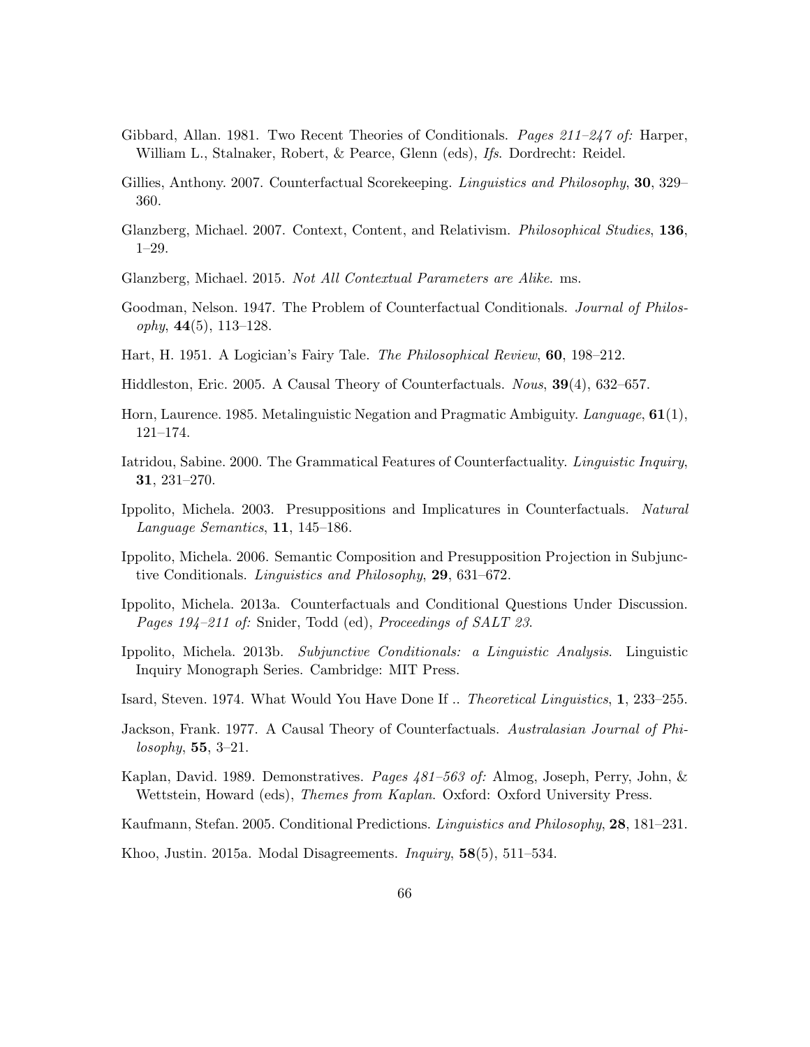Gibbard, Allan. 1981. Two Recent Theories of Conditionals. *Pages 211–247 of:* Harper, William L., Stalnaker, Robert, & Pearce, Glenn (eds), *Ifs*. Dordrecht: Reidel.

Gillies, Anthony. 2007. Counterfactual Scorekeeping. *Linguistics and Philosophy*, **30**, 329–360.

Glanzberg, Michael. 2007. Context, Content, and Relativism. *Philosophical Studies*, **136**, 1–29.

Glanzberg, Michael. 2015. *Not All Contextual Parameters are Alike*. ms.

Goodman, Nelson. 1947. The Problem of Counterfactual Conditionals. *Journal of Philosophy*, **44**(5), 113–128.

Hart, H. 1951. A Logician's Fairy Tale. *The Philosophical Review*, **60**, 198–212.

Hiddleston, Eric. 2005. A Causal Theory of Counterfactuals. *Nous*, **39**(4), 632–657.

Horn, Laurence. 1985. Metalinguistic Negation and Pragmatic Ambiguity. *Language*, **61**(1), 121–174.

Iatridou, Sabine. 2000. The Grammatical Features of Counterfactuality. *Linguistic Inquiry*, **31**, 231–270.

Ippolito, Michela. 2003. Presuppositions and Implicatures in Counterfactuals. *Natural Language Semantics*, **11**, 145–186.

Ippolito, Michela. 2006. Semantic Composition and Presupposition Projection in Subjunctive Conditionals. *Linguistics and Philosophy*, **29**, 631–672.

Ippolito, Michela. 2013a. Counterfactuals and Conditional Questions Under Discussion. *Pages 194–211 of:* Snider, Todd (ed), *Proceedings of SALT 23*.

Ippolito, Michela. 2013b. *Subjunctive Conditionals: a Linguistic Analysis*. Linguistic Inquiry Monograph Series. Cambridge: MIT Press.

Isard, Steven. 1974. What Would You Have Done If .. *Theoretical Linguistics*, **1**, 233–255.

Jackson, Frank. 1977. A Causal Theory of Counterfactuals. *Australasian Journal of Philosophy*, **55**, 3–21.

Kaplan, David. 1989. Demonstratives. *Pages 481–563 of:* Almog, Joseph, Perry, John, & Wettstein, Howard (eds), *Themes from Kaplan*. Oxford: Oxford University Press.

Kaufmann, Stefan. 2005. Conditional Predictions. *Linguistics and Philosophy*, **28**, 181–231.

Khoo, Justin. 2015a. Modal Disagreements. *Inquiry*, **58**(5), 511–534.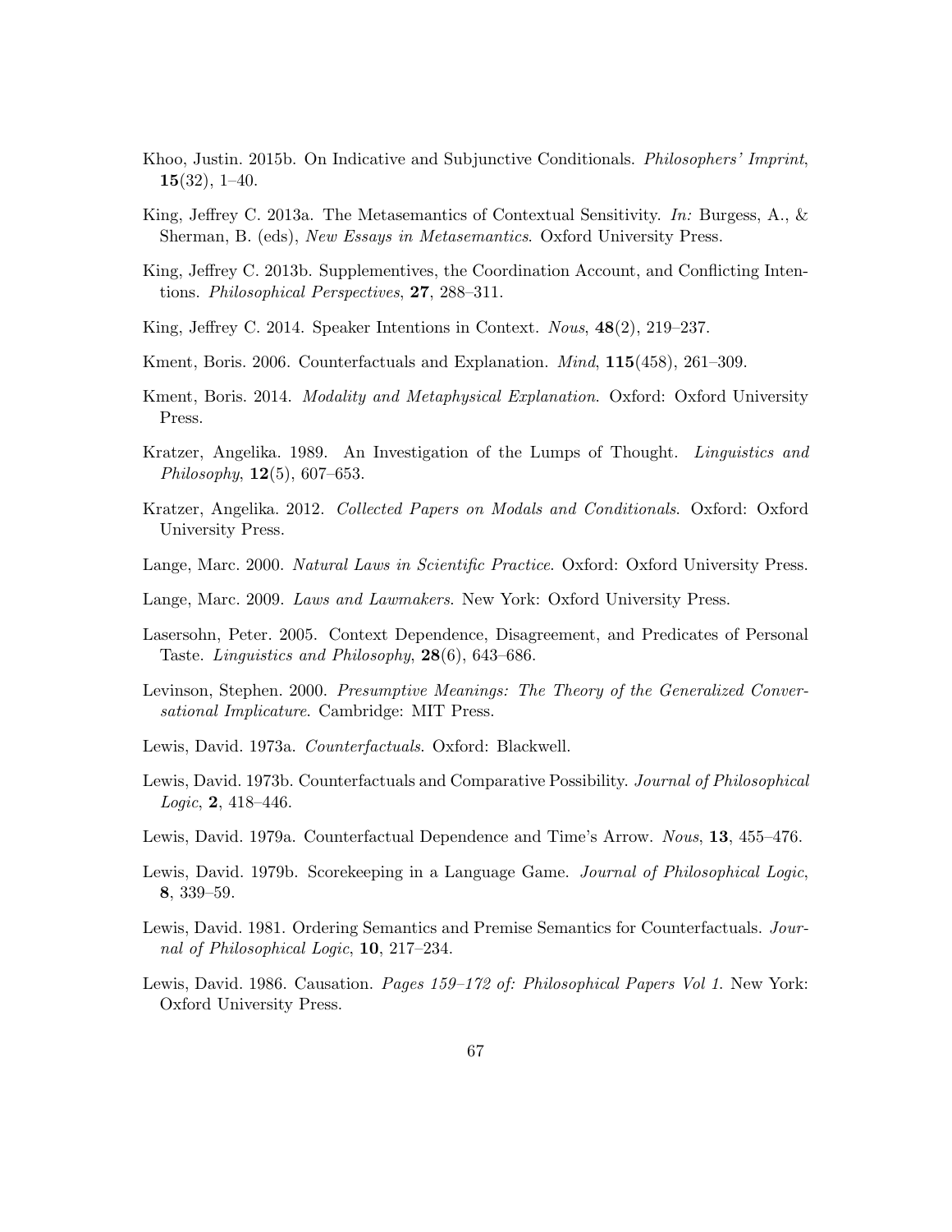Khoo, Justin. 2015b. On Indicative and Subjunctive Conditionals. *Philosophers' Imprint*, **15**(32), 1–40.

King, Jeffrey C. 2013a. The Metasemantics of Contextual Sensitivity. *In:* Burgess, A., & Sherman, B. (eds), *New Essays in Metasemantics*. Oxford University Press.

King, Jeffrey C. 2013b. Supplementives, the Coordination Account, and Conflicting Intentions. *Philosophical Perspectives*, **27**, 288–311.

King, Jeffrey C. 2014. Speaker Intentions in Context. *Nous*, **48**(2), 219–237.

Kment, Boris. 2006. Counterfactuals and Explanation. *Mind*, **115**(458), 261–309.

Kment, Boris. 2014. *Modality and Metaphysical Explanation*. Oxford: Oxford University Press.

Kratzer, Angelika. 1989. An Investigation of the Lumps of Thought. *Linguistics and Philosophy*, **12**(5), 607–653.

Kratzer, Angelika. 2012. *Collected Papers on Modals and Conditionals*. Oxford: Oxford University Press.

Lange, Marc. 2000. *Natural Laws in Scientific Practice*. Oxford: Oxford University Press.

Lange, Marc. 2009. *Laws and Lawmakers*. New York: Oxford University Press.

Lasersohn, Peter. 2005. Context Dependence, Disagreement, and Predicates of Personal Taste. *Linguistics and Philosophy*, **28**(6), 643–686.

Levinson, Stephen. 2000. *Presumptive Meanings: The Theory of the Generalized Conversational Implicature*. Cambridge: MIT Press.

Lewis, David. 1973a. *Counterfactuals*. Oxford: Blackwell.

Lewis, David. 1973b. Counterfactuals and Comparative Possibility. *Journal of Philosophical Logic*, **2**, 418–446.

Lewis, David. 1979a. Counterfactual Dependence and Time's Arrow. *Nous*, **13**, 455–476.

Lewis, David. 1979b. Scorekeeping in a Language Game. *Journal of Philosophical Logic*, **8**, 339–59.

Lewis, David. 1981. Ordering Semantics and Premise Semantics for Counterfactuals. *Journal of Philosophical Logic*, **10**, 217–234.

Lewis, David. 1986. Causation. *Pages 159–172 of: Philosophical Papers Vol 1*. New York: Oxford University Press.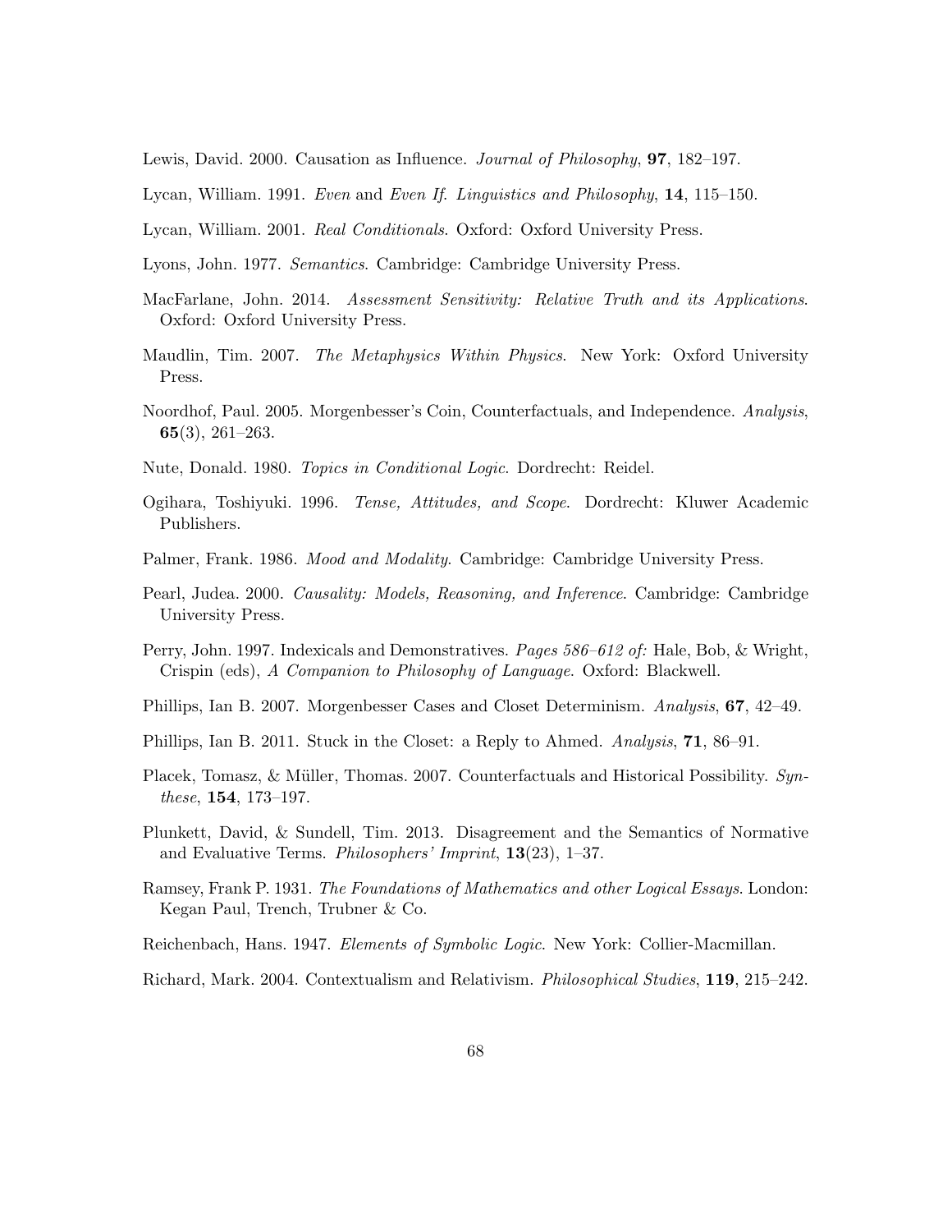Lewis, David. 2000. Causation as Influence. *Journal of Philosophy*, **97**, 182–197.

Lycan, William. 1991. *Even* and *Even If*. *Linguistics and Philosophy*, **14**, 115–150.

Lycan, William. 2001. *Real Conditionals*. Oxford: Oxford University Press.

Lyons, John. 1977. *Semantics*. Cambridge: Cambridge University Press.

MacFarlane, John. 2014. *Assessment Sensitivity: Relative Truth and its Applications*. Oxford: Oxford University Press.

Maudlin, Tim. 2007. *The Metaphysics Within Physics*. New York: Oxford University Press.

Noordhof, Paul. 2005. Morgenbesser's Coin, Counterfactuals, and Independence. *Analysis*, **65**(3), 261–263.

Nute, Donald. 1980. *Topics in Conditional Logic*. Dordrecht: Reidel.

Ogihara, Toshiyuki. 1996. *Tense, Attitudes, and Scope*. Dordrecht: Kluwer Academic Publishers.

Palmer, Frank. 1986. *Mood and Modality*. Cambridge: Cambridge University Press.

Pearl, Judea. 2000. *Causality: Models, Reasoning, and Inference*. Cambridge: Cambridge University Press.

Perry, John. 1997. Indexicals and Demonstratives. *Pages 586–612 of:* Hale, Bob, & Wright, Crispin (eds), *A Companion to Philosophy of Language*. Oxford: Blackwell.

Phillips, Ian B. 2007. Morgenbesser Cases and Closet Determinism. *Analysis*, **67**, 42–49.

Phillips, Ian B. 2011. Stuck in the Closet: a Reply to Ahmed. *Analysis*, **71**, 86–91.

Placek, Tomasz, & Müller, Thomas. 2007. Counterfactuals and Historical Possibility. *Synthese*, **154**, 173–197.

Plunkett, David, & Sundell, Tim. 2013. Disagreement and the Semantics of Normative and Evaluative Terms. *Philosophers' Imprint*, **13**(23), 1–37.

Ramsey, Frank P. 1931. *The Foundations of Mathematics and other Logical Essays*. London: Kegan Paul, Trench, Trubner & Co.

Reichenbach, Hans. 1947. *Elements of Symbolic Logic*. New York: Collier-Macmillan.

Richard, Mark. 2004. Contextualism and Relativism. *Philosophical Studies*, **119**, 215–242.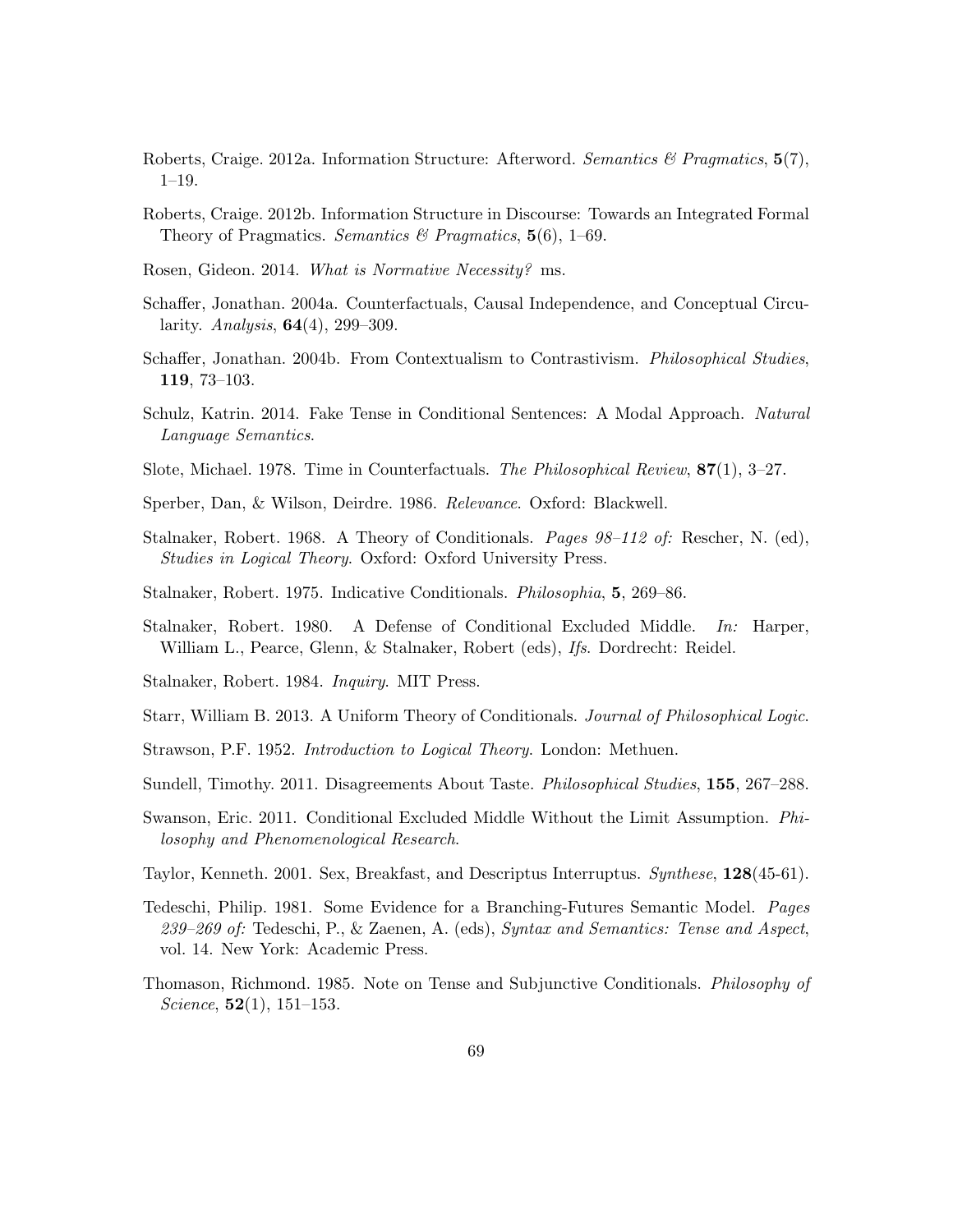Roberts, Craige. 2012a. Information Structure: Afterword. *Semantics & Pragmatics*, **5**(7), 1–19.

Roberts, Craige. 2012b. Information Structure in Discourse: Towards an Integrated Formal Theory of Pragmatics. *Semantics & Pragmatics*, **5**(6), 1–69.

Rosen, Gideon. 2014. *What is Normative Necessity?* ms.

Schaffer, Jonathan. 2004a. Counterfactuals, Causal Independence, and Conceptual Circularity. *Analysis*, **64**(4), 299–309.

Schaffer, Jonathan. 2004b. From Contextualism to Contrastivism. *Philosophical Studies*, **119**, 73–103.

Schulz, Katrin. 2014. Fake Tense in Conditional Sentences: A Modal Approach. *Natural Language Semantics*.

Slote, Michael. 1978. Time in Counterfactuals. *The Philosophical Review*, **87**(1), 3–27.

Sperber, Dan, & Wilson, Deirdre. 1986. *Relevance*. Oxford: Blackwell.

Stalnaker, Robert. 1968. A Theory of Conditionals. *Pages 98–112 of:* Rescher, N. (ed), *Studies in Logical Theory*. Oxford: Oxford University Press.

Stalnaker, Robert. 1975. Indicative Conditionals. *Philosophia*, **5**, 269–86.

Stalnaker, Robert. 1980. A Defense of Conditional Excluded Middle. *In:* Harper, William L., Pearce, Glenn, & Stalnaker, Robert (eds), *Ifs*. Dordrecht: Reidel.

Stalnaker, Robert. 1984. *Inquiry*. MIT Press.

Starr, William B. 2013. A Uniform Theory of Conditionals. *Journal of Philosophical Logic*.

Strawson, P.F. 1952. *Introduction to Logical Theory*. London: Methuen.

Sundell, Timothy. 2011. Disagreements About Taste. *Philosophical Studies*, **155**, 267–288.

Swanson, Eric. 2011. Conditional Excluded Middle Without the Limit Assumption. *Philosophy and Phenomenological Research*.

Taylor, Kenneth. 2001. Sex, Breakfast, and Descriptus Interruptus. *Synthese*, **128**(45-61).

Tedeschi, Philip. 1981. Some Evidence for a Branching-Futures Semantic Model. *Pages 239–269 of:* Tedeschi, P., & Zaenen, A. (eds), *Syntax and Semantics: Tense and Aspect*, vol. 14. New York: Academic Press.

Thomason, Richmond. 1985. Note on Tense and Subjunctive Conditionals. *Philosophy of Science*, **52**(1), 151–153.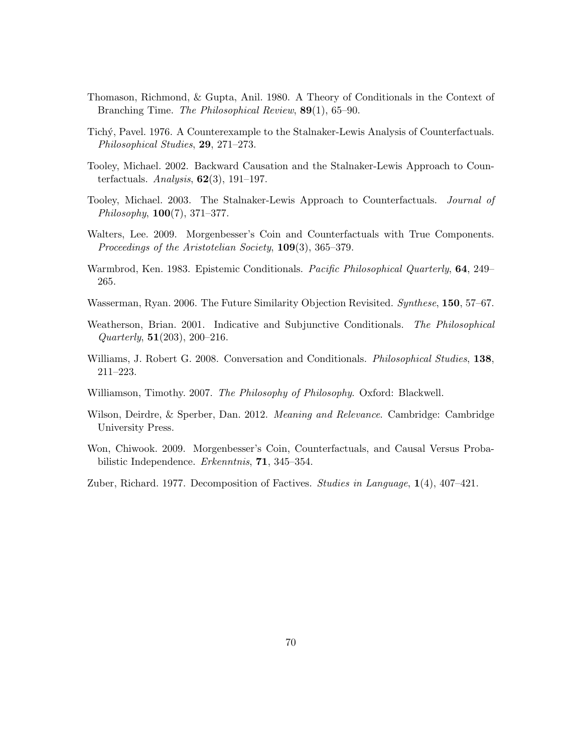Thomason, Richmond, & Gupta, Anil. 1980. A Theory of Conditionals in the Context of Branching Time. *The Philosophical Review*, **89**(1), 65–90.

Tichý, Pavel. 1976. A Counterexample to the Stalnaker-Lewis Analysis of Counterfactuals. *Philosophical Studies*, **29**, 271–273.

Tooley, Michael. 2002. Backward Causation and the Stalnaker-Lewis Approach to Counterfactuals. *Analysis*, **62**(3), 191–197.

Tooley, Michael. 2003. The Stalnaker-Lewis Approach to Counterfactuals. *Journal of Philosophy*, **100**(7), 371–377.

Walters, Lee. 2009. Morgenbesser's Coin and Counterfactuals with True Components. *Proceedings of the Aristotelian Society*, **109**(3), 365–379.

Warmbrod, Ken. 1983. Epistemic Conditionals. *Pacific Philosophical Quarterly*, **64**, 249–265.

Wasserman, Ryan. 2006. The Future Similarity Objection Revisited. *Synthese*, **150**, 57–67.

Weatherson, Brian. 2001. Indicative and Subjunctive Conditionals. *The Philosophical Quarterly*, **51**(203), 200–216.

Williams, J. Robert G. 2008. Conversation and Conditionals. *Philosophical Studies*, **138**, 211–223.

Williamson, Timothy. 2007. *The Philosophy of Philosophy*. Oxford: Blackwell.

Wilson, Deirdre, & Sperber, Dan. 2012. *Meaning and Relevance*. Cambridge: Cambridge University Press.

Won, Chiwook. 2009. Morgenbesser's Coin, Counterfactuals, and Causal Versus Probabilistic Independence. *Erkenntnis*, **71**, 345–354.

Zuber, Richard. 1977. Decomposition of Factives. *Studies in Language*, **1**(4), 407–421.